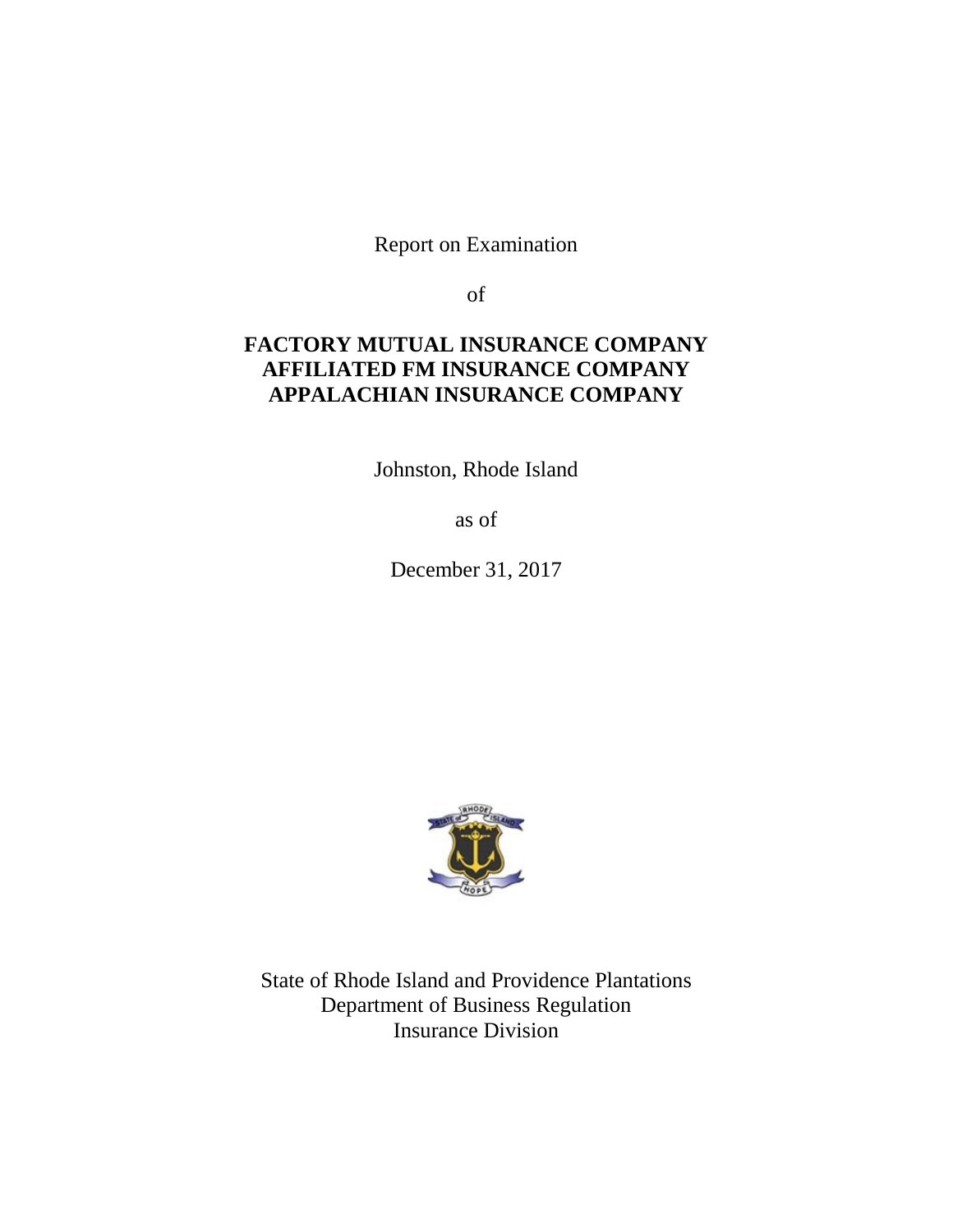Report on Examination

of

**FACTORY MUTUAL INSURANCE COMPANY**
**AFFILIATED FM INSURANCE COMPANY**
**APPALACHIAN INSURANCE COMPANY**

Johnston, Rhode Island

as of

December 31, 2017

State of Rhode Island and Providence Plantations
Department of Business Regulation
Insurance Division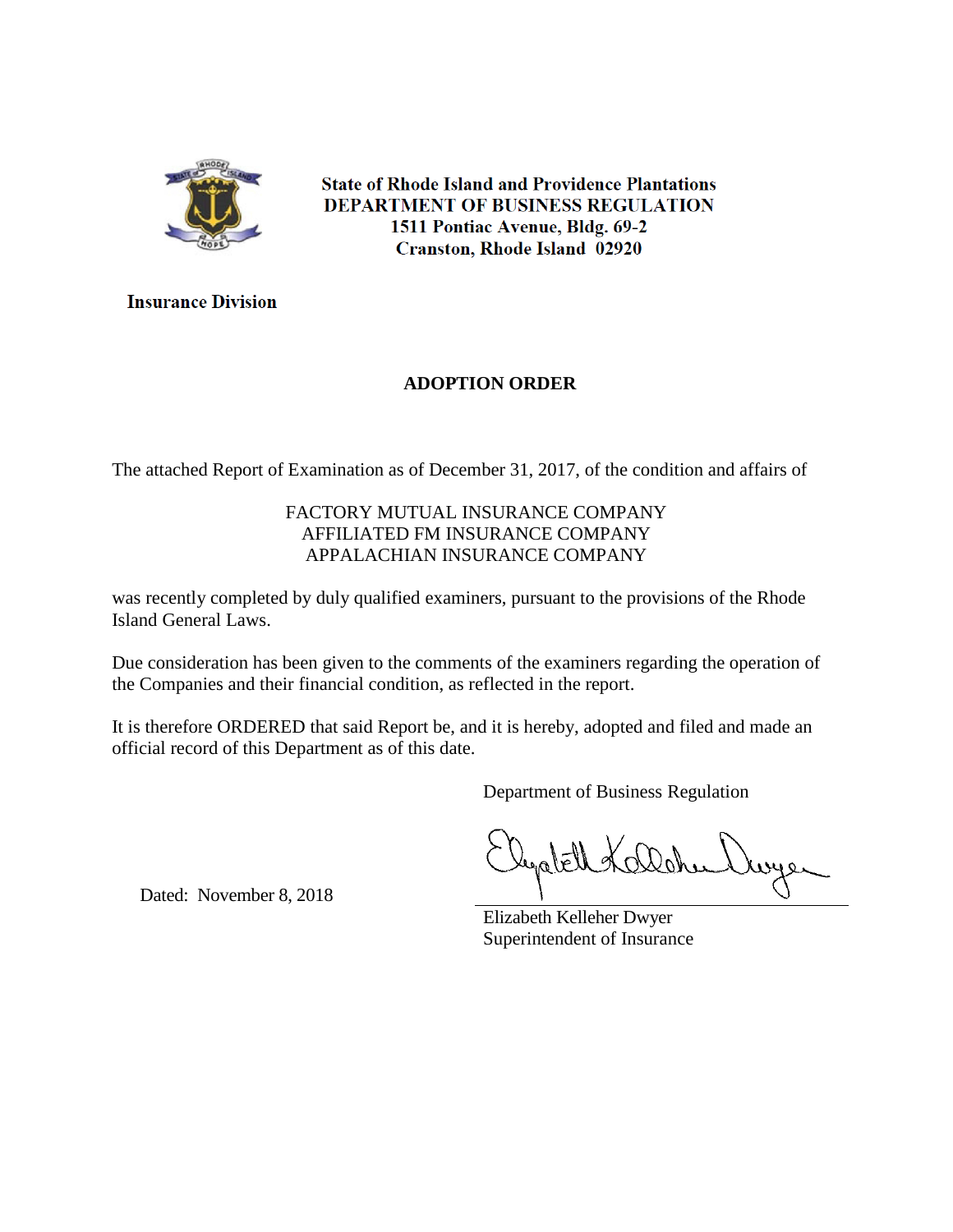**State of Rhode Island and Providence Plantations**
**DEPARTMENT OF BUSINESS REGULATION**
**1511 Pontiac Avenue, Bldg. 69-2**
**Cranston, Rhode Island 02920**

**Insurance Division**

## ADOPTION ORDER

The attached Report of Examination as of December 31, 2017, of the condition and affairs of

FACTORY MUTUAL INSURANCE COMPANY
AFFILIATED FM INSURANCE COMPANY
APPALACHIAN INSURANCE COMPANY

was recently completed by duly qualified examiners, pursuant to the provisions of the Rhode Island General Laws.

Due consideration has been given to the comments of the examiners regarding the operation of the Companies and their financial condition, as reflected in the report.

It is therefore ORDERED that said Report be, and it is hereby, adopted and filed and made an official record of this Department as of this date.

Department of Business Regulation

Dated: November 8, 2018

Elizabeth Kelleher Dwyer
Superintendent of Insurance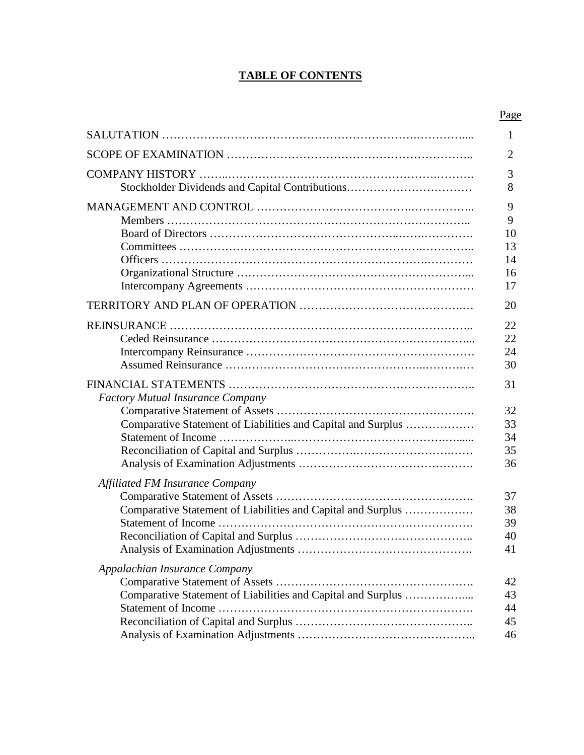# TABLE OF CONTENTS

| | Page |
|---|---|
| SALUTATION | 1 |
| SCOPE OF EXAMINATION | 2 |
| COMPANY HISTORY | 3 |
| Stockholder Dividends and Capital Contributions | 8 |
| MANAGEMENT AND CONTROL | 9 |
| Members | 9 |
| Board of Directors | 10 |
| Committees | 13 |
| Officers | 14 |
| Organizational Structure | 16 |
| Intercompany Agreements | 17 |
| TERRITORY AND PLAN OF OPERATION | 20 |
| REINSURANCE | 22 |
| Ceded Reinsurance | 22 |
| Intercompany Reinsurance | 24 |
| Assumed Reinsurance | 30 |
| FINANCIAL STATEMENTS | 31 |
| *Factory Mutual Insurance Company* | |
| Comparative Statement of Assets | 32 |
| Comparative Statement of Liabilities and Capital and Surplus | 33 |
| Statement of Income | 34 |
| Reconciliation of Capital and Surplus | 35 |
| Analysis of Examination Adjustments | 36 |
| *Affiliated FM Insurance Company* | |
| Comparative Statement of Assets | 37 |
| Comparative Statement of Liabilities and Capital and Surplus | 38 |
| Statement of Income | 39 |
| Reconciliation of Capital and Surplus | 40 |
| Analysis of Examination Adjustments | 41 |
| *Appalachian Insurance Company* | |
| Comparative Statement of Assets | 42 |
| Comparative Statement of Liabilities and Capital and Surplus | 43 |
| Statement of Income | 44 |
| Reconciliation of Capital and Surplus | 45 |
| Analysis of Examination Adjustments | 46 |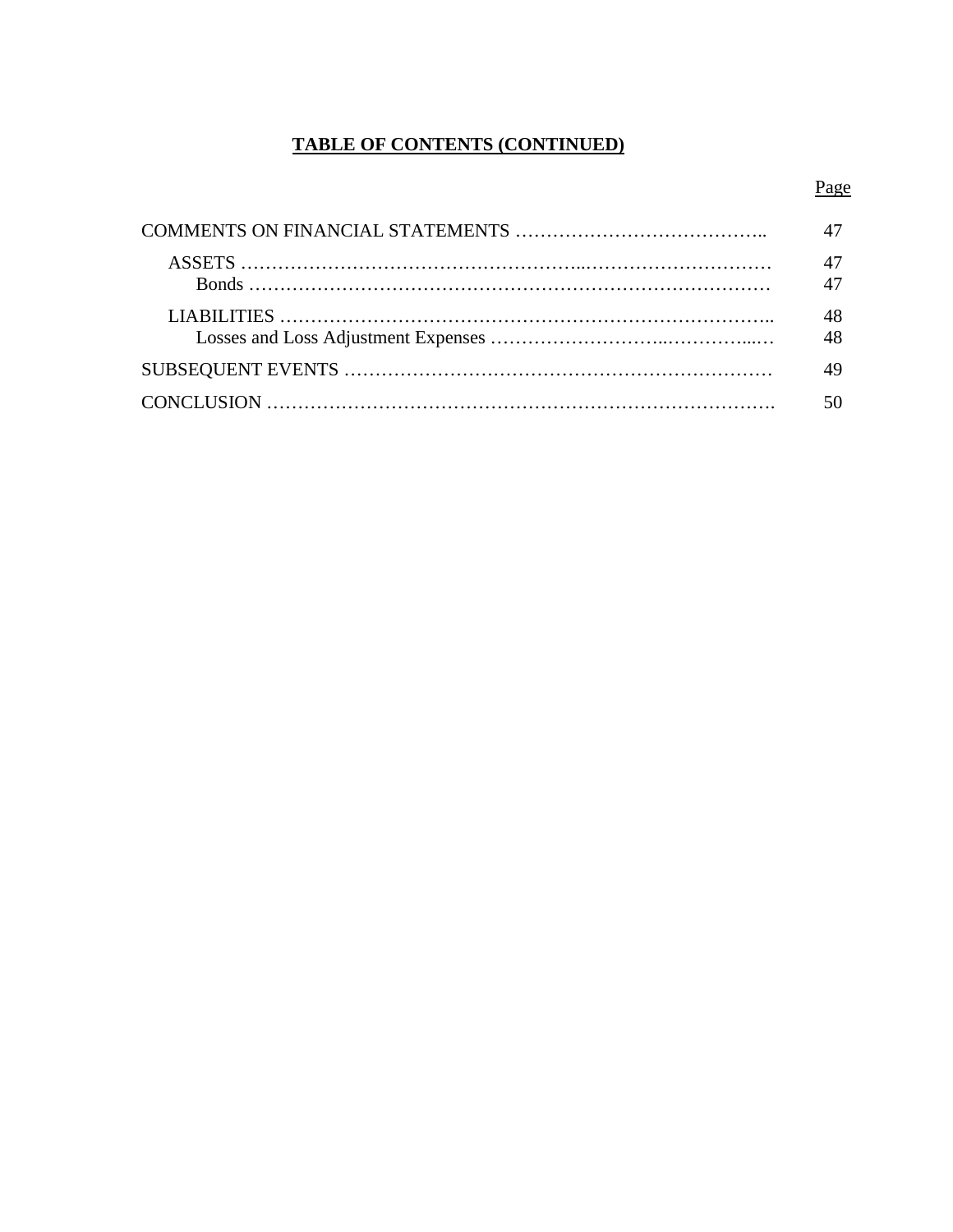## TABLE OF CONTENTS (CONTINUED)

| | Page |
| --- | --- |
| COMMENTS ON FINANCIAL STATEMENTS | 47 |
| ASSETS | 47 |
| Bonds | 47 |
| LIABILITIES | 48 |
| Losses and Loss Adjustment Expenses | 48 |
| SUBSEQUENT EVENTS | 49 |
| CONCLUSION | 50 |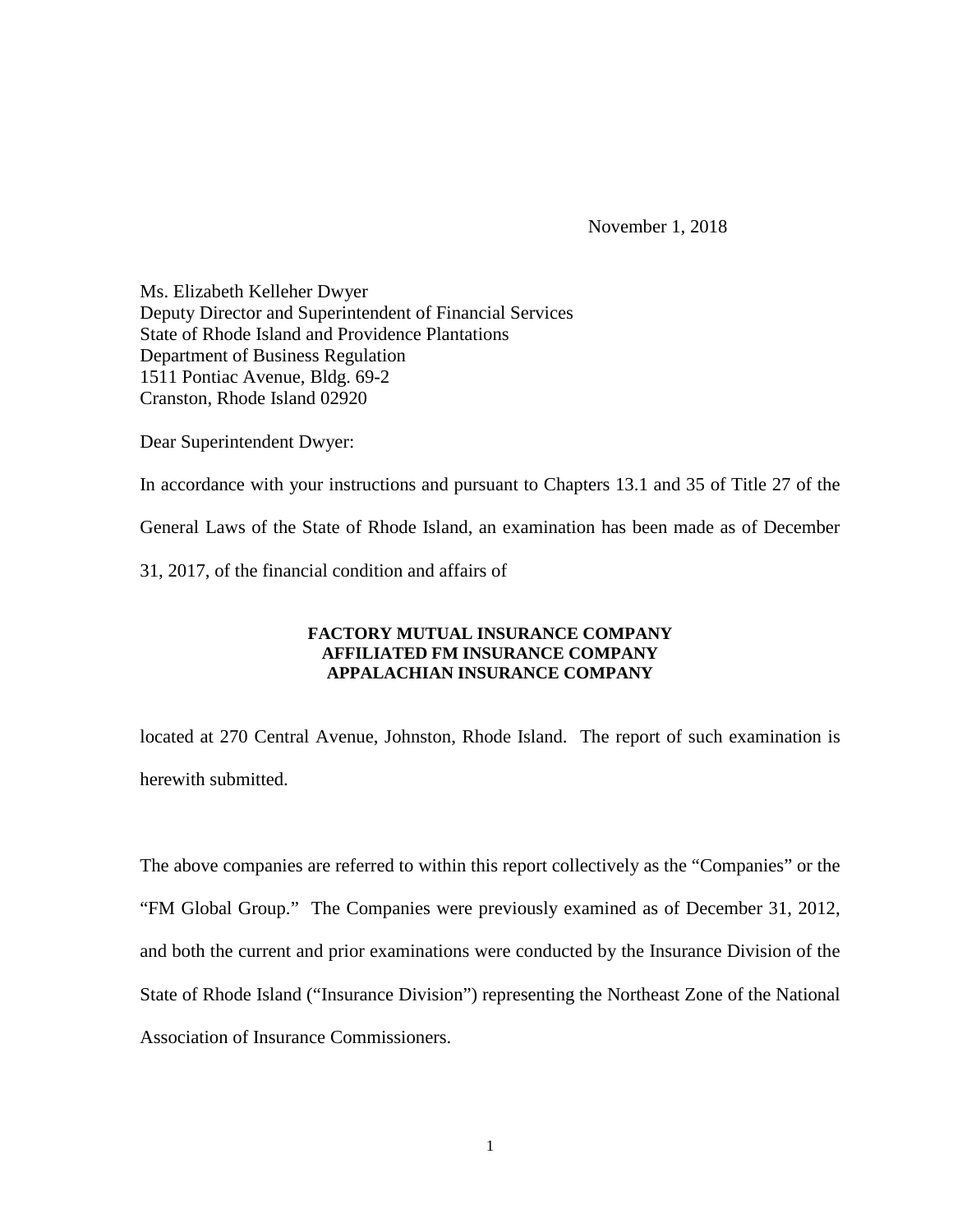November 1, 2018

Ms. Elizabeth Kelleher Dwyer
Deputy Director and Superintendent of Financial Services
State of Rhode Island and Providence Plantations
Department of Business Regulation
1511 Pontiac Avenue, Bldg. 69-2
Cranston, Rhode Island 02920

Dear Superintendent Dwyer:

In accordance with your instructions and pursuant to Chapters 13.1 and 35 of Title 27 of the General Laws of the State of Rhode Island, an examination has been made as of December 31, 2017, of the financial condition and affairs of

**FACTORY MUTUAL INSURANCE COMPANY**
**AFFILIATED FM INSURANCE COMPANY**
**APPALACHIAN INSURANCE COMPANY**

located at 270 Central Avenue, Johnston, Rhode Island. The report of such examination is herewith submitted.

The above companies are referred to within this report collectively as the "Companies" or the "FM Global Group." The Companies were previously examined as of December 31, 2012, and both the current and prior examinations were conducted by the Insurance Division of the State of Rhode Island ("Insurance Division") representing the Northeast Zone of the National Association of Insurance Commissioners.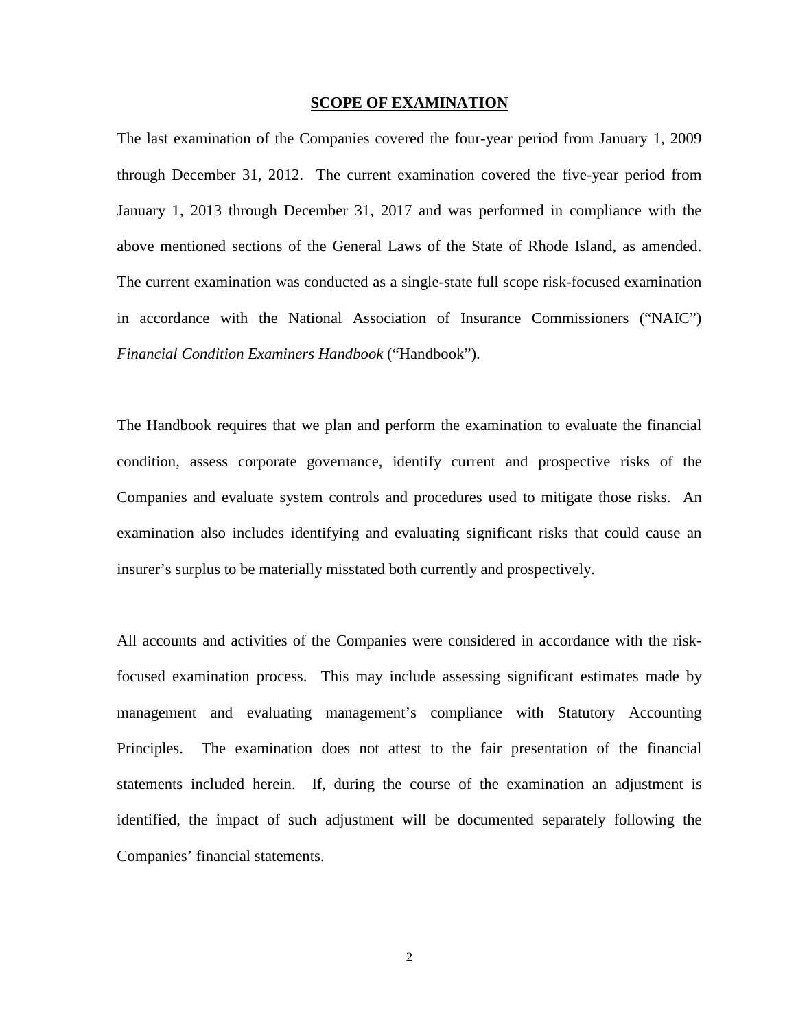## SCOPE OF EXAMINATION

The last examination of the Companies covered the four-year period from January 1, 2009 through December 31, 2012. The current examination covered the five-year period from January 1, 2013 through December 31, 2017 and was performed in compliance with the above mentioned sections of the General Laws of the State of Rhode Island, as amended. The current examination was conducted as a single-state full scope risk-focused examination in accordance with the National Association of Insurance Commissioners ("NAIC") *Financial Condition Examiners Handbook* ("Handbook").

The Handbook requires that we plan and perform the examination to evaluate the financial condition, assess corporate governance, identify current and prospective risks of the Companies and evaluate system controls and procedures used to mitigate those risks. An examination also includes identifying and evaluating significant risks that could cause an insurer's surplus to be materially misstated both currently and prospectively.

All accounts and activities of the Companies were considered in accordance with the risk-focused examination process. This may include assessing significant estimates made by management and evaluating management's compliance with Statutory Accounting Principles. The examination does not attest to the fair presentation of the financial statements included herein. If, during the course of the examination an adjustment is identified, the impact of such adjustment will be documented separately following the Companies' financial statements.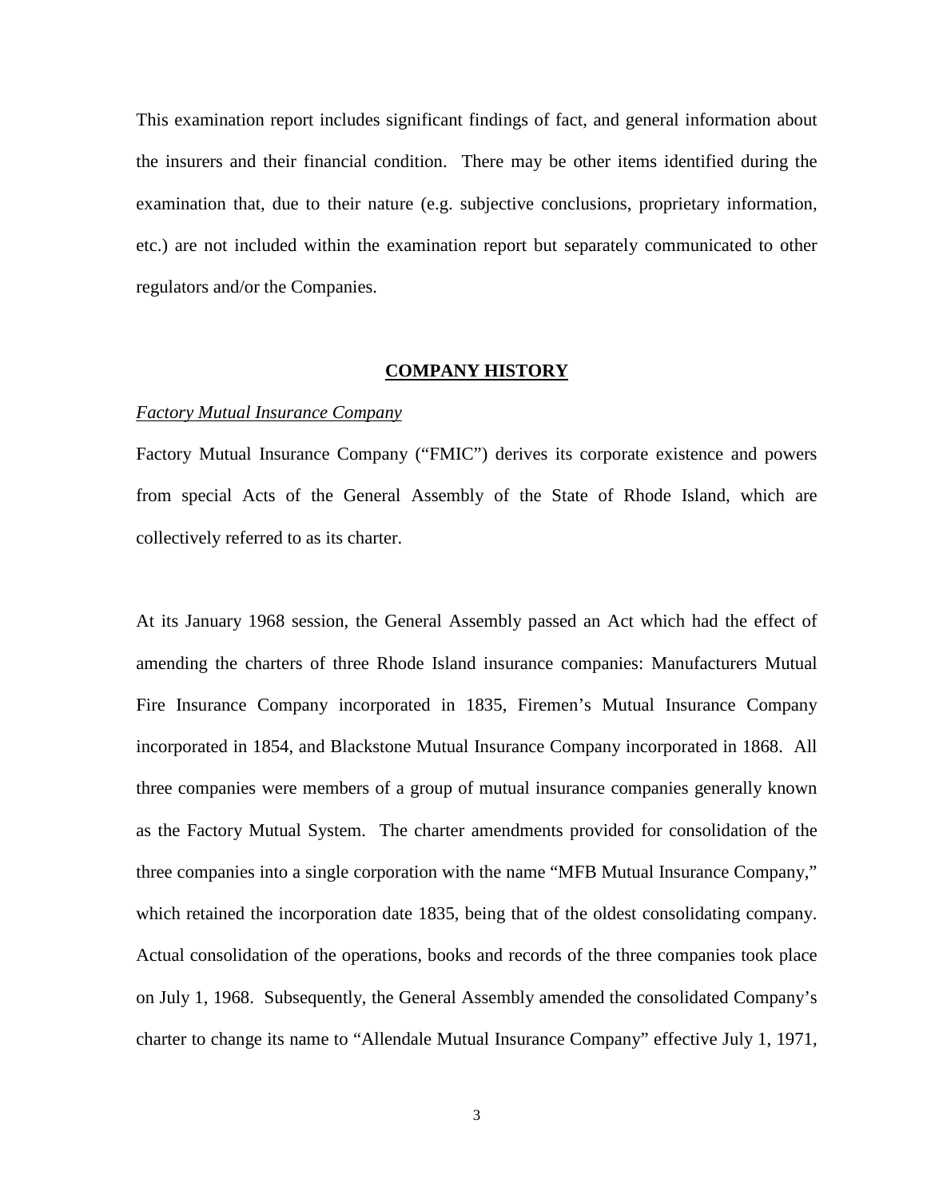This examination report includes significant findings of fact, and general information about the insurers and their financial condition. There may be other items identified during the examination that, due to their nature (e.g. subjective conclusions, proprietary information, etc.) are not included within the examination report but separately communicated to other regulators and/or the Companies.

## COMPANY HISTORY

*Factory Mutual Insurance Company*

Factory Mutual Insurance Company ("FMIC") derives its corporate existence and powers from special Acts of the General Assembly of the State of Rhode Island, which are collectively referred to as its charter.

At its January 1968 session, the General Assembly passed an Act which had the effect of amending the charters of three Rhode Island insurance companies: Manufacturers Mutual Fire Insurance Company incorporated in 1835, Firemen's Mutual Insurance Company incorporated in 1854, and Blackstone Mutual Insurance Company incorporated in 1868. All three companies were members of a group of mutual insurance companies generally known as the Factory Mutual System. The charter amendments provided for consolidation of the three companies into a single corporation with the name "MFB Mutual Insurance Company," which retained the incorporation date 1835, being that of the oldest consolidating company. Actual consolidation of the operations, books and records of the three companies took place on July 1, 1968. Subsequently, the General Assembly amended the consolidated Company's charter to change its name to "Allendale Mutual Insurance Company" effective July 1, 1971,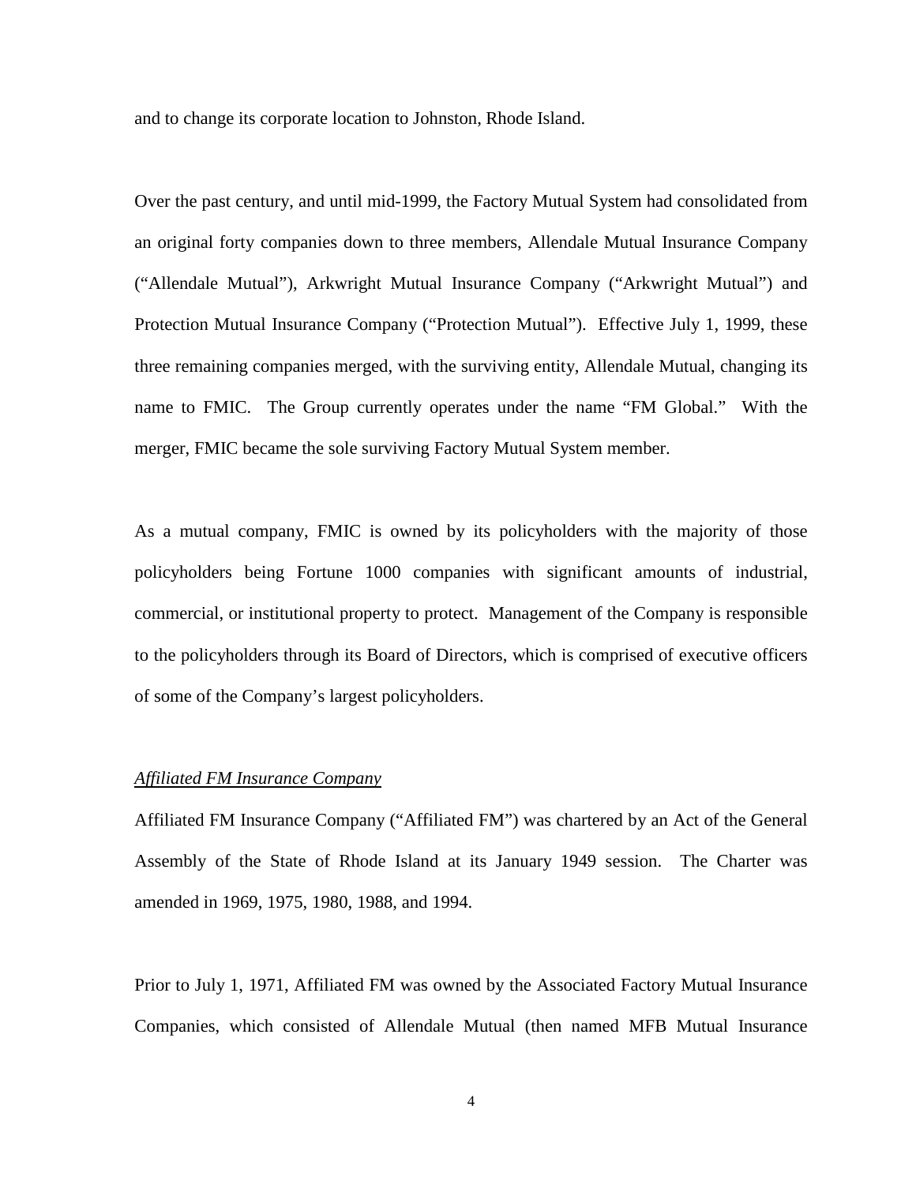and to change its corporate location to Johnston, Rhode Island.

Over the past century, and until mid-1999, the Factory Mutual System had consolidated from an original forty companies down to three members, Allendale Mutual Insurance Company ("Allendale Mutual"), Arkwright Mutual Insurance Company ("Arkwright Mutual") and Protection Mutual Insurance Company ("Protection Mutual"). Effective July 1, 1999, these three remaining companies merged, with the surviving entity, Allendale Mutual, changing its name to FMIC. The Group currently operates under the name "FM Global." With the merger, FMIC became the sole surviving Factory Mutual System member.

As a mutual company, FMIC is owned by its policyholders with the majority of those policyholders being Fortune 1000 companies with significant amounts of industrial, commercial, or institutional property to protect. Management of the Company is responsible to the policyholders through its Board of Directors, which is comprised of executive officers of some of the Company's largest policyholders.

*Affiliated FM Insurance Company*

Affiliated FM Insurance Company ("Affiliated FM") was chartered by an Act of the General Assembly of the State of Rhode Island at its January 1949 session. The Charter was amended in 1969, 1975, 1980, 1988, and 1994.

Prior to July 1, 1971, Affiliated FM was owned by the Associated Factory Mutual Insurance Companies, which consisted of Allendale Mutual (then named MFB Mutual Insurance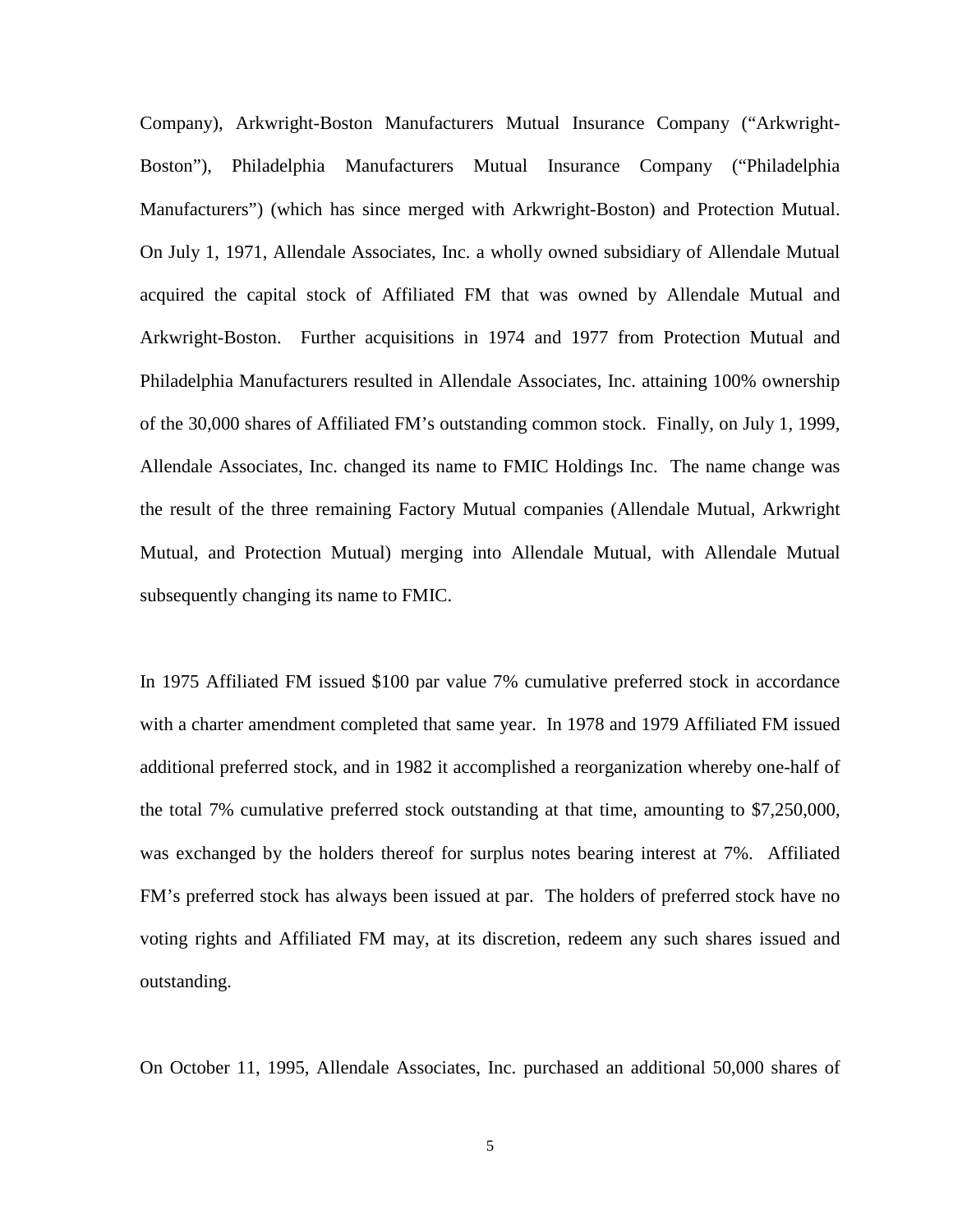Company), Arkwright-Boston Manufacturers Mutual Insurance Company ("Arkwright-Boston"), Philadelphia Manufacturers Mutual Insurance Company ("Philadelphia Manufacturers") (which has since merged with Arkwright-Boston) and Protection Mutual. On July 1, 1971, Allendale Associates, Inc. a wholly owned subsidiary of Allendale Mutual acquired the capital stock of Affiliated FM that was owned by Allendale Mutual and Arkwright-Boston. Further acquisitions in 1974 and 1977 from Protection Mutual and Philadelphia Manufacturers resulted in Allendale Associates, Inc. attaining 100% ownership of the 30,000 shares of Affiliated FM's outstanding common stock. Finally, on July 1, 1999, Allendale Associates, Inc. changed its name to FMIC Holdings Inc. The name change was the result of the three remaining Factory Mutual companies (Allendale Mutual, Arkwright Mutual, and Protection Mutual) merging into Allendale Mutual, with Allendale Mutual subsequently changing its name to FMIC.

In 1975 Affiliated FM issued $100 par value 7% cumulative preferred stock in accordance with a charter amendment completed that same year. In 1978 and 1979 Affiliated FM issued additional preferred stock, and in 1982 it accomplished a reorganization whereby one-half of the total 7% cumulative preferred stock outstanding at that time, amounting to $7,250,000, was exchanged by the holders thereof for surplus notes bearing interest at 7%. Affiliated FM's preferred stock has always been issued at par. The holders of preferred stock have no voting rights and Affiliated FM may, at its discretion, redeem any such shares issued and outstanding.

On October 11, 1995, Allendale Associates, Inc. purchased an additional 50,000 shares of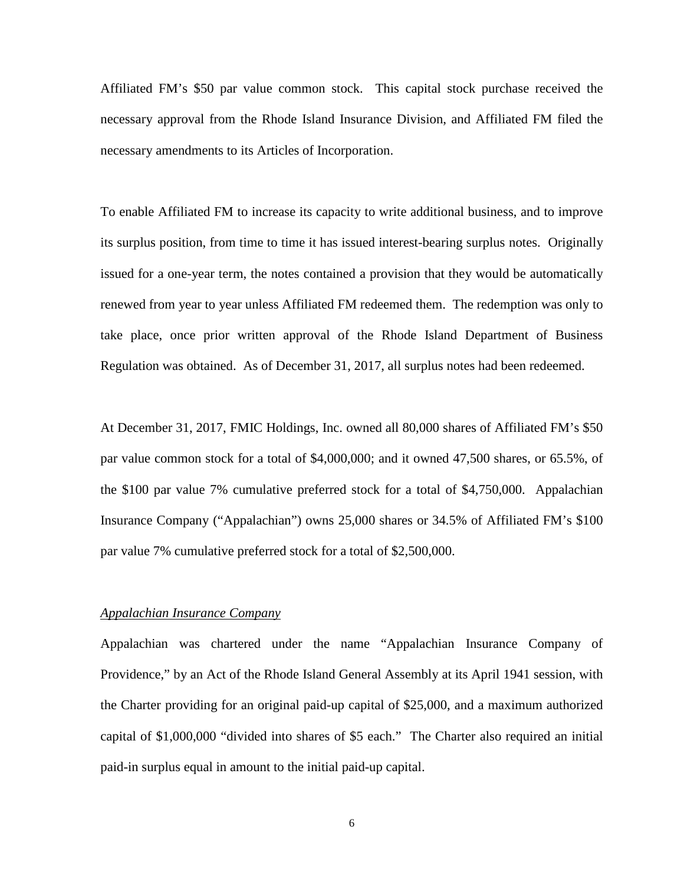Affiliated FM's $50 par value common stock. This capital stock purchase received the necessary approval from the Rhode Island Insurance Division, and Affiliated FM filed the necessary amendments to its Articles of Incorporation.

To enable Affiliated FM to increase its capacity to write additional business, and to improve its surplus position, from time to time it has issued interest-bearing surplus notes. Originally issued for a one-year term, the notes contained a provision that they would be automatically renewed from year to year unless Affiliated FM redeemed them. The redemption was only to take place, once prior written approval of the Rhode Island Department of Business Regulation was obtained. As of December 31, 2017, all surplus notes had been redeemed.

At December 31, 2017, FMIC Holdings, Inc. owned all 80,000 shares of Affiliated FM's $50 par value common stock for a total of $4,000,000; and it owned 47,500 shares, or 65.5%, of the $100 par value 7% cumulative preferred stock for a total of $4,750,000. Appalachian Insurance Company ("Appalachian") owns 25,000 shares or 34.5% of Affiliated FM's $100 par value 7% cumulative preferred stock for a total of $2,500,000.

*Appalachian Insurance Company*

Appalachian was chartered under the name "Appalachian Insurance Company of Providence," by an Act of the Rhode Island General Assembly at its April 1941 session, with the Charter providing for an original paid-up capital of $25,000, and a maximum authorized capital of $1,000,000 "divided into shares of $5 each." The Charter also required an initial paid-in surplus equal in amount to the initial paid-up capital.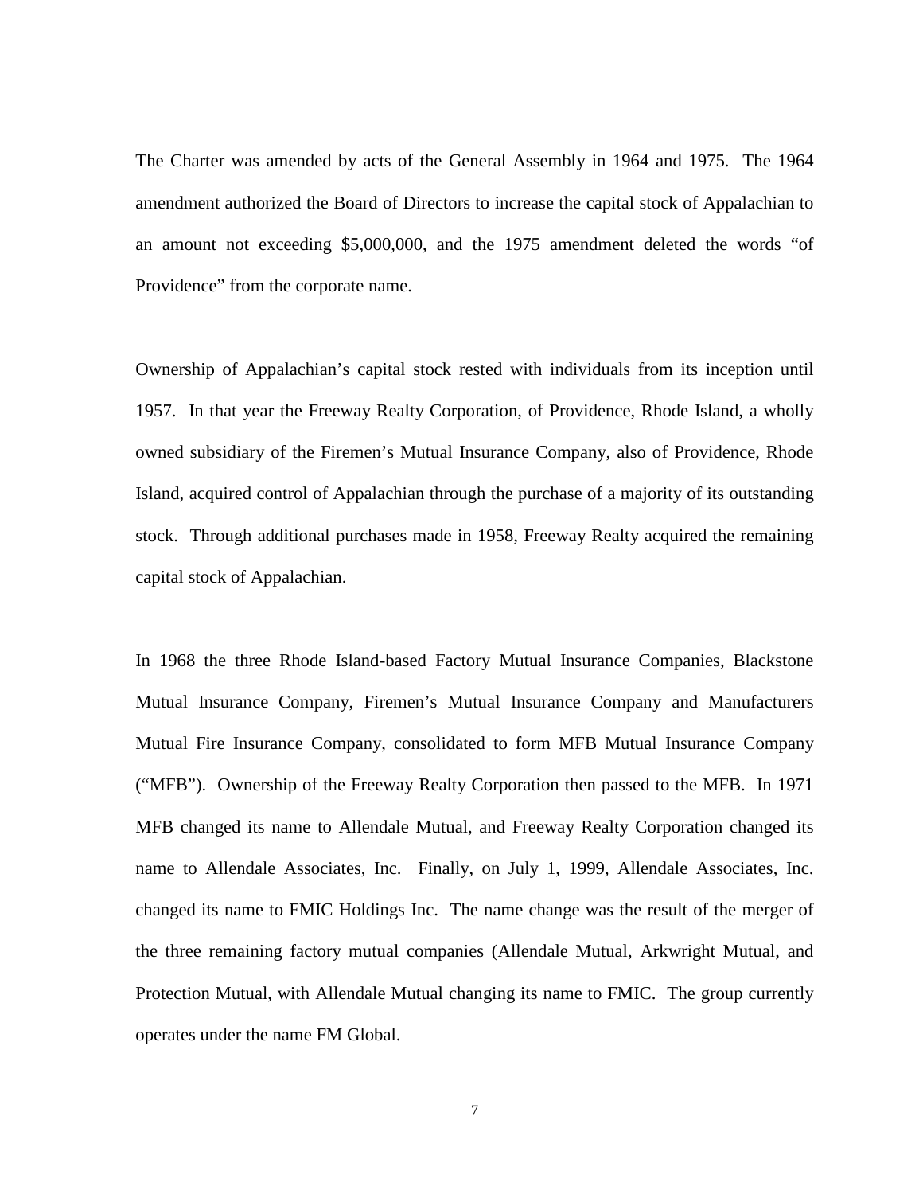The Charter was amended by acts of the General Assembly in 1964 and 1975. The 1964 amendment authorized the Board of Directors to increase the capital stock of Appalachian to an amount not exceeding $5,000,000, and the 1975 amendment deleted the words "of Providence" from the corporate name.

Ownership of Appalachian's capital stock rested with individuals from its inception until 1957. In that year the Freeway Realty Corporation, of Providence, Rhode Island, a wholly owned subsidiary of the Firemen's Mutual Insurance Company, also of Providence, Rhode Island, acquired control of Appalachian through the purchase of a majority of its outstanding stock. Through additional purchases made in 1958, Freeway Realty acquired the remaining capital stock of Appalachian.

In 1968 the three Rhode Island-based Factory Mutual Insurance Companies, Blackstone Mutual Insurance Company, Firemen's Mutual Insurance Company and Manufacturers Mutual Fire Insurance Company, consolidated to form MFB Mutual Insurance Company ("MFB"). Ownership of the Freeway Realty Corporation then passed to the MFB. In 1971 MFB changed its name to Allendale Mutual, and Freeway Realty Corporation changed its name to Allendale Associates, Inc. Finally, on July 1, 1999, Allendale Associates, Inc. changed its name to FMIC Holdings Inc. The name change was the result of the merger of the three remaining factory mutual companies (Allendale Mutual, Arkwright Mutual, and Protection Mutual, with Allendale Mutual changing its name to FMIC. The group currently operates under the name FM Global.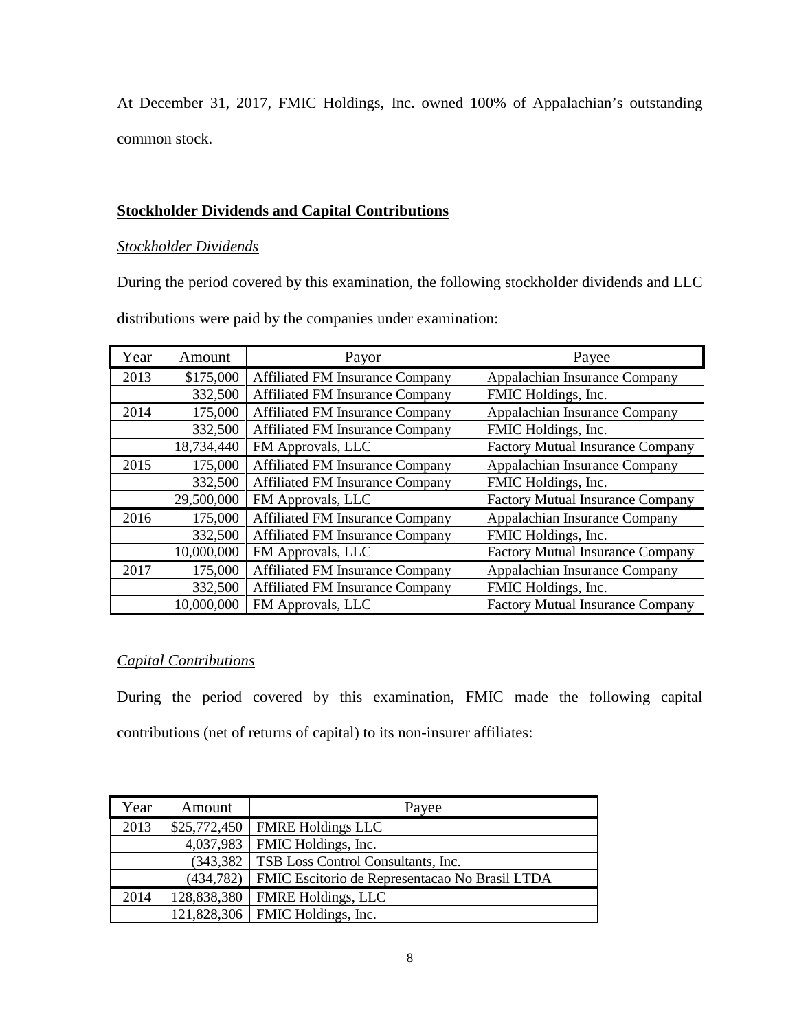At December 31, 2017, FMIC Holdings, Inc. owned 100% of Appalachian's outstanding common stock.

## **Stockholder Dividends and Capital Contributions**

### *Stockholder Dividends*

During the period covered by this examination, the following stockholder dividends and LLC distributions were paid by the companies under examination:

| Year | Amount | Payor | Payee |
|---|---|---|---|
| 2013 | $175,000 | Affiliated FM Insurance Company | Appalachian Insurance Company |
| | 332,500 | Affiliated FM Insurance Company | FMIC Holdings, Inc. |
| 2014 | 175,000 | Affiliated FM Insurance Company | Appalachian Insurance Company |
| | 332,500 | Affiliated FM Insurance Company | FMIC Holdings, Inc. |
| | 18,734,440 | FM Approvals, LLC | Factory Mutual Insurance Company |
| 2015 | 175,000 | Affiliated FM Insurance Company | Appalachian Insurance Company |
| | 332,500 | Affiliated FM Insurance Company | FMIC Holdings, Inc. |
| | 29,500,000 | FM Approvals, LLC | Factory Mutual Insurance Company |
| 2016 | 175,000 | Affiliated FM Insurance Company | Appalachian Insurance Company |
| | 332,500 | Affiliated FM Insurance Company | FMIC Holdings, Inc. |
| | 10,000,000 | FM Approvals, LLC | Factory Mutual Insurance Company |
| 2017 | 175,000 | Affiliated FM Insurance Company | Appalachian Insurance Company |
| | 332,500 | Affiliated FM Insurance Company | FMIC Holdings, Inc. |
| | 10,000,000 | FM Approvals, LLC | Factory Mutual Insurance Company |

### *Capital Contributions*

During the period covered by this examination, FMIC made the following capital contributions (net of returns of capital) to its non-insurer affiliates:

| Year | Amount | Payee |
|---|---|---|
| 2013 | $25,772,450 | FMRE Holdings LLC |
| | 4,037,983 | FMIC Holdings, Inc. |
| | (343,382 | TSB Loss Control Consultants, Inc. |
| | (434,782) | FMIC Escitorio de Representacao No Brasil LTDA |
| 2014 | 128,838,380 | FMRE Holdings, LLC |
| | 121,828,306 | FMIC Holdings, Inc. |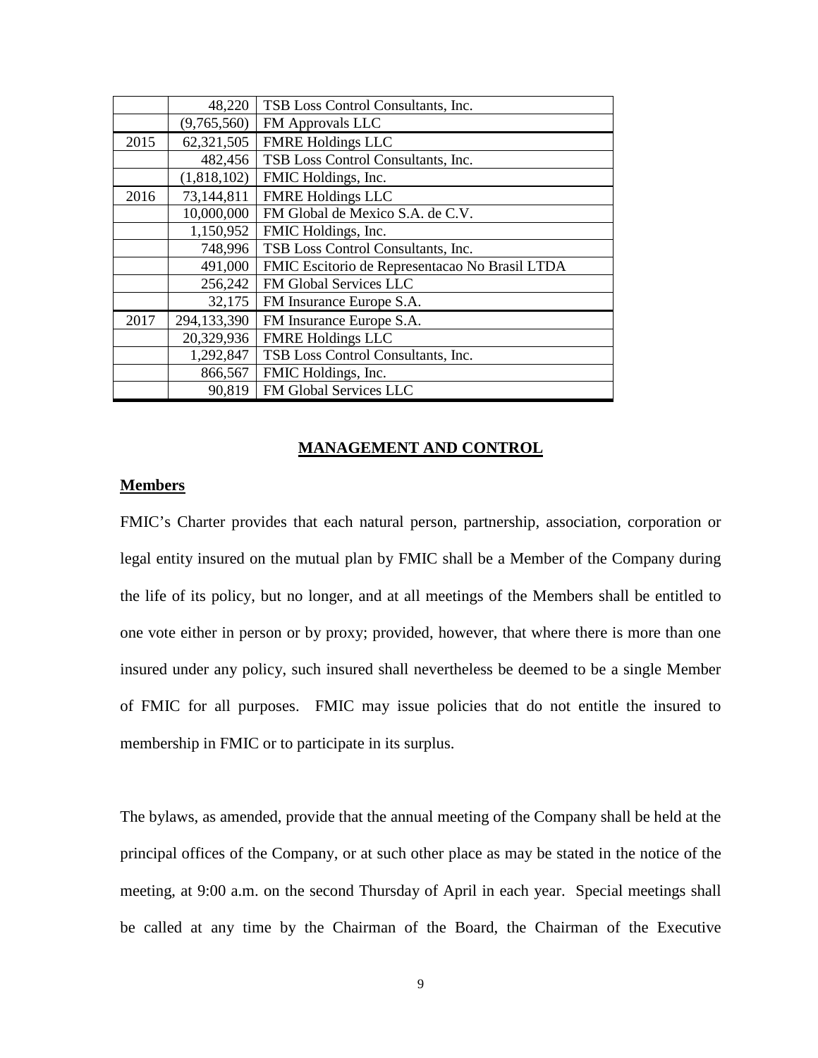| | | |
|---|---|---|
| | 48,220 | TSB Loss Control Consultants, Inc. |
| | (9,765,560) | FM Approvals LLC |
| 2015 | 62,321,505 | FMRE Holdings LLC |
| | 482,456 | TSB Loss Control Consultants, Inc. |
| | (1,818,102) | FMIC Holdings, Inc. |
| 2016 | 73,144,811 | FMRE Holdings LLC |
| | 10,000,000 | FM Global de Mexico S.A. de C.V. |
| | 1,150,952 | FMIC Holdings, Inc. |
| | 748,996 | TSB Loss Control Consultants, Inc. |
| | 491,000 | FMIC Escitorio de Representacao No Brasil LTDA |
| | 256,242 | FM Global Services LLC |
| | 32,175 | FM Insurance Europe S.A. |
| 2017 | 294,133,390 | FM Insurance Europe S.A. |
| | 20,329,936 | FMRE Holdings LLC |
| | 1,292,847 | TSB Loss Control Consultants, Inc. |
| | 866,567 | FMIC Holdings, Inc. |
| | 90,819 | FM Global Services LLC |

## MANAGEMENT AND CONTROL

### Members

FMIC's Charter provides that each natural person, partnership, association, corporation or legal entity insured on the mutual plan by FMIC shall be a Member of the Company during the life of its policy, but no longer, and at all meetings of the Members shall be entitled to one vote either in person or by proxy; provided, however, that where there is more than one insured under any policy, such insured shall nevertheless be deemed to be a single Member of FMIC for all purposes. FMIC may issue policies that do not entitle the insured to membership in FMIC or to participate in its surplus.

The bylaws, as amended, provide that the annual meeting of the Company shall be held at the principal offices of the Company, or at such other place as may be stated in the notice of the meeting, at 9:00 a.m. on the second Thursday of April in each year. Special meetings shall be called at any time by the Chairman of the Board, the Chairman of the Executive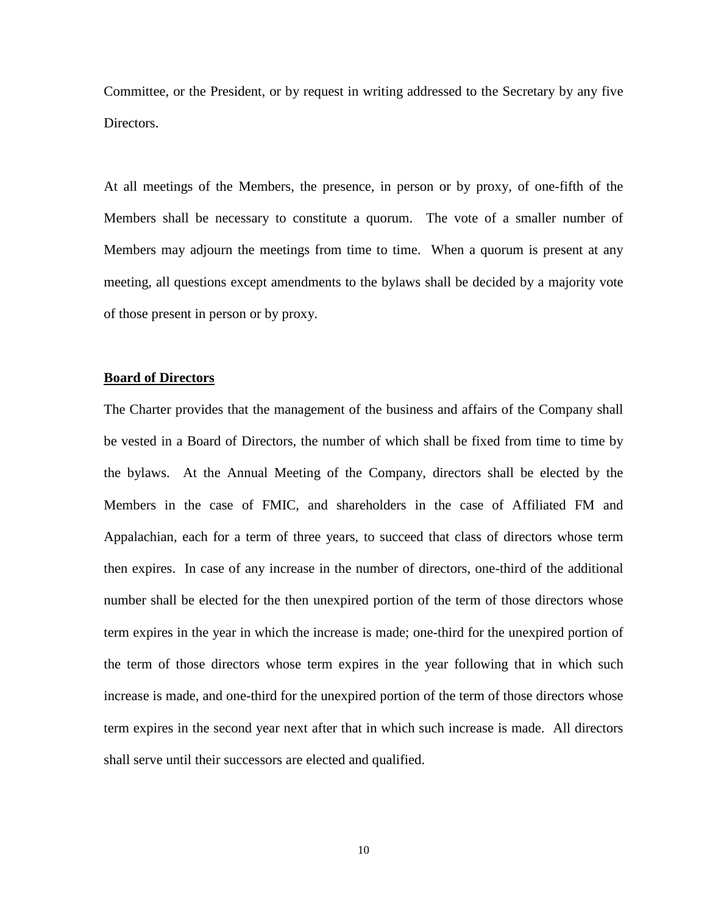Committee, or the President, or by request in writing addressed to the Secretary by any five Directors.

At all meetings of the Members, the presence, in person or by proxy, of one-fifth of the Members shall be necessary to constitute a quorum. The vote of a smaller number of Members may adjourn the meetings from time to time. When a quorum is present at any meeting, all questions except amendments to the bylaws shall be decided by a majority vote of those present in person or by proxy.

**Board of Directors**

The Charter provides that the management of the business and affairs of the Company shall be vested in a Board of Directors, the number of which shall be fixed from time to time by the bylaws. At the Annual Meeting of the Company, directors shall be elected by the Members in the case of FMIC, and shareholders in the case of Affiliated FM and Appalachian, each for a term of three years, to succeed that class of directors whose term then expires. In case of any increase in the number of directors, one-third of the additional number shall be elected for the then unexpired portion of the term of those directors whose term expires in the year in which the increase is made; one-third for the unexpired portion of the term of those directors whose term expires in the year following that in which such increase is made, and one-third for the unexpired portion of the term of those directors whose term expires in the second year next after that in which such increase is made. All directors shall serve until their successors are elected and qualified.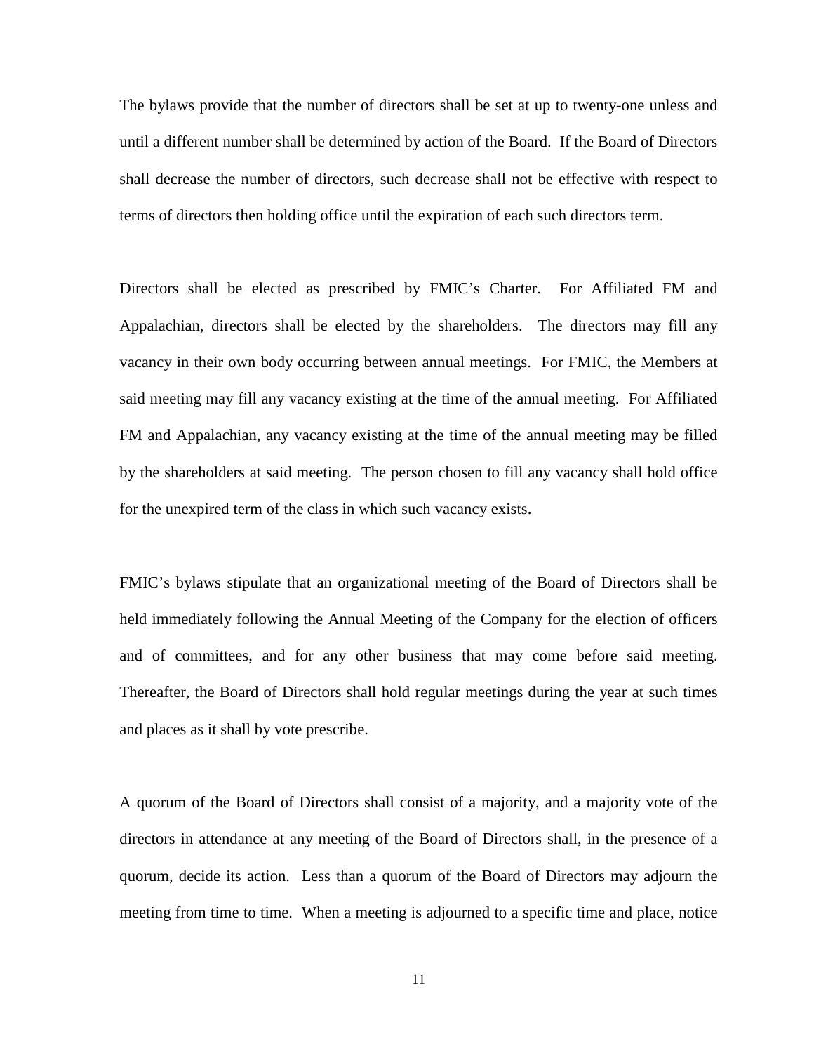The bylaws provide that the number of directors shall be set at up to twenty-one unless and until a different number shall be determined by action of the Board. If the Board of Directors shall decrease the number of directors, such decrease shall not be effective with respect to terms of directors then holding office until the expiration of each such directors term.

Directors shall be elected as prescribed by FMIC's Charter. For Affiliated FM and Appalachian, directors shall be elected by the shareholders. The directors may fill any vacancy in their own body occurring between annual meetings. For FMIC, the Members at said meeting may fill any vacancy existing at the time of the annual meeting. For Affiliated FM and Appalachian, any vacancy existing at the time of the annual meeting may be filled by the shareholders at said meeting. The person chosen to fill any vacancy shall hold office for the unexpired term of the class in which such vacancy exists.

FMIC's bylaws stipulate that an organizational meeting of the Board of Directors shall be held immediately following the Annual Meeting of the Company for the election of officers and of committees, and for any other business that may come before said meeting. Thereafter, the Board of Directors shall hold regular meetings during the year at such times and places as it shall by vote prescribe.

A quorum of the Board of Directors shall consist of a majority, and a majority vote of the directors in attendance at any meeting of the Board of Directors shall, in the presence of a quorum, decide its action. Less than a quorum of the Board of Directors may adjourn the meeting from time to time. When a meeting is adjourned to a specific time and place, notice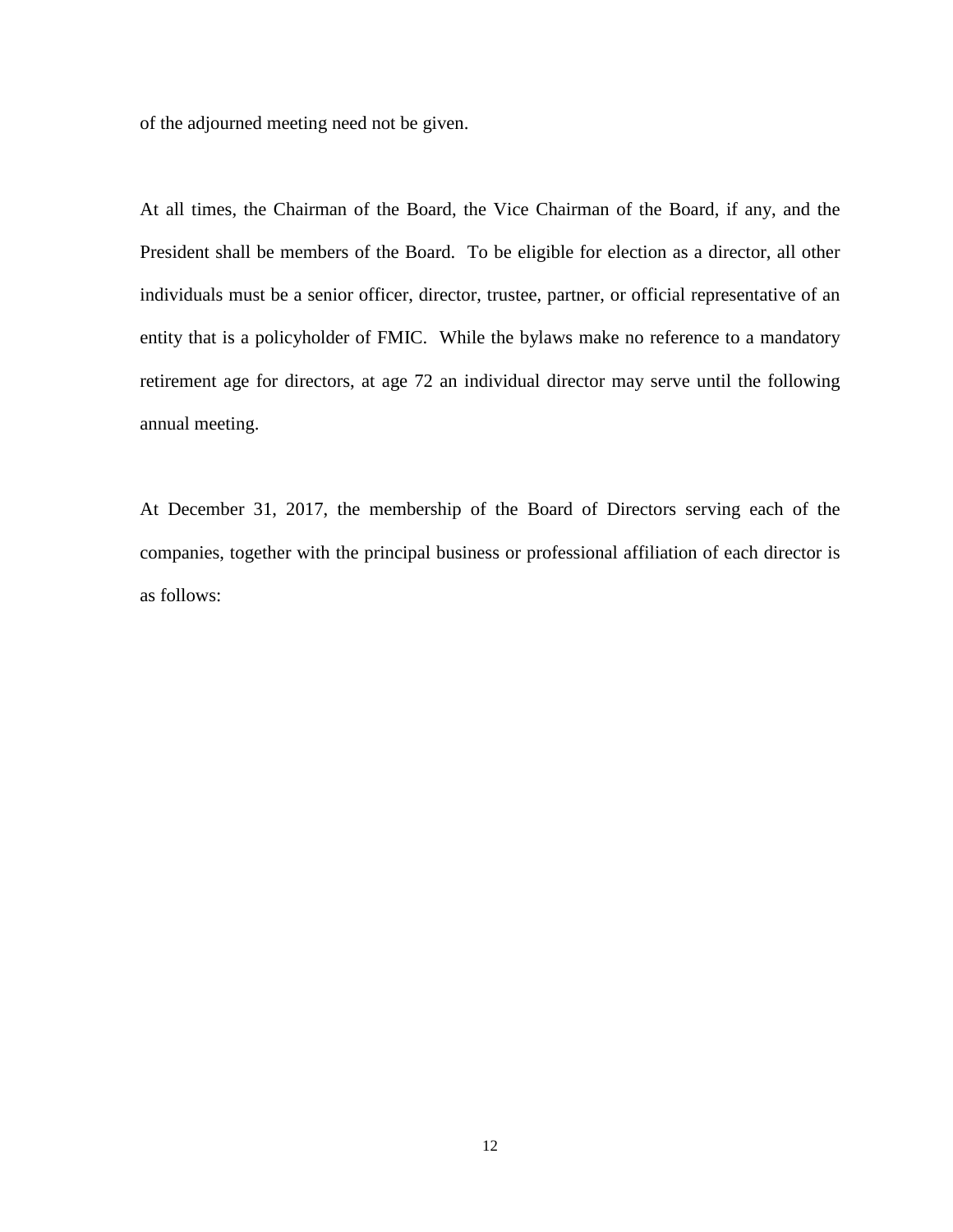of the adjourned meeting need not be given.

At all times, the Chairman of the Board, the Vice Chairman of the Board, if any, and the President shall be members of the Board. To be eligible for election as a director, all other individuals must be a senior officer, director, trustee, partner, or official representative of an entity that is a policyholder of FMIC. While the bylaws make no reference to a mandatory retirement age for directors, at age 72 an individual director may serve until the following annual meeting.

At December 31, 2017, the membership of the Board of Directors serving each of the companies, together with the principal business or professional affiliation of each director is as follows: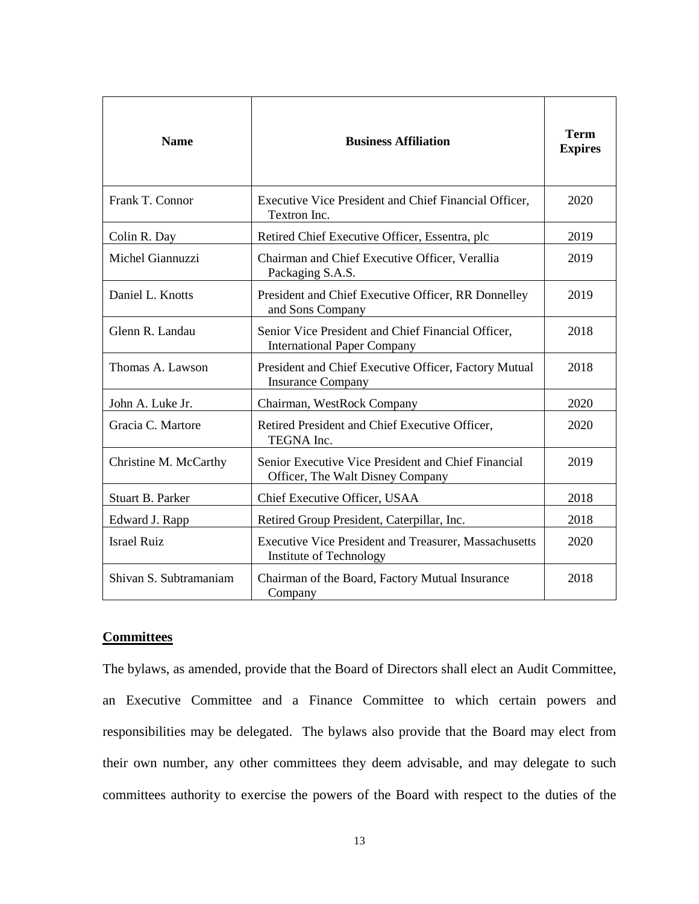| Name | Business Affiliation | Term Expires |
| --- | --- | --- |
| Frank T. Connor | Executive Vice President and Chief Financial Officer, Textron Inc. | 2020 |
| Colin R. Day | Retired Chief Executive Officer, Essentra, plc | 2019 |
| Michel Giannuzzi | Chairman and Chief Executive Officer, Verallia Packaging S.A.S. | 2019 |
| Daniel L. Knotts | President and Chief Executive Officer, RR Donnelley and Sons Company | 2019 |
| Glenn R. Landau | Senior Vice President and Chief Financial Officer, International Paper Company | 2018 |
| Thomas A. Lawson | President and Chief Executive Officer, Factory Mutual Insurance Company | 2018 |
| John A. Luke Jr. | Chairman, WestRock Company | 2020 |
| Gracia C. Martore | Retired President and Chief Executive Officer, TEGNA Inc. | 2020 |
| Christine M. McCarthy | Senior Executive Vice President and Chief Financial Officer, The Walt Disney Company | 2019 |
| Stuart B. Parker | Chief Executive Officer, USAA | 2018 |
| Edward J. Rapp | Retired Group President, Caterpillar, Inc. | 2018 |
| Israel Ruiz | Executive Vice President and Treasurer, Massachusetts Institute of Technology | 2020 |
| Shivan S. Subtramaniam | Chairman of the Board, Factory Mutual Insurance Company | 2018 |

## Committees

The bylaws, as amended, provide that the Board of Directors shall elect an Audit Committee, an Executive Committee and a Finance Committee to which certain powers and responsibilities may be delegated. The bylaws also provide that the Board may elect from their own number, any other committees they deem advisable, and may delegate to such committees authority to exercise the powers of the Board with respect to the duties of the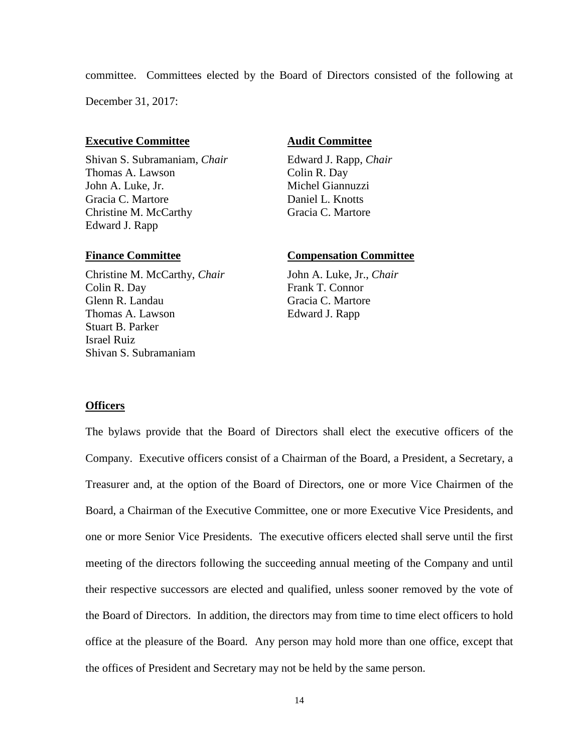committee. Committees elected by the Board of Directors consisted of the following at December 31, 2017:

**Executive Committee**

Shivan S. Subramaniam, *Chair*
Thomas A. Lawson
John A. Luke, Jr.
Gracia C. Martore
Christine M. McCarthy
Edward J. Rapp

**Audit Committee**

Edward J. Rapp, *Chair*
Colin R. Day
Michel Giannuzzi
Daniel L. Knotts
Gracia C. Martore

**Finance Committee**

Christine M. McCarthy, *Chair*
Colin R. Day
Glenn R. Landau
Thomas A. Lawson
Stuart B. Parker
Israel Ruiz
Shivan S. Subramaniam

**Compensation Committee**

John A. Luke, Jr., *Chair*
Frank T. Connor
Gracia C. Martore
Edward J. Rapp

**Officers**

The bylaws provide that the Board of Directors shall elect the executive officers of the Company. Executive officers consist of a Chairman of the Board, a President, a Secretary, a Treasurer and, at the option of the Board of Directors, one or more Vice Chairmen of the Board, a Chairman of the Executive Committee, one or more Executive Vice Presidents, and one or more Senior Vice Presidents. The executive officers elected shall serve until the first meeting of the directors following the succeeding annual meeting of the Company and until their respective successors are elected and qualified, unless sooner removed by the vote of the Board of Directors. In addition, the directors may from time to time elect officers to hold office at the pleasure of the Board. Any person may hold more than one office, except that the offices of President and Secretary may not be held by the same person.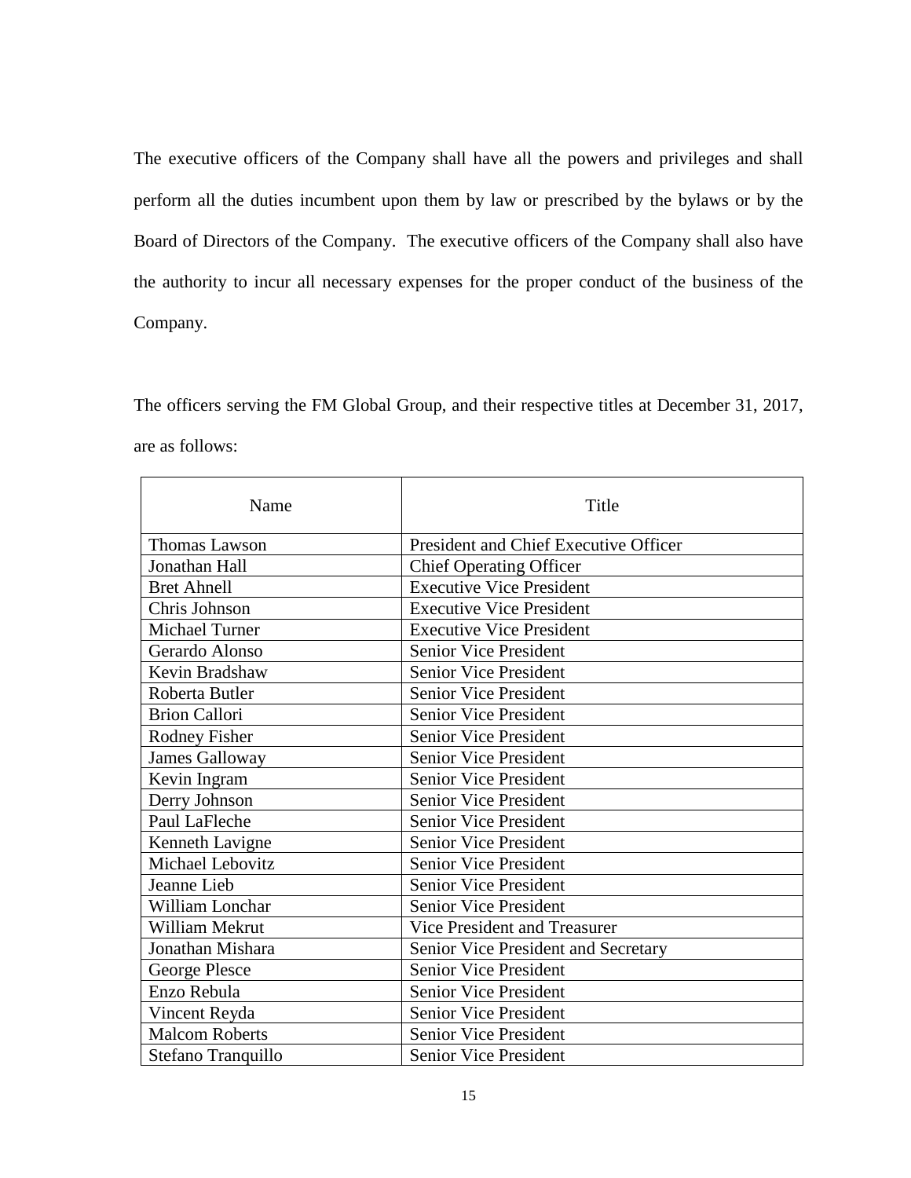The executive officers of the Company shall have all the powers and privileges and shall perform all the duties incumbent upon them by law or prescribed by the bylaws or by the Board of Directors of the Company. The executive officers of the Company shall also have the authority to incur all necessary expenses for the proper conduct of the business of the Company.

The officers serving the FM Global Group, and their respective titles at December 31, 2017, are as follows:

| Name | Title |
|---|---|
| Thomas Lawson | President and Chief Executive Officer |
| Jonathan Hall | Chief Operating Officer |
| Bret Ahnell | Executive Vice President |
| Chris Johnson | Executive Vice President |
| Michael Turner | Executive Vice President |
| Gerardo Alonso | Senior Vice President |
| Kevin Bradshaw | Senior Vice President |
| Roberta Butler | Senior Vice President |
| Brion Callori | Senior Vice President |
| Rodney Fisher | Senior Vice President |
| James Galloway | Senior Vice President |
| Kevin Ingram | Senior Vice President |
| Derry Johnson | Senior Vice President |
| Paul LaFleche | Senior Vice President |
| Kenneth Lavigne | Senior Vice President |
| Michael Lebovitz | Senior Vice President |
| Jeanne Lieb | Senior Vice President |
| William Lonchar | Senior Vice President |
| William Mekrut | Vice President and Treasurer |
| Jonathan Mishara | Senior Vice President and Secretary |
| George Plesce | Senior Vice President |
| Enzo Rebula | Senior Vice President |
| Vincent Reyda | Senior Vice President |
| Malcom Roberts | Senior Vice President |
| Stefano Tranquillo | Senior Vice President |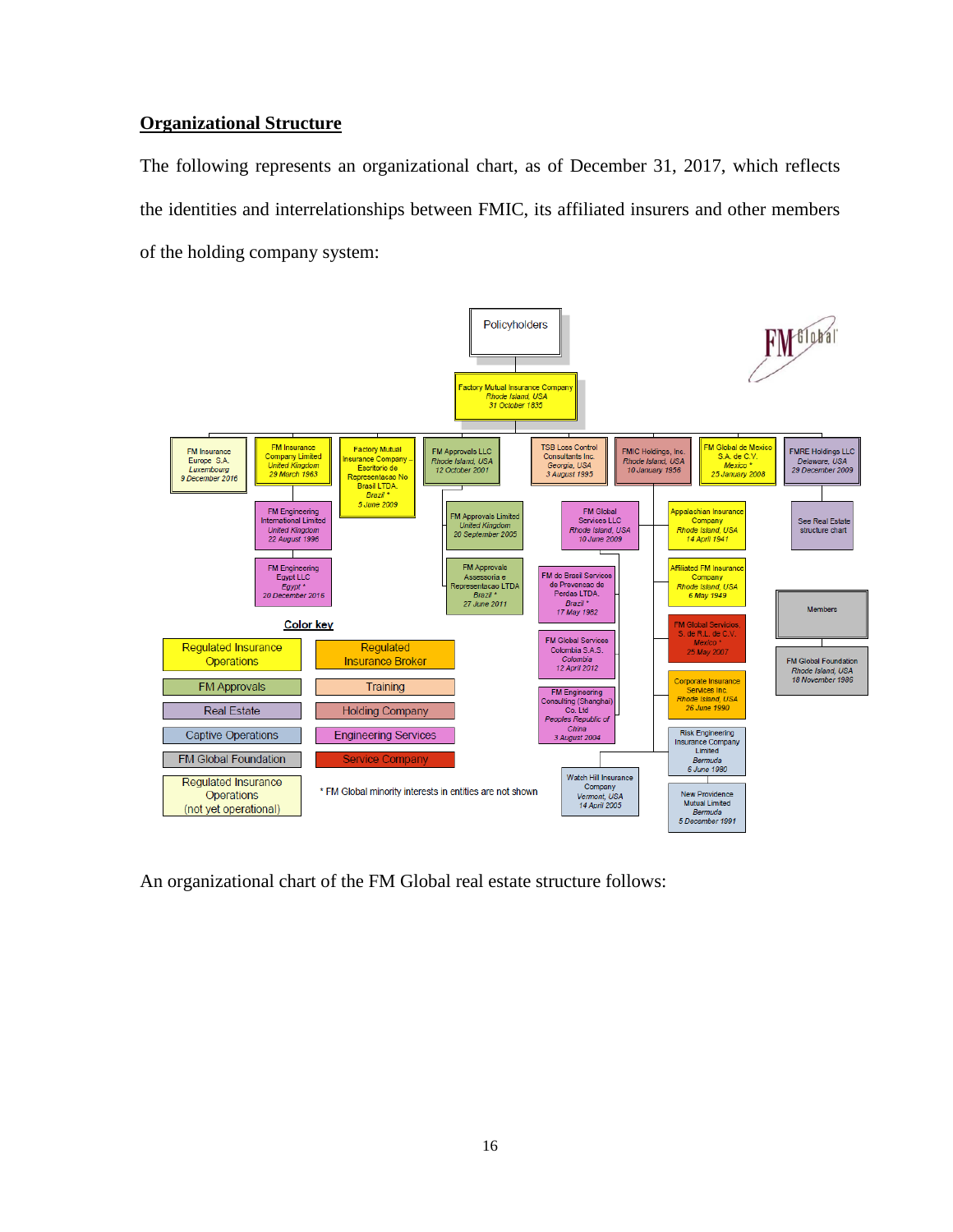## **Organizational Structure**

The following represents an organizational chart, as of December 31, 2017, which reflects the identities and interrelationships between FMIC, its affiliated insurers and other members of the holding company system:

Policyholders

Factory Mutual Insurance Company
Rhode Island, USA
31 October 1835

FM Insurance Europe S.A.
Luxembourg
9 December 2016

FM Insurance Company Limited
United Kingdom
29 March 1963

FM Engineering International Limited
United Kingdom
22 August 1996

FM Engineering Egypt LLC
Egypt *
20 December 2016

Factory Mutual Insurance Company – Escritorio de Representacao No Brasil LTDA.
Brazil *
5 June 2009

FM Approvals LLC
Rhode Island, USA
12 October 2001

FM Approvals Limited
United Kingdom
20 September 2005

FM Approvals Assessoria e Representacao LTDA
Brazil *
27 June 2011

TSB Loss Control Consultants Inc.
Georgia, USA
3 August 1995

FMIC Holdings, Inc.
Rhode Island, USA
10 January 1956

FM Global Services LLC
Rhode Island, USA
10 June 2009

FM do Brasil Servicos de Prevencao de Perdas LTDA.
Brazil *
17 May 1982

FM Global Services Colombia S.A.S.
Colombia
12 April 2012

FM Engineering Consulting (Shanghai) Co. Ltd
Peoples Republic of China
3 August 2004

Watch Hill Insurance Company
Vermont, USA
14 April 2005

FM Global de Mexico S.A. de C.V.
Mexico *
25 January 2008

Appalachian Insurance Company
Rhode Island, USA
14 April 1941

Affiliated FM Insurance Company
Rhode Island, USA
6 May 1949

FM Global Servicios, S. de R.L. de C.V.
Mexico *
25 May 2007

Corporate Insurance Services Inc.
Rhode Island, USA
26 June 1990

Risk Engineering Insurance Company Limited
Bermuda
6 June 1980

New Providence Mutual Limited
Bermuda
5 December 1991

FMRE Holdings LLC
Delaware, USA
29 December 2009

See Real Estate structure chart

Members

FM Global Foundation
Rhode Island, USA
18 November 1986

Color key

Regulated Insurance Operations
Regulated Insurance Broker
FM Approvals
Training
Real Estate
Holding Company
Captive Operations
Engineering Services
FM Global Foundation
Service Company
Regulated Insurance Operations (not yet operational)

* FM Global minority interests in entities are not shown

An organizational chart of the FM Global real estate structure follows: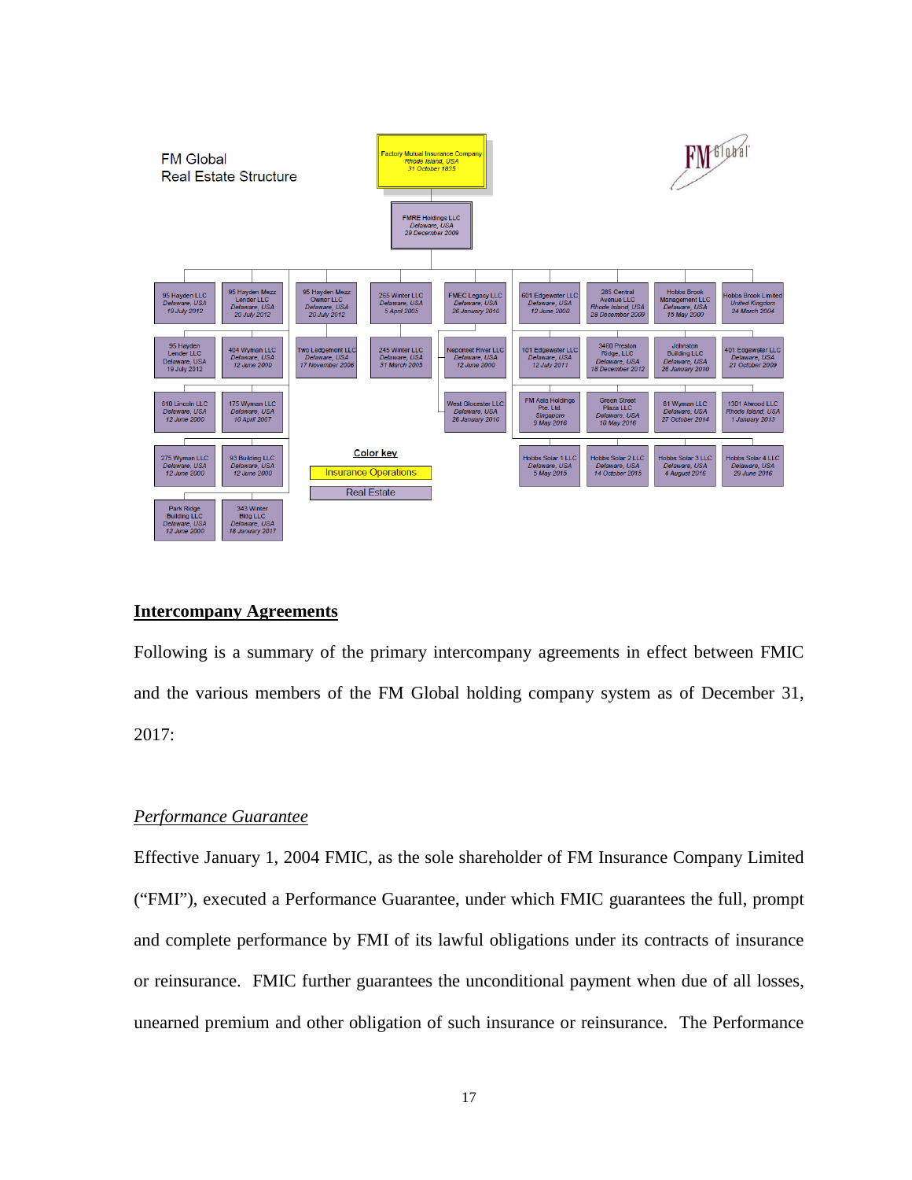FM Global
Real Estate Structure

Factory Mutual Insurance Company
Rhode Island, USA
31 October 1835

FMRE Holdings LLC
Delaware, USA
29 December 2009

95 Hayden LLC
Delaware, USA
19 July 2012

95 Hayden Mezz Lender LLC
Delaware, USA
20 July 2012

95 Hayden Mezz Owner LLC
Delaware, USA
20 July 2012

265 Winter LLC
Delaware, USA
5 April 2005

FMEC Legacy LLC
Delaware, USA
26 January 2010

601 Edgewater LLC
Delaware, USA
12 June 2000

285 Central Avenue LLC
Rhode Island, USA
28 December 2009

Hobbs Brook Management LLC
Delaware, USA
15 May 2000

Hobbs Brook Limited
United Kingdom
24 March 2004

95 Hayden Lender LLC
Delaware, USA
19 July 2012

404 Wyman LLC
Delaware, USA
12 June 2000

Two Ledgemont LLC
Delaware, USA
17 November 2006

245 Winter LLC
Delaware, USA
31 March 2005

Neponset River LLC
Delaware, USA
12 June 2000

101 Edgewater LLC
Delaware, USA
12 July 2011

3460 Preston Ridge, LLC
Delaware, USA
18 December 2012

Johnston Building LLC
Delaware, USA
26 January 2010

401 Edgewater LLC
Delaware, USA
21 October 2009

610 Lincoln LLC
Delaware, USA
12 June 2000

175 Wyman LLC
Delaware, USA
10 April 2007

West Glocester LLC
Delaware, USA
26 January 2010

FM Asia Holdings Pte. Ltd.
Singapore
9 May 2016

Green Street Plaza LLC
Delaware, USA
10 May 2016

81 Wyman LLC
Delaware, USA
27 October 2014

1301 Atwood LLC
Rhode Island, USA
1 January 2013

275 Wyman LLC
Delaware, USA
12 June 2000

93 Building LLC
Delaware, USA
12 June 2000

Hobbs Solar 1 LLC
Delaware, USA
5 May 2015

Hobbs Solar 2 LLC
Delaware, USA
14 October 2015

Hobbs Solar 3 LLC
Delaware, USA
4 August 2016

Hobbs Solar 4 LLC
Delaware, USA
29 June 2016

Park Ridge Building LLC
Delaware, USA
12 June 2000

343 Winter Bldg LLC
Delaware, USA
18 January 2017

Color key
Insurance Operations
Real Estate

## Intercompany Agreements

Following is a summary of the primary intercompany agreements in effect between FMIC and the various members of the FM Global holding company system as of December 31, 2017:

### *Performance Guarantee*

Effective January 1, 2004 FMIC, as the sole shareholder of FM Insurance Company Limited ("FMI"), executed a Performance Guarantee, under which FMIC guarantees the full, prompt and complete performance by FMI of its lawful obligations under its contracts of insurance or reinsurance. FMIC further guarantees the unconditional payment when due of all losses, unearned premium and other obligation of such insurance or reinsurance. The Performance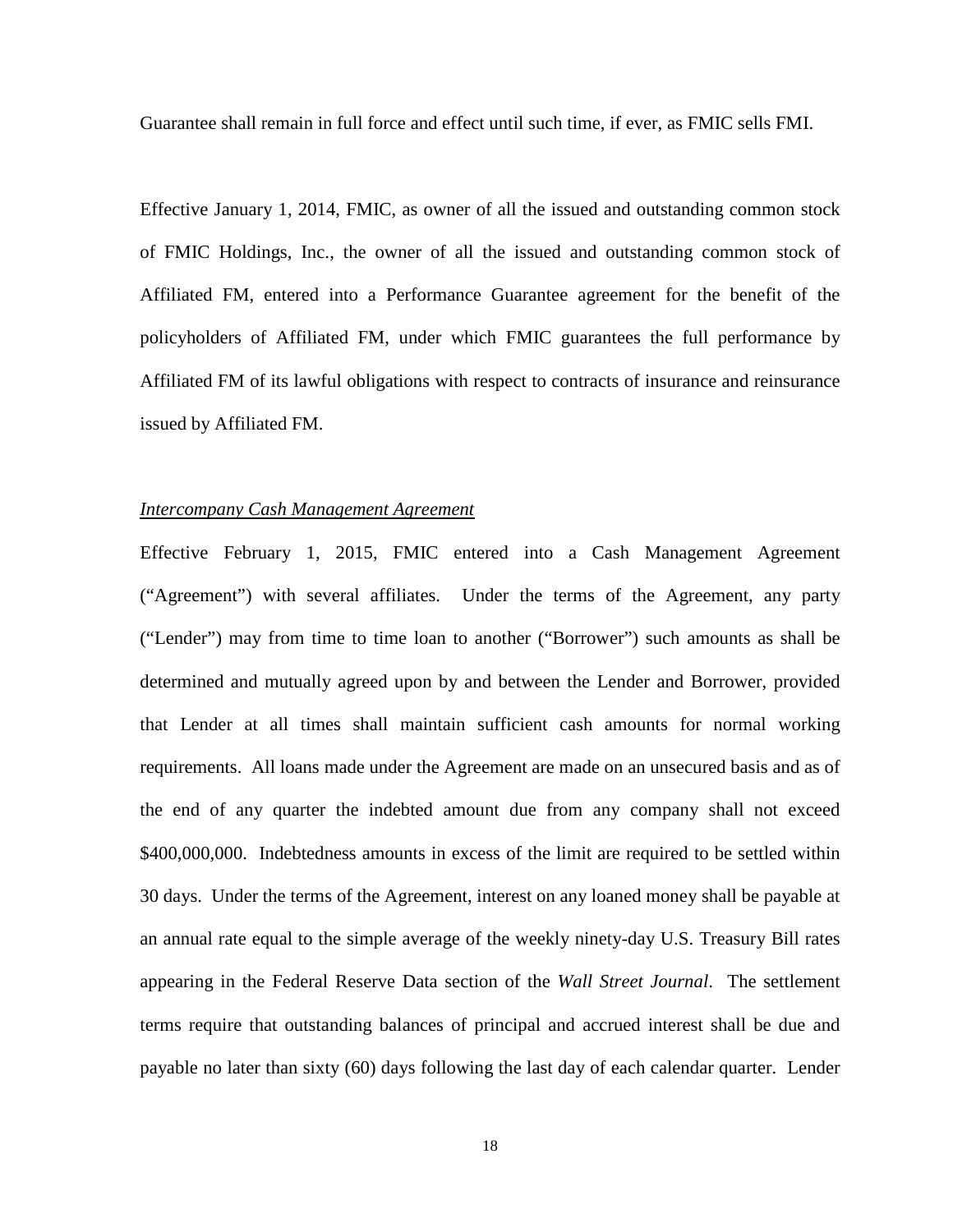Guarantee shall remain in full force and effect until such time, if ever, as FMIC sells FMI.

Effective January 1, 2014, FMIC, as owner of all the issued and outstanding common stock of FMIC Holdings, Inc., the owner of all the issued and outstanding common stock of Affiliated FM, entered into a Performance Guarantee agreement for the benefit of the policyholders of Affiliated FM, under which FMIC guarantees the full performance by Affiliated FM of its lawful obligations with respect to contracts of insurance and reinsurance issued by Affiliated FM.

*Intercompany Cash Management Agreement*

Effective February 1, 2015, FMIC entered into a Cash Management Agreement ("Agreement") with several affiliates. Under the terms of the Agreement, any party ("Lender") may from time to time loan to another ("Borrower") such amounts as shall be determined and mutually agreed upon by and between the Lender and Borrower, provided that Lender at all times shall maintain sufficient cash amounts for normal working requirements. All loans made under the Agreement are made on an unsecured basis and as of the end of any quarter the indebted amount due from any company shall not exceed $400,000,000. Indebtedness amounts in excess of the limit are required to be settled within 30 days. Under the terms of the Agreement, interest on any loaned money shall be payable at an annual rate equal to the simple average of the weekly ninety-day U.S. Treasury Bill rates appearing in the Federal Reserve Data section of the *Wall Street Journal*. The settlement terms require that outstanding balances of principal and accrued interest shall be due and payable no later than sixty (60) days following the last day of each calendar quarter. Lender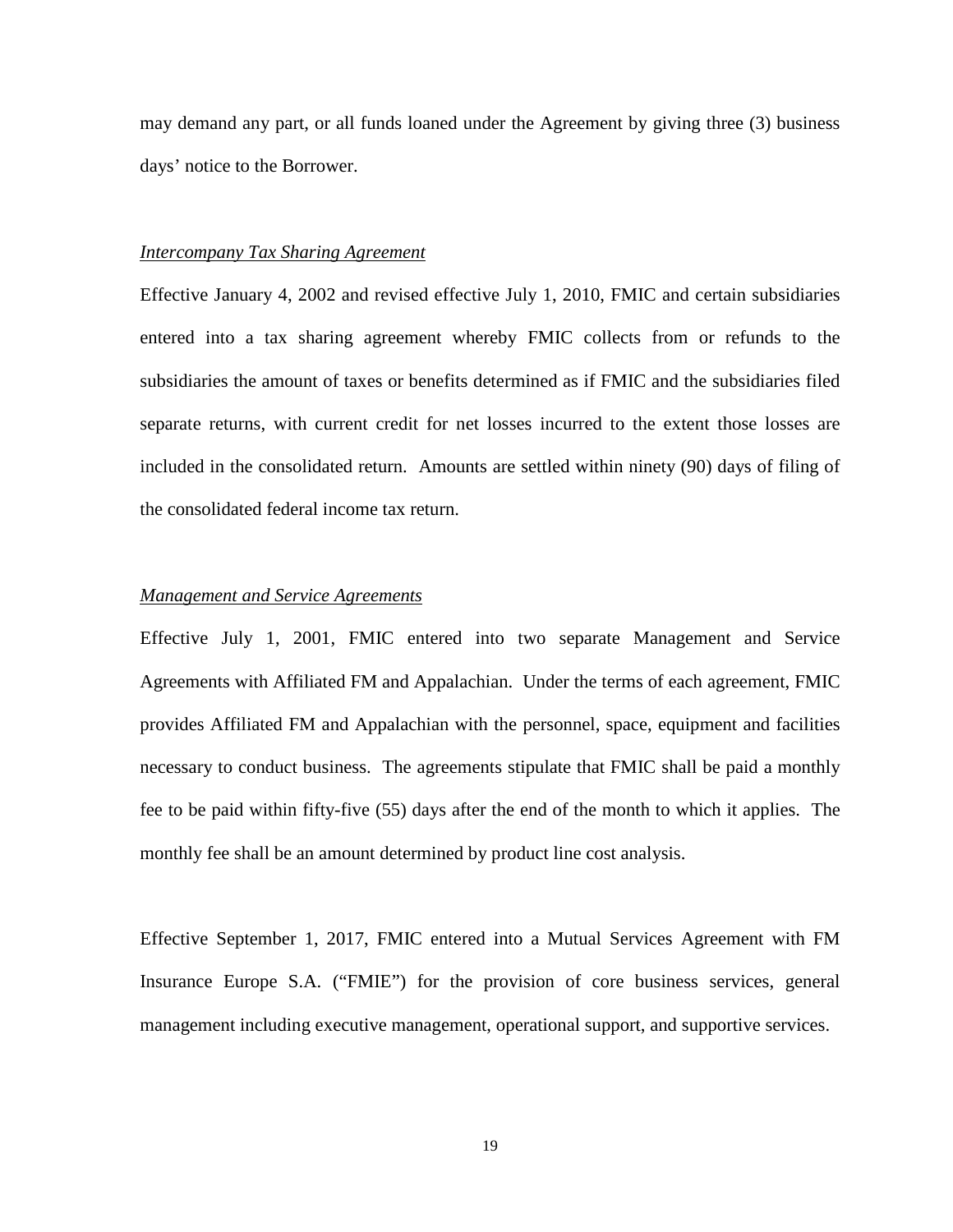may demand any part, or all funds loaned under the Agreement by giving three (3) business days' notice to the Borrower.

*Intercompany Tax Sharing Agreement*

Effective January 4, 2002 and revised effective July 1, 2010, FMIC and certain subsidiaries entered into a tax sharing agreement whereby FMIC collects from or refunds to the subsidiaries the amount of taxes or benefits determined as if FMIC and the subsidiaries filed separate returns, with current credit for net losses incurred to the extent those losses are included in the consolidated return. Amounts are settled within ninety (90) days of filing of the consolidated federal income tax return.

*Management and Service Agreements*

Effective July 1, 2001, FMIC entered into two separate Management and Service Agreements with Affiliated FM and Appalachian. Under the terms of each agreement, FMIC provides Affiliated FM and Appalachian with the personnel, space, equipment and facilities necessary to conduct business. The agreements stipulate that FMIC shall be paid a monthly fee to be paid within fifty-five (55) days after the end of the month to which it applies. The monthly fee shall be an amount determined by product line cost analysis.

Effective September 1, 2017, FMIC entered into a Mutual Services Agreement with FM Insurance Europe S.A. ("FMIE") for the provision of core business services, general management including executive management, operational support, and supportive services.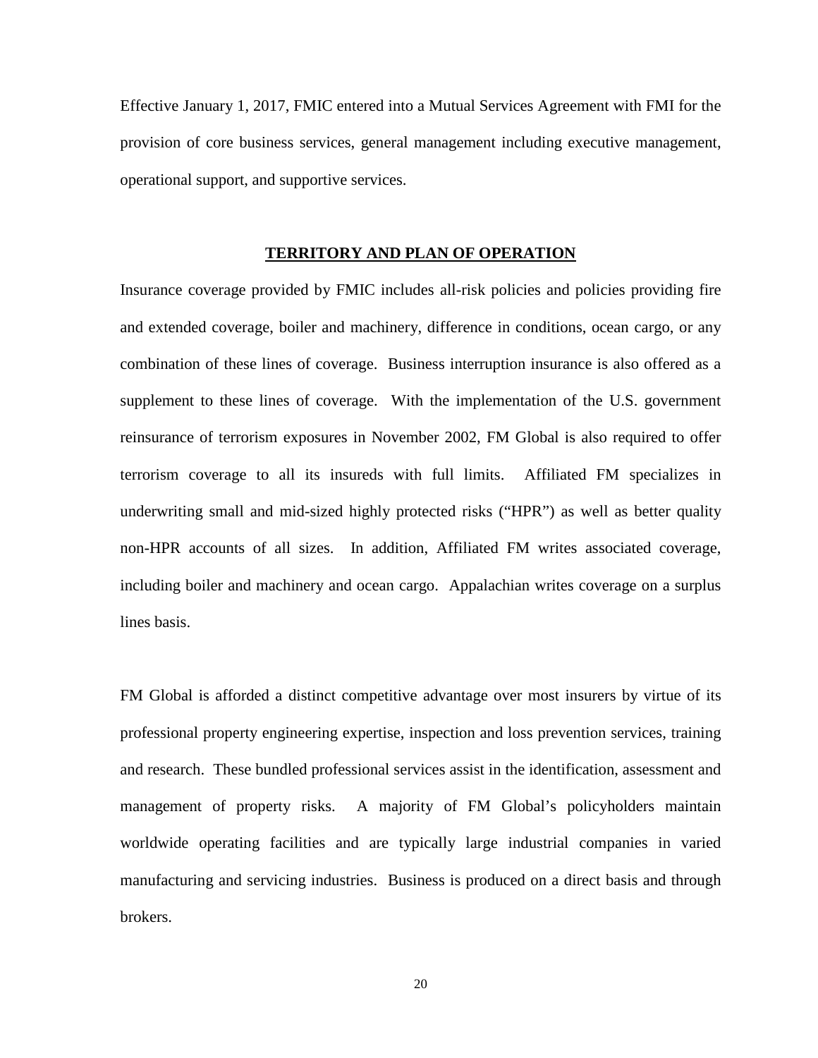Effective January 1, 2017, FMIC entered into a Mutual Services Agreement with FMI for the provision of core business services, general management including executive management, operational support, and supportive services.

## TERRITORY AND PLAN OF OPERATION

Insurance coverage provided by FMIC includes all-risk policies and policies providing fire and extended coverage, boiler and machinery, difference in conditions, ocean cargo, or any combination of these lines of coverage. Business interruption insurance is also offered as a supplement to these lines of coverage. With the implementation of the U.S. government reinsurance of terrorism exposures in November 2002, FM Global is also required to offer terrorism coverage to all its insureds with full limits. Affiliated FM specializes in underwriting small and mid-sized highly protected risks ("HPR") as well as better quality non-HPR accounts of all sizes. In addition, Affiliated FM writes associated coverage, including boiler and machinery and ocean cargo. Appalachian writes coverage on a surplus lines basis.

FM Global is afforded a distinct competitive advantage over most insurers by virtue of its professional property engineering expertise, inspection and loss prevention services, training and research. These bundled professional services assist in the identification, assessment and management of property risks. A majority of FM Global's policyholders maintain worldwide operating facilities and are typically large industrial companies in varied manufacturing and servicing industries. Business is produced on a direct basis and through brokers.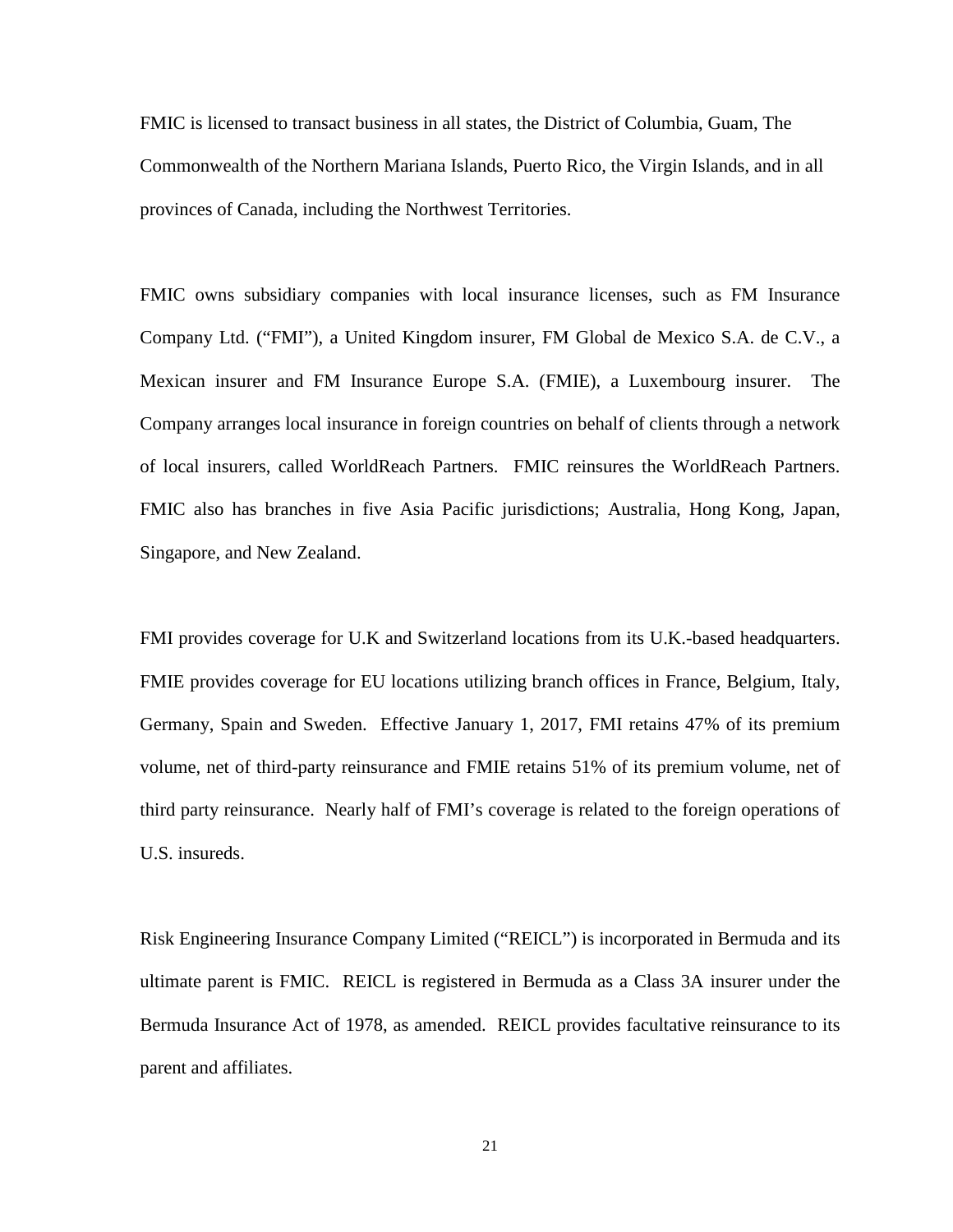FMIC is licensed to transact business in all states, the District of Columbia, Guam, The Commonwealth of the Northern Mariana Islands, Puerto Rico, the Virgin Islands, and in all provinces of Canada, including the Northwest Territories.

FMIC owns subsidiary companies with local insurance licenses, such as FM Insurance Company Ltd. ("FMI"), a United Kingdom insurer, FM Global de Mexico S.A. de C.V., a Mexican insurer and FM Insurance Europe S.A. (FMIE), a Luxembourg insurer. The Company arranges local insurance in foreign countries on behalf of clients through a network of local insurers, called WorldReach Partners. FMIC reinsures the WorldReach Partners. FMIC also has branches in five Asia Pacific jurisdictions; Australia, Hong Kong, Japan, Singapore, and New Zealand.

FMI provides coverage for U.K and Switzerland locations from its U.K.-based headquarters. FMIE provides coverage for EU locations utilizing branch offices in France, Belgium, Italy, Germany, Spain and Sweden. Effective January 1, 2017, FMI retains 47% of its premium volume, net of third-party reinsurance and FMIE retains 51% of its premium volume, net of third party reinsurance. Nearly half of FMI's coverage is related to the foreign operations of U.S. insureds.

Risk Engineering Insurance Company Limited ("REICL") is incorporated in Bermuda and its ultimate parent is FMIC. REICL is registered in Bermuda as a Class 3A insurer under the Bermuda Insurance Act of 1978, as amended. REICL provides facultative reinsurance to its parent and affiliates.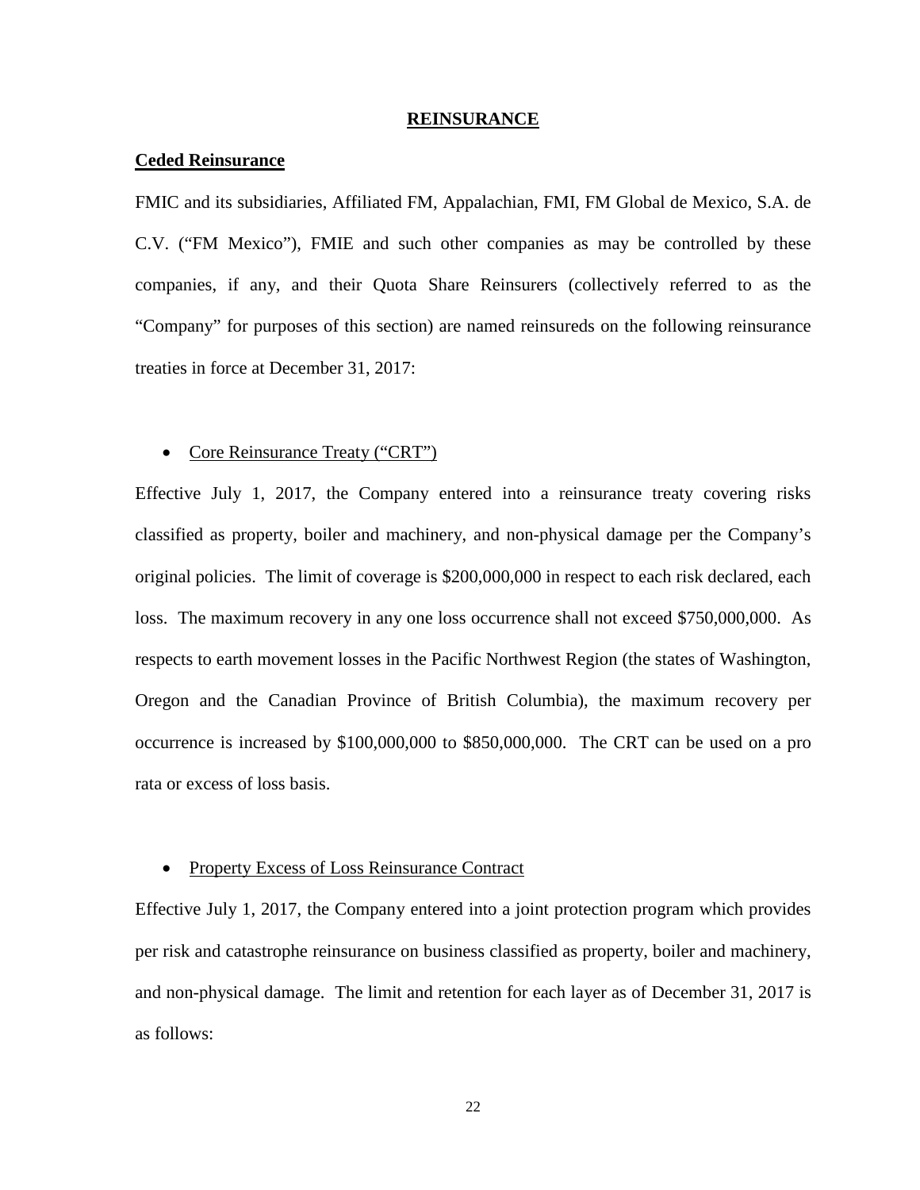## REINSURANCE

### Ceded Reinsurance

FMIC and its subsidiaries, Affiliated FM, Appalachian, FMI, FM Global de Mexico, S.A. de C.V. ("FM Mexico"), FMIE and such other companies as may be controlled by these companies, if any, and their Quota Share Reinsurers (collectively referred to as the "Company" for purposes of this section) are named reinsureds on the following reinsurance treaties in force at December 31, 2017:

- Core Reinsurance Treaty ("CRT")

Effective July 1, 2017, the Company entered into a reinsurance treaty covering risks classified as property, boiler and machinery, and non-physical damage per the Company's original policies. The limit of coverage is $200,000,000 in respect to each risk declared, each loss. The maximum recovery in any one loss occurrence shall not exceed $750,000,000. As respects to earth movement losses in the Pacific Northwest Region (the states of Washington, Oregon and the Canadian Province of British Columbia), the maximum recovery per occurrence is increased by $100,000,000 to $850,000,000. The CRT can be used on a pro rata or excess of loss basis.

- Property Excess of Loss Reinsurance Contract

Effective July 1, 2017, the Company entered into a joint protection program which provides per risk and catastrophe reinsurance on business classified as property, boiler and machinery, and non-physical damage. The limit and retention for each layer as of December 31, 2017 is as follows: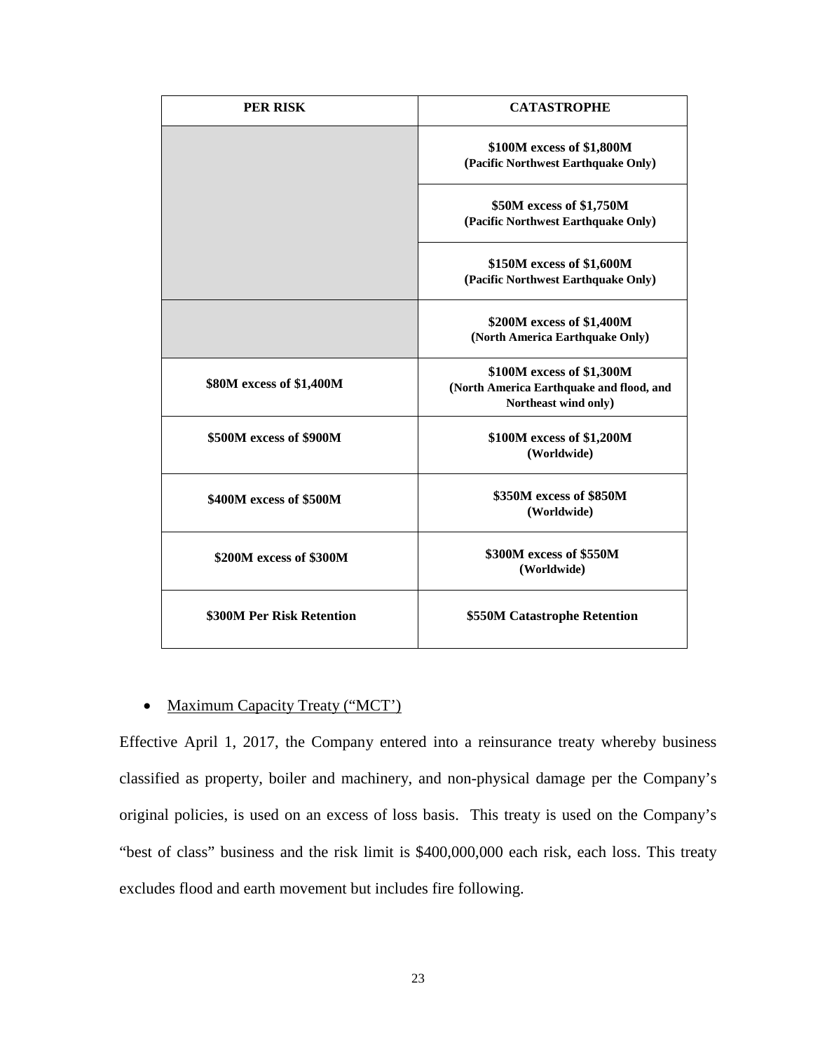| PER RISK | CATASTROPHE |
|---|---|
| | **$100M excess of $1,800M (Pacific Northwest Earthquake Only)** |
| | **$50M excess of $1,750M (Pacific Northwest Earthquake Only)** |
| | **$150M excess of $1,600M (Pacific Northwest Earthquake Only)** |
| | **$200M excess of $1,400M (North America Earthquake Only)** |
| **$80M excess of $1,400M** | **$100M excess of $1,300M (North America Earthquake and flood, and Northeast wind only)** |
| **$500M excess of $900M** | **$100M excess of $1,200M (Worldwide)** |
| **$400M excess of $500M** | **$350M excess of $850M (Worldwide)** |
| **$200M excess of $300M** | **$300M excess of $550M (Worldwide)** |
| **$300M Per Risk Retention** | **$550M Catastrophe Retention** |

- Maximum Capacity Treaty ("MCT')

Effective April 1, 2017, the Company entered into a reinsurance treaty whereby business classified as property, boiler and machinery, and non-physical damage per the Company's original policies, is used on an excess of loss basis. This treaty is used on the Company's "best of class" business and the risk limit is $400,000,000 each risk, each loss. This treaty excludes flood and earth movement but includes fire following.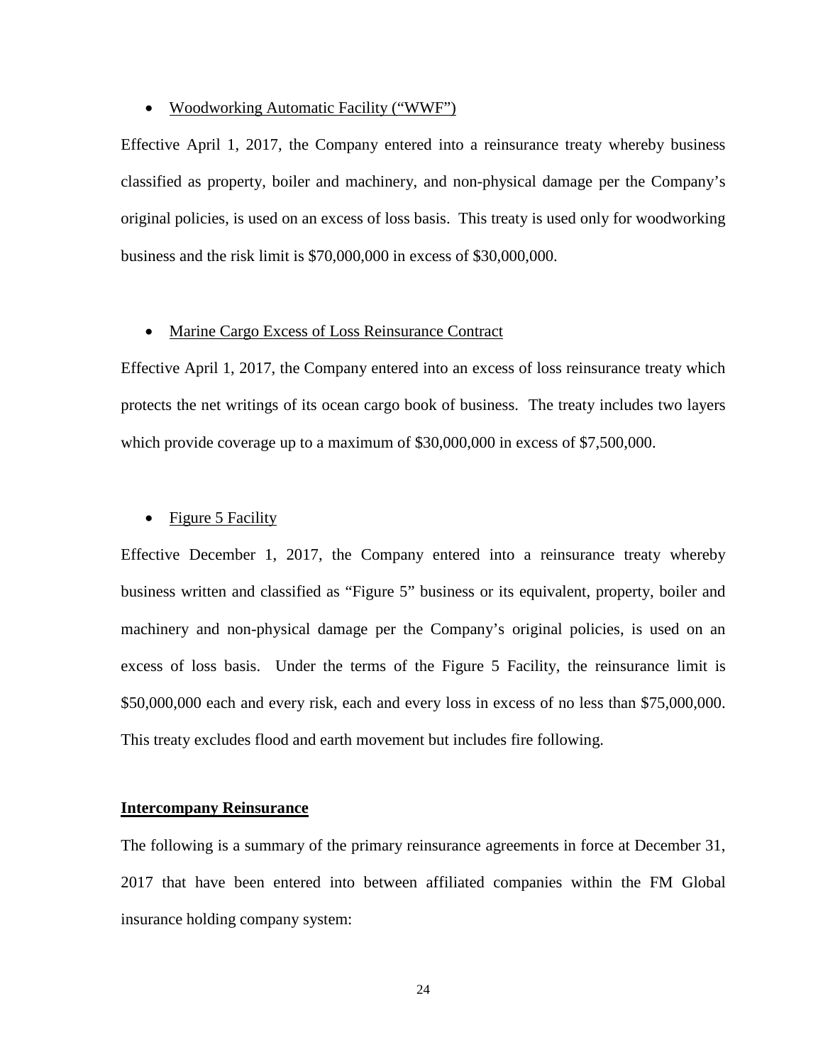- Woodworking Automatic Facility (“WWF”)

Effective April 1, 2017, the Company entered into a reinsurance treaty whereby business classified as property, boiler and machinery, and non-physical damage per the Company’s original policies, is used on an excess of loss basis. This treaty is used only for woodworking business and the risk limit is $70,000,000 in excess of $30,000,000.

- Marine Cargo Excess of Loss Reinsurance Contract

Effective April 1, 2017, the Company entered into an excess of loss reinsurance treaty which protects the net writings of its ocean cargo book of business. The treaty includes two layers which provide coverage up to a maximum of $30,000,000 in excess of $7,500,000.

- Figure 5 Facility

Effective December 1, 2017, the Company entered into a reinsurance treaty whereby business written and classified as “Figure 5” business or its equivalent, property, boiler and machinery and non-physical damage per the Company’s original policies, is used on an excess of loss basis. Under the terms of the Figure 5 Facility, the reinsurance limit is $50,000,000 each and every risk, each and every loss in excess of no less than $75,000,000. This treaty excludes flood and earth movement but includes fire following.

**Intercompany Reinsurance**

The following is a summary of the primary reinsurance agreements in force at December 31, 2017 that have been entered into between affiliated companies within the FM Global insurance holding company system: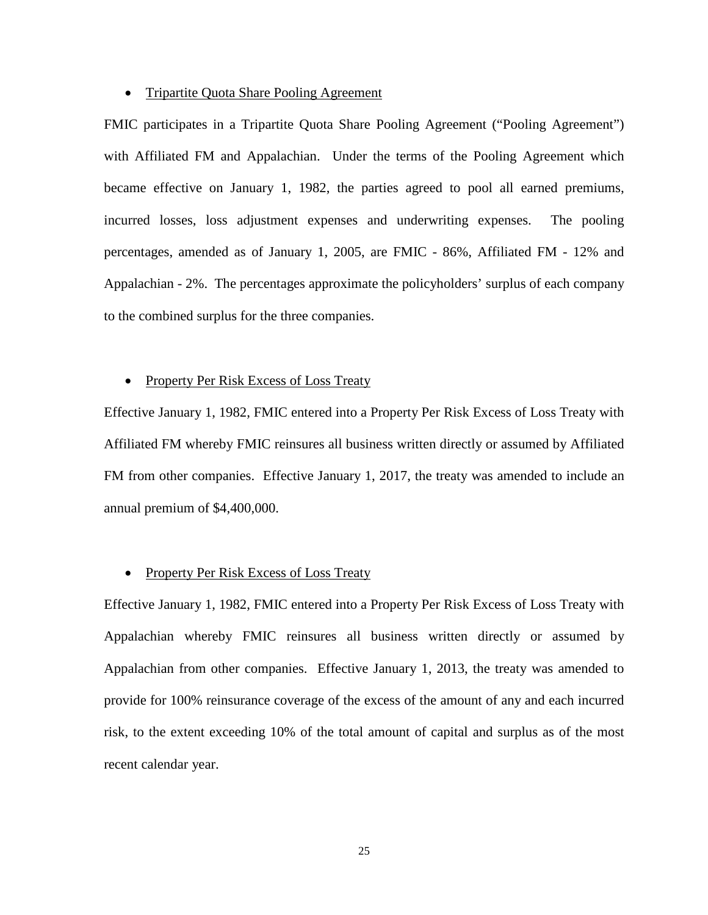- <u>Tripartite Quota Share Pooling Agreement</u>

FMIC participates in a Tripartite Quota Share Pooling Agreement ("Pooling Agreement") with Affiliated FM and Appalachian. Under the terms of the Pooling Agreement which became effective on January 1, 1982, the parties agreed to pool all earned premiums, incurred losses, loss adjustment expenses and underwriting expenses. The pooling percentages, amended as of January 1, 2005, are FMIC - 86%, Affiliated FM - 12% and Appalachian - 2%. The percentages approximate the policyholders' surplus of each company to the combined surplus for the three companies.

- <u>Property Per Risk Excess of Loss Treaty</u>

Effective January 1, 1982, FMIC entered into a Property Per Risk Excess of Loss Treaty with Affiliated FM whereby FMIC reinsures all business written directly or assumed by Affiliated FM from other companies. Effective January 1, 2017, the treaty was amended to include an annual premium of $4,400,000.

- <u>Property Per Risk Excess of Loss Treaty</u>

Effective January 1, 1982, FMIC entered into a Property Per Risk Excess of Loss Treaty with Appalachian whereby FMIC reinsures all business written directly or assumed by Appalachian from other companies. Effective January 1, 2013, the treaty was amended to provide for 100% reinsurance coverage of the excess of the amount of any and each incurred risk, to the extent exceeding 10% of the total amount of capital and surplus as of the most recent calendar year.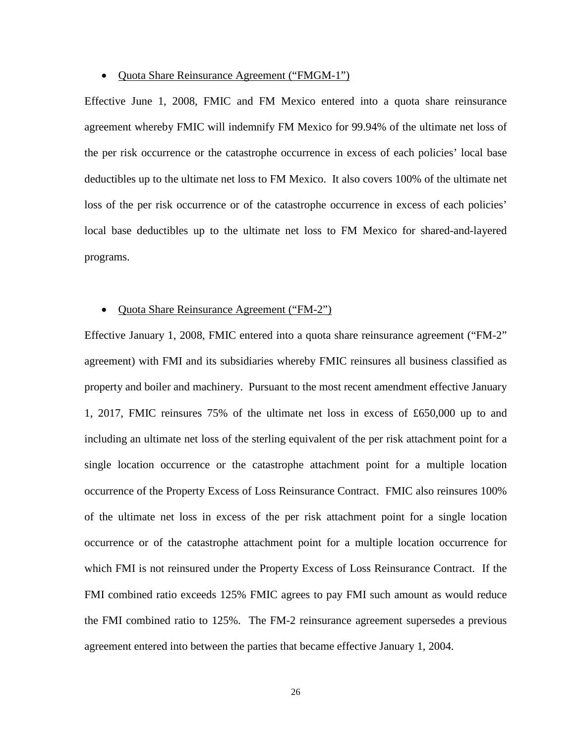- Quota Share Reinsurance Agreement ("FMGM-1")

Effective June 1, 2008, FMIC and FM Mexico entered into a quota share reinsurance agreement whereby FMIC will indemnify FM Mexico for 99.94% of the ultimate net loss of the per risk occurrence or the catastrophe occurrence in excess of each policies' local base deductibles up to the ultimate net loss to FM Mexico. It also covers 100% of the ultimate net loss of the per risk occurrence or of the catastrophe occurrence in excess of each policies' local base deductibles up to the ultimate net loss to FM Mexico for shared-and-layered programs.

- Quota Share Reinsurance Agreement ("FM-2")

Effective January 1, 2008, FMIC entered into a quota share reinsurance agreement ("FM-2" agreement) with FMI and its subsidiaries whereby FMIC reinsures all business classified as property and boiler and machinery. Pursuant to the most recent amendment effective January 1, 2017, FMIC reinsures 75% of the ultimate net loss in excess of £650,000 up to and including an ultimate net loss of the sterling equivalent of the per risk attachment point for a single location occurrence or the catastrophe attachment point for a multiple location occurrence of the Property Excess of Loss Reinsurance Contract. FMIC also reinsures 100% of the ultimate net loss in excess of the per risk attachment point for a single location occurrence or of the catastrophe attachment point for a multiple location occurrence for which FMI is not reinsured under the Property Excess of Loss Reinsurance Contract. If the FMI combined ratio exceeds 125% FMIC agrees to pay FMI such amount as would reduce the FMI combined ratio to 125%. The FM-2 reinsurance agreement supersedes a previous agreement entered into between the parties that became effective January 1, 2004.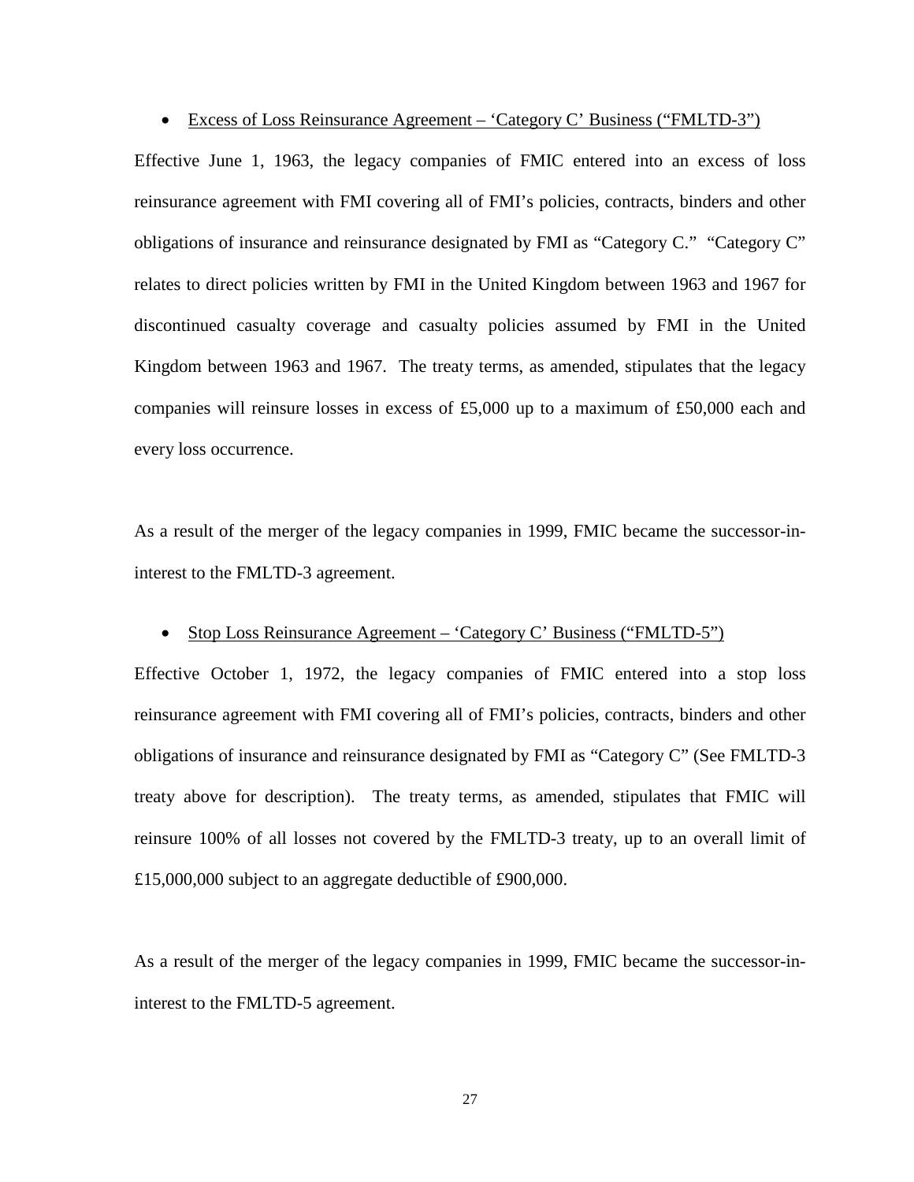- Excess of Loss Reinsurance Agreement – 'Category C' Business ("FMLTD-3")

Effective June 1, 1963, the legacy companies of FMIC entered into an excess of loss reinsurance agreement with FMI covering all of FMI's policies, contracts, binders and other obligations of insurance and reinsurance designated by FMI as "Category C." "Category C" relates to direct policies written by FMI in the United Kingdom between 1963 and 1967 for discontinued casualty coverage and casualty policies assumed by FMI in the United Kingdom between 1963 and 1967. The treaty terms, as amended, stipulates that the legacy companies will reinsure losses in excess of £5,000 up to a maximum of £50,000 each and every loss occurrence.

As a result of the merger of the legacy companies in 1999, FMIC became the successor-in-interest to the FMLTD-3 agreement.

- Stop Loss Reinsurance Agreement – 'Category C' Business ("FMLTD-5")

Effective October 1, 1972, the legacy companies of FMIC entered into a stop loss reinsurance agreement with FMI covering all of FMI's policies, contracts, binders and other obligations of insurance and reinsurance designated by FMI as "Category C" (See FMLTD-3 treaty above for description). The treaty terms, as amended, stipulates that FMIC will reinsure 100% of all losses not covered by the FMLTD-3 treaty, up to an overall limit of £15,000,000 subject to an aggregate deductible of £900,000.

As a result of the merger of the legacy companies in 1999, FMIC became the successor-in-interest to the FMLTD-5 agreement.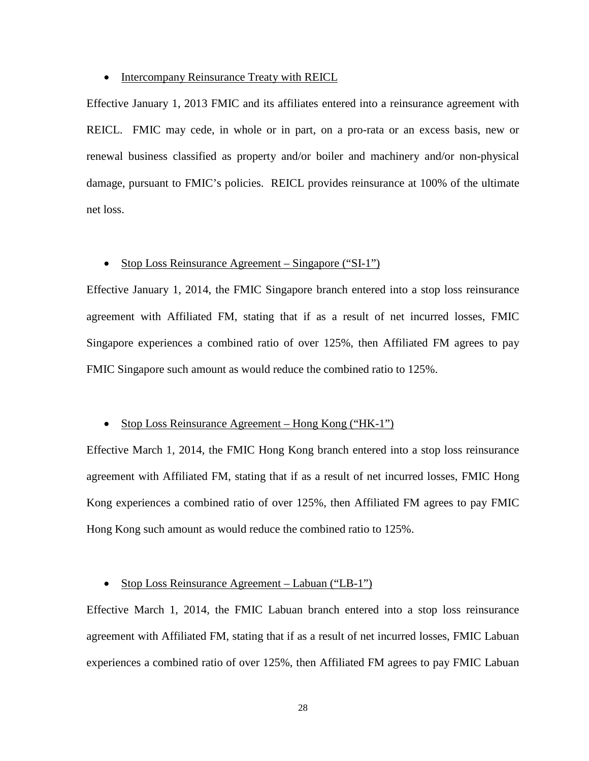- Intercompany Reinsurance Treaty with REICL

Effective January 1, 2013 FMIC and its affiliates entered into a reinsurance agreement with REICL. FMIC may cede, in whole or in part, on a pro-rata or an excess basis, new or renewal business classified as property and/or boiler and machinery and/or non-physical damage, pursuant to FMIC's policies. REICL provides reinsurance at 100% of the ultimate net loss.

- Stop Loss Reinsurance Agreement – Singapore ("SI-1")

Effective January 1, 2014, the FMIC Singapore branch entered into a stop loss reinsurance agreement with Affiliated FM, stating that if as a result of net incurred losses, FMIC Singapore experiences a combined ratio of over 125%, then Affiliated FM agrees to pay FMIC Singapore such amount as would reduce the combined ratio to 125%.

- Stop Loss Reinsurance Agreement – Hong Kong ("HK-1")

Effective March 1, 2014, the FMIC Hong Kong branch entered into a stop loss reinsurance agreement with Affiliated FM, stating that if as a result of net incurred losses, FMIC Hong Kong experiences a combined ratio of over 125%, then Affiliated FM agrees to pay FMIC Hong Kong such amount as would reduce the combined ratio to 125%.

- Stop Loss Reinsurance Agreement – Labuan ("LB-1")

Effective March 1, 2014, the FMIC Labuan branch entered into a stop loss reinsurance agreement with Affiliated FM, stating that if as a result of net incurred losses, FMIC Labuan experiences a combined ratio of over 125%, then Affiliated FM agrees to pay FMIC Labuan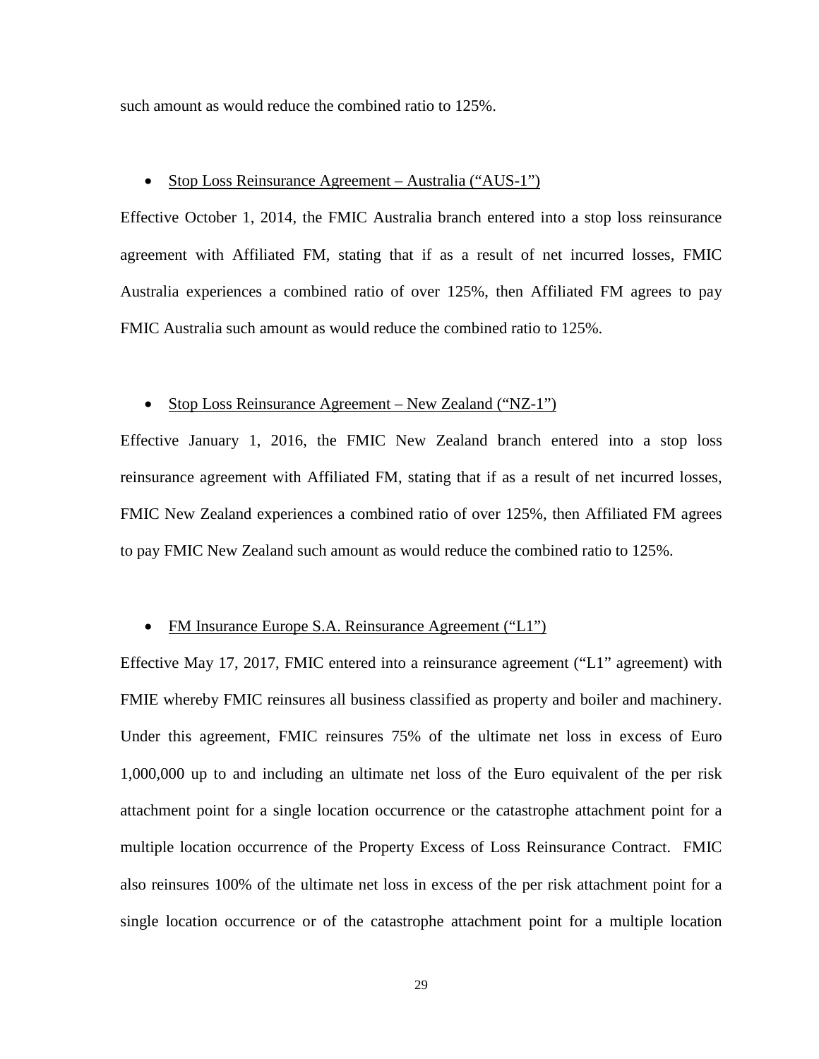such amount as would reduce the combined ratio to 125%.

- Stop Loss Reinsurance Agreement – Australia (“AUS-1”)

Effective October 1, 2014, the FMIC Australia branch entered into a stop loss reinsurance agreement with Affiliated FM, stating that if as a result of net incurred losses, FMIC Australia experiences a combined ratio of over 125%, then Affiliated FM agrees to pay FMIC Australia such amount as would reduce the combined ratio to 125%.

- Stop Loss Reinsurance Agreement – New Zealand (“NZ-1”)

Effective January 1, 2016, the FMIC New Zealand branch entered into a stop loss reinsurance agreement with Affiliated FM, stating that if as a result of net incurred losses, FMIC New Zealand experiences a combined ratio of over 125%, then Affiliated FM agrees to pay FMIC New Zealand such amount as would reduce the combined ratio to 125%.

- FM Insurance Europe S.A. Reinsurance Agreement (“L1”)

Effective May 17, 2017, FMIC entered into a reinsurance agreement (“L1” agreement) with FMIE whereby FMIC reinsures all business classified as property and boiler and machinery. Under this agreement, FMIC reinsures 75% of the ultimate net loss in excess of Euro 1,000,000 up to and including an ultimate net loss of the Euro equivalent of the per risk attachment point for a single location occurrence or the catastrophe attachment point for a multiple location occurrence of the Property Excess of Loss Reinsurance Contract. FMIC also reinsures 100% of the ultimate net loss in excess of the per risk attachment point for a single location occurrence or of the catastrophe attachment point for a multiple location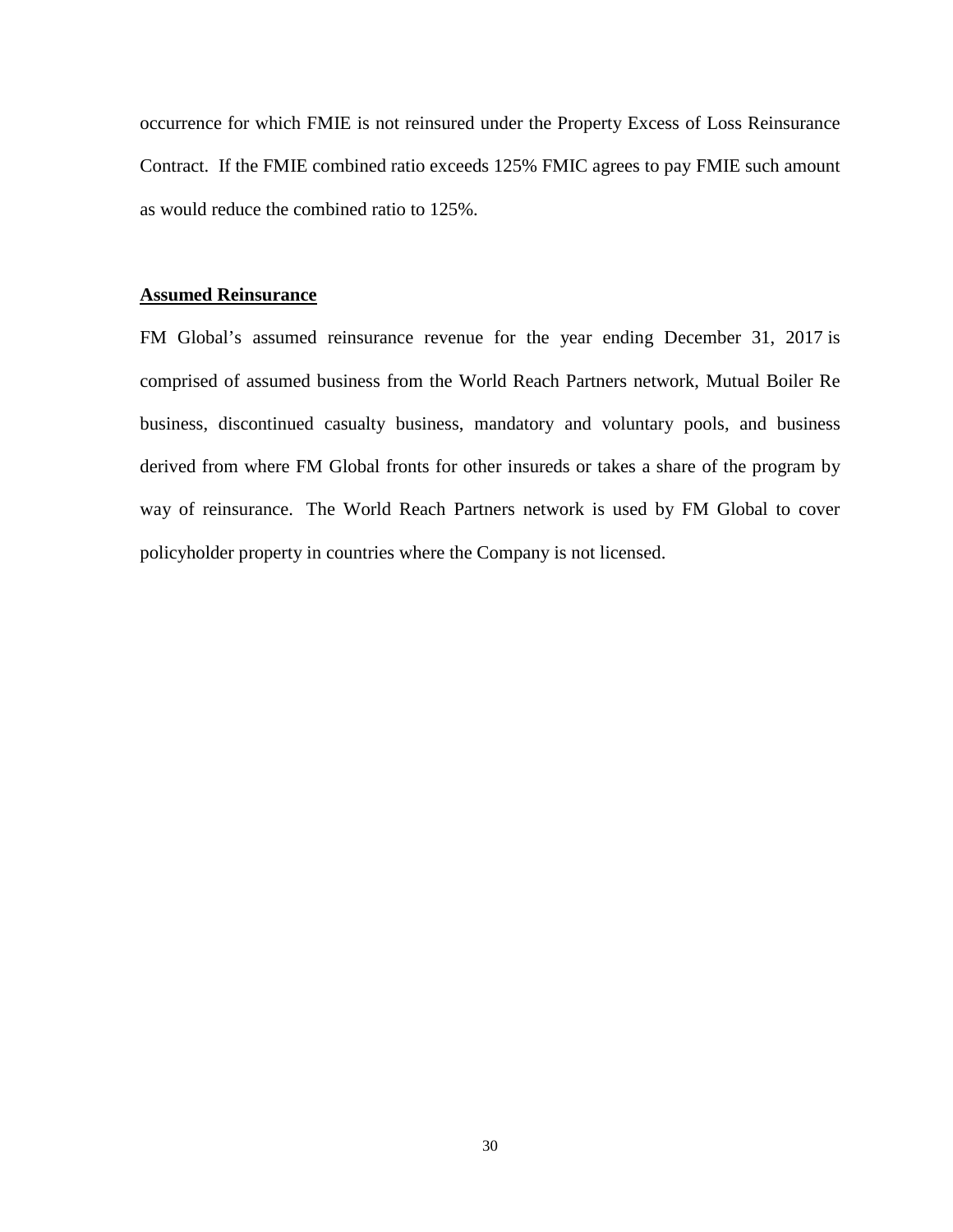occurrence for which FMIE is not reinsured under the Property Excess of Loss Reinsurance Contract. If the FMIE combined ratio exceeds 125% FMIC agrees to pay FMIE such amount as would reduce the combined ratio to 125%.

**Assumed Reinsurance**

FM Global's assumed reinsurance revenue for the year ending December 31, 2017 is comprised of assumed business from the World Reach Partners network, Mutual Boiler Re business, discontinued casualty business, mandatory and voluntary pools, and business derived from where FM Global fronts for other insureds or takes a share of the program by way of reinsurance. The World Reach Partners network is used by FM Global to cover policyholder property in countries where the Company is not licensed.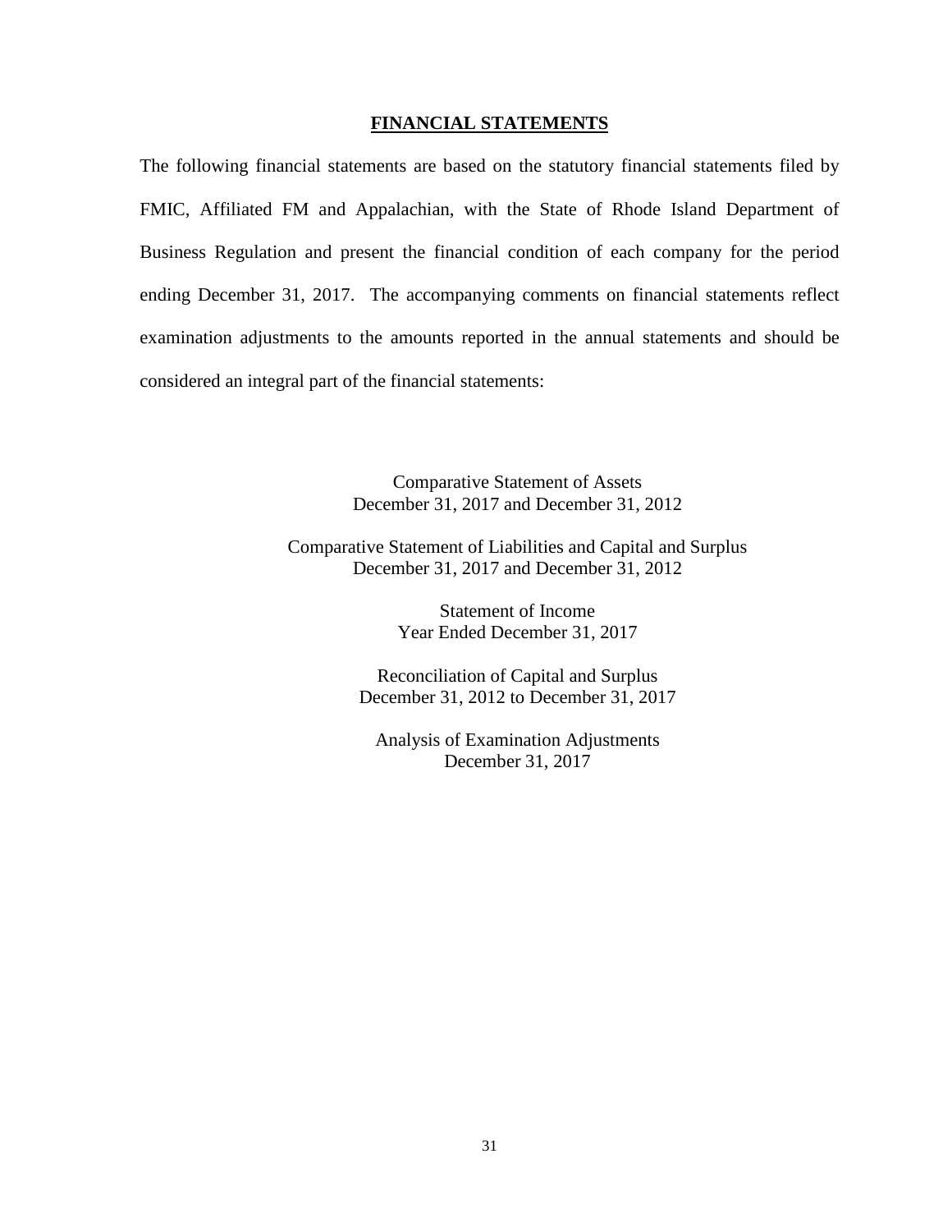## FINANCIAL STATEMENTS

The following financial statements are based on the statutory financial statements filed by FMIC, Affiliated FM and Appalachian, with the State of Rhode Island Department of Business Regulation and present the financial condition of each company for the period ending December 31, 2017. The accompanying comments on financial statements reflect examination adjustments to the amounts reported in the annual statements and should be considered an integral part of the financial statements:

Comparative Statement of Assets
December 31, 2017 and December 31, 2012

Comparative Statement of Liabilities and Capital and Surplus
December 31, 2017 and December 31, 2012

Statement of Income
Year Ended December 31, 2017

Reconciliation of Capital and Surplus
December 31, 2012 to December 31, 2017

Analysis of Examination Adjustments
December 31, 2017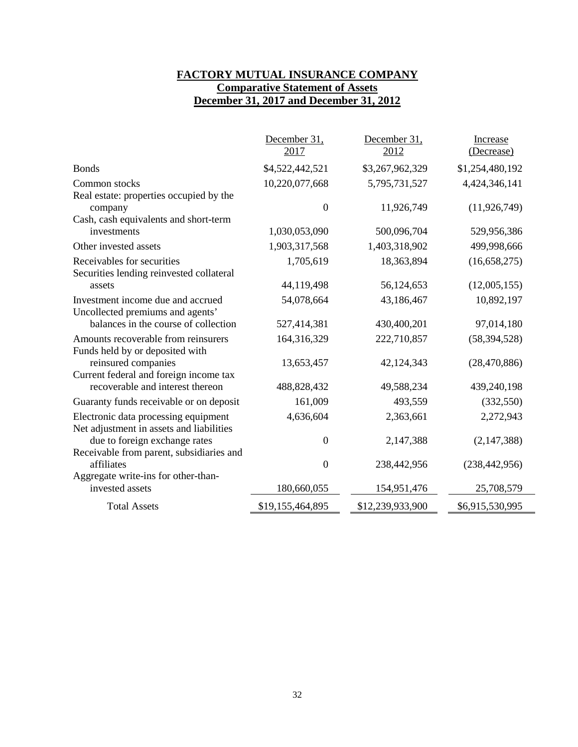# FACTORY MUTUAL INSURANCE COMPANY
## Comparative Statement of Assets
## December 31, 2017 and December 31, 2012

| | December 31, 2017 | December 31, 2012 | Increase (Decrease) |
|---|---|---|---|
| Bonds | $4,522,442,521 | $3,267,962,329 | $1,254,480,192 |
| Common stocks | 10,220,077,668 | 5,795,731,527 | 4,424,346,141 |
| Real estate: properties occupied by the company | 0 | 11,926,749 | (11,926,749) |
| Cash, cash equivalents and short-term investments | 1,030,053,090 | 500,096,704 | 529,956,386 |
| Other invested assets | 1,903,317,568 | 1,403,318,902 | 499,998,666 |
| Receivables for securities | 1,705,619 | 18,363,894 | (16,658,275) |
| Securities lending reinvested collateral assets | 44,119,498 | 56,124,653 | (12,005,155) |
| Investment income due and accrued | 54,078,664 | 43,186,467 | 10,892,197 |
| Uncollected premiums and agents' balances in the course of collection | 527,414,381 | 430,400,201 | 97,014,180 |
| Amounts recoverable from reinsurers | 164,316,329 | 222,710,857 | (58,394,528) |
| Funds held by or deposited with reinsured companies | 13,653,457 | 42,124,343 | (28,470,886) |
| Current federal and foreign income tax recoverable and interest thereon | 488,828,432 | 49,588,234 | 439,240,198 |
| Guaranty funds receivable or on deposit | 161,009 | 493,559 | (332,550) |
| Electronic data processing equipment | 4,636,604 | 2,363,661 | 2,272,943 |
| Net adjustment in assets and liabilities due to foreign exchange rates | 0 | 2,147,388 | (2,147,388) |
| Receivable from parent, subsidiaries and affiliates | 0 | 238,442,956 | (238,442,956) |
| Aggregate write-ins for other-than-invested assets | 180,660,055 | 154,951,476 | 25,708,579 |
| Total Assets | $19,155,464,895 | $12,239,933,900 | $6,915,530,995 |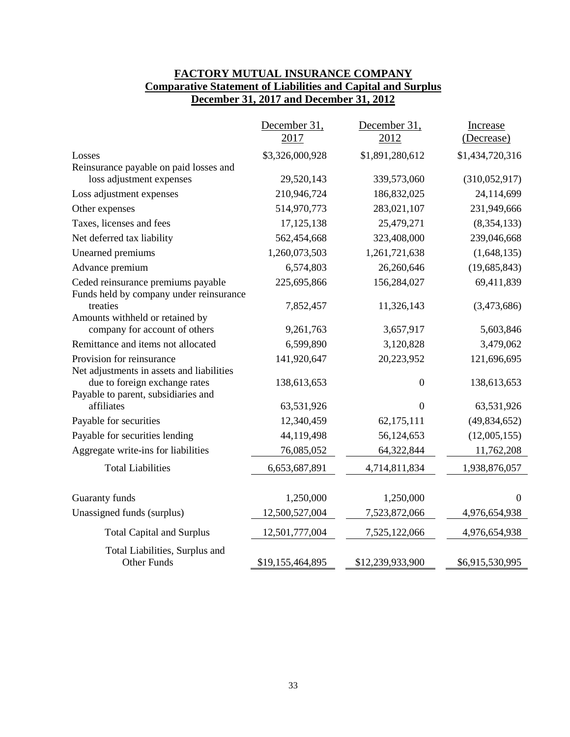# FACTORY MUTUAL INSURANCE COMPANY
## Comparative Statement of Liabilities and Capital and Surplus
## December 31, 2017 and December 31, 2012

| | December 31, 2017 | December 31, 2012 | Increase (Decrease) |
|---|---|---|---|
| Losses | $3,326,000,928 | $1,891,280,612 | $1,434,720,316 |
| Reinsurance payable on paid losses and loss adjustment expenses | 29,520,143 | 339,573,060 | (310,052,917) |
| Loss adjustment expenses | 210,946,724 | 186,832,025 | 24,114,699 |
| Other expenses | 514,970,773 | 283,021,107 | 231,949,666 |
| Taxes, licenses and fees | 17,125,138 | 25,479,271 | (8,354,133) |
| Net deferred tax liability | 562,454,668 | 323,408,000 | 239,046,668 |
| Unearned premiums | 1,260,073,503 | 1,261,721,638 | (1,648,135) |
| Advance premium | 6,574,803 | 26,260,646 | (19,685,843) |
| Ceded reinsurance premiums payable | 225,695,866 | 156,284,027 | 69,411,839 |
| Funds held by company under reinsurance treaties | 7,852,457 | 11,326,143 | (3,473,686) |
| Amounts withheld or retained by company for account of others | 9,261,763 | 3,657,917 | 5,603,846 |
| Remittance and items not allocated | 6,599,890 | 3,120,828 | 3,479,062 |
| Provision for reinsurance | 141,920,647 | 20,223,952 | 121,696,695 |
| Net adjustments in assets and liabilities due to foreign exchange rates | 138,613,653 | 0 | 138,613,653 |
| Payable to parent, subsidiaries and affiliates | 63,531,926 | 0 | 63,531,926 |
| Payable for securities | 12,340,459 | 62,175,111 | (49,834,652) |
| Payable for securities lending | 44,119,498 | 56,124,653 | (12,005,155) |
| Aggregate write-ins for liabilities | 76,085,052 | 64,322,844 | 11,762,208 |
| Total Liabilities | 6,653,687,891 | 4,714,811,834 | 1,938,876,057 |
| Guaranty funds | 1,250,000 | 1,250,000 | 0 |
| Unassigned funds (surplus) | 12,500,527,004 | 7,523,872,066 | 4,976,654,938 |
| Total Capital and Surplus | 12,501,777,004 | 7,525,122,066 | 4,976,654,938 |
| Total Liabilities, Surplus and Other Funds | $19,155,464,895 | $12,239,933,900 | $6,915,530,995 |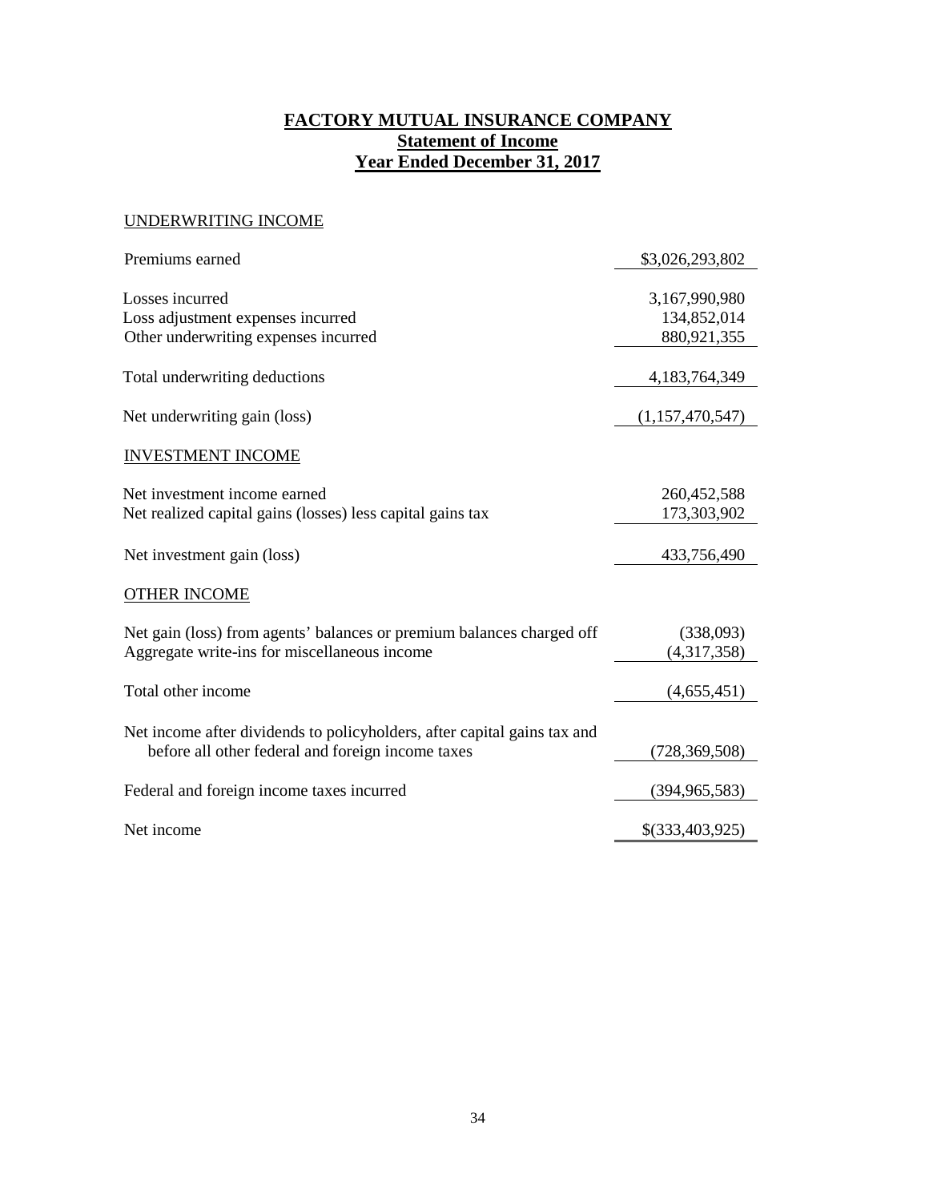# FACTORY MUTUAL INSURANCE COMPANY
## Statement of Income
## Year Ended December 31, 2017

| | |
|---|---|
| UNDERWRITING INCOME | |
| Premiums earned | $3,026,293,802 |
| Losses incurred | 3,167,990,980 |
| Loss adjustment expenses incurred | 134,852,014 |
| Other underwriting expenses incurred | 880,921,355 |
| Total underwriting deductions | 4,183,764,349 |
| Net underwriting gain (loss) | (1,157,470,547) |
| INVESTMENT INCOME | |
| Net investment income earned | 260,452,588 |
| Net realized capital gains (losses) less capital gains tax | 173,303,902 |
| Net investment gain (loss) | 433,756,490 |
| OTHER INCOME | |
| Net gain (loss) from agents' balances or premium balances charged off | (338,093) |
| Aggregate write-ins for miscellaneous income | (4,317,358) |
| Total other income | (4,655,451) |
| Net income after dividends to policyholders, after capital gains tax and before all other federal and foreign income taxes | (728,369,508) |
| Federal and foreign income taxes incurred | (394,965,583) |
| Net income | $(333,403,925) |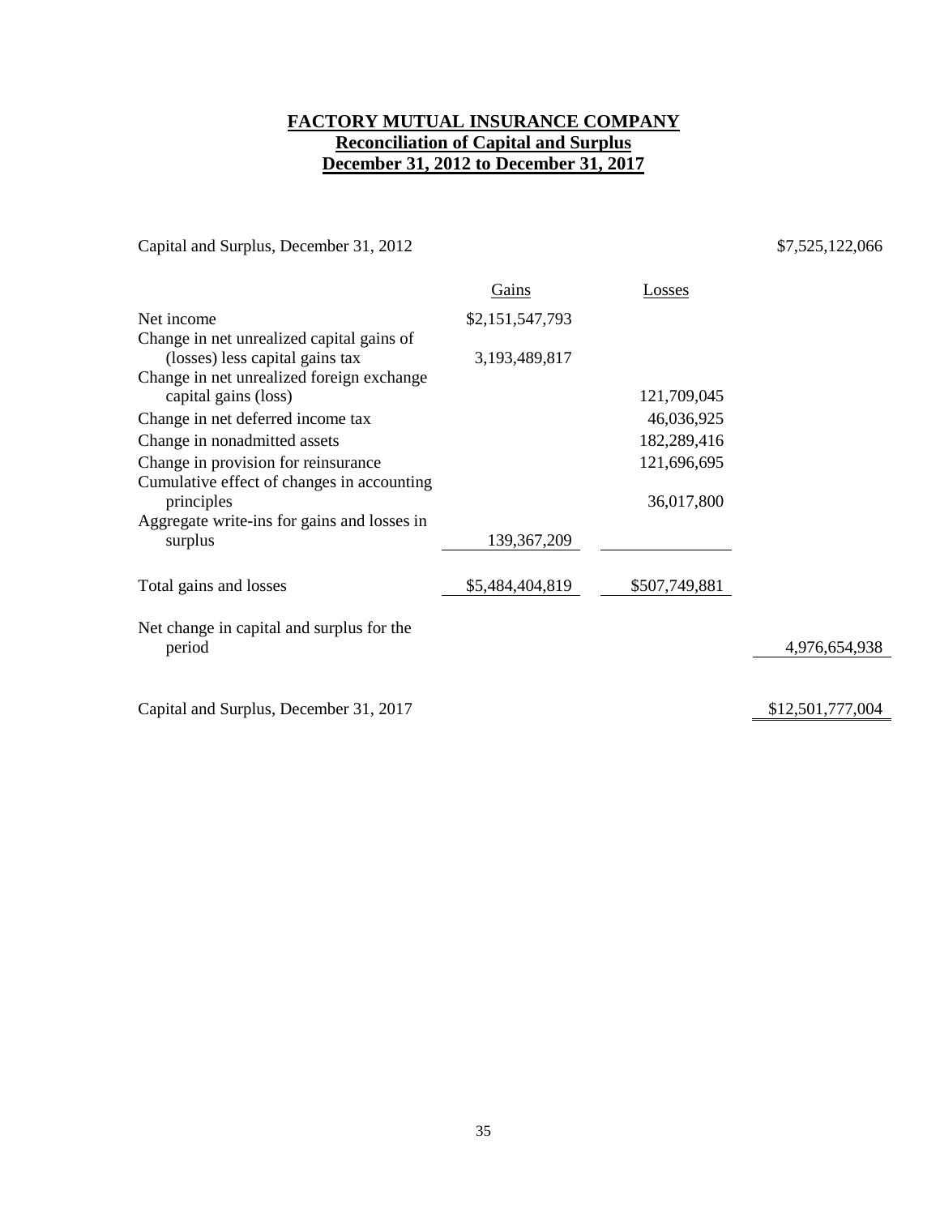**FACTORY MUTUAL INSURANCE COMPANY**
**Reconciliation of Capital and Surplus**
**December 31, 2012 to December 31, 2017**

| | Gains | Losses | |
|---|---|---|---|
| Capital and Surplus, December 31, 2012 | | | $7,525,122,066 |
| Net income | $2,151,547,793 | | |
| Change in net unrealized capital gains of (losses) less capital gains tax | 3,193,489,817 | | |
| Change in net unrealized foreign exchange capital gains (loss) | | 121,709,045 | |
| Change in net deferred income tax | | 46,036,925 | |
| Change in nonadmitted assets | | 182,289,416 | |
| Change in provision for reinsurance | | 121,696,695 | |
| Cumulative effect of changes in accounting principles | | 36,017,800 | |
| Aggregate write-ins for gains and losses in surplus | 139,367,209 | | |
| Total gains and losses | $5,484,404,819 | $507,749,881 | |
| Net change in capital and surplus for the period | | | 4,976,654,938 |
| Capital and Surplus, December 31, 2017 | | | $12,501,777,004 |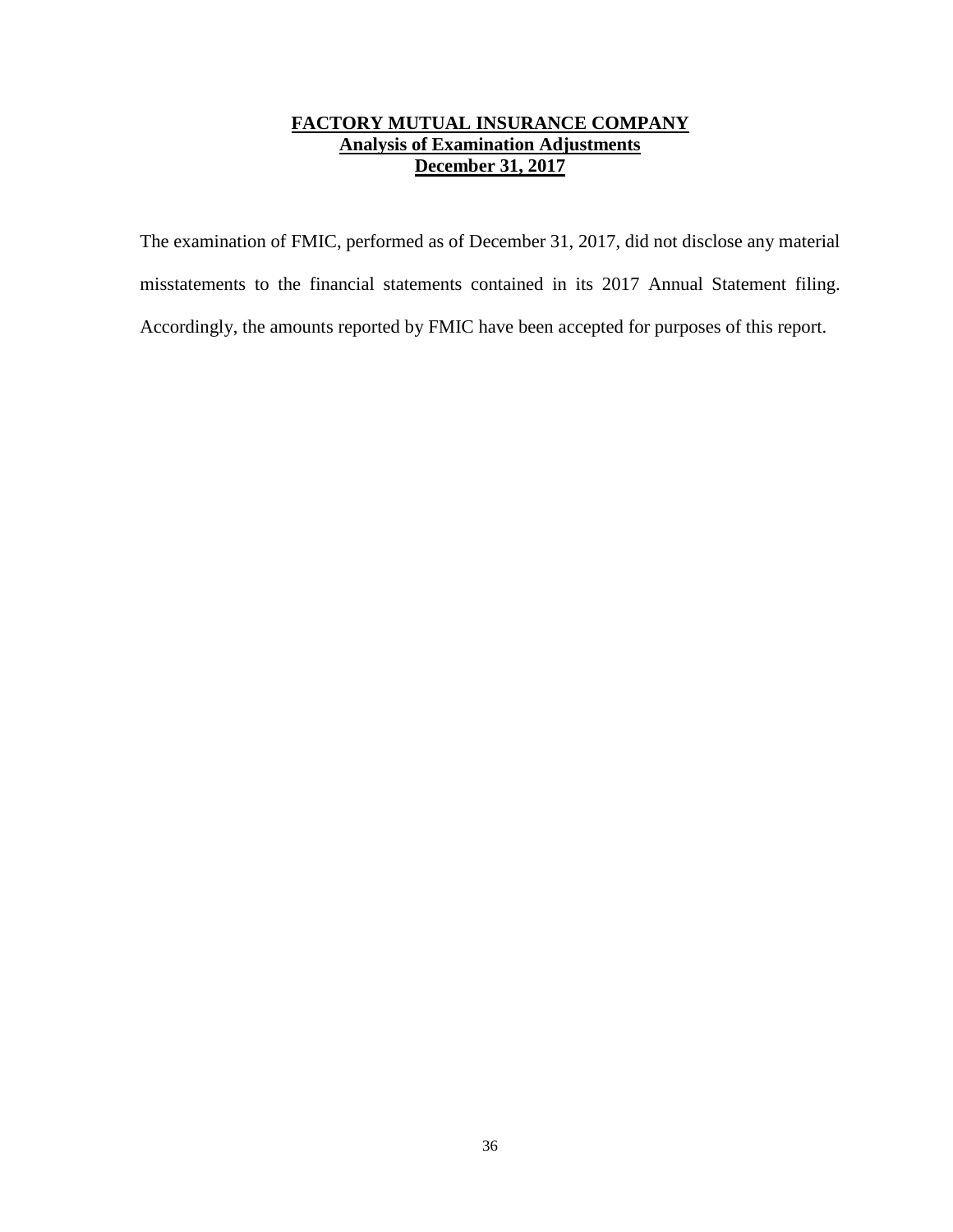**FACTORY MUTUAL INSURANCE COMPANY**
**Analysis of Examination Adjustments**
**December 31, 2017**

The examination of FMIC, performed as of December 31, 2017, did not disclose any material misstatements to the financial statements contained in its 2017 Annual Statement filing. Accordingly, the amounts reported by FMIC have been accepted for purposes of this report.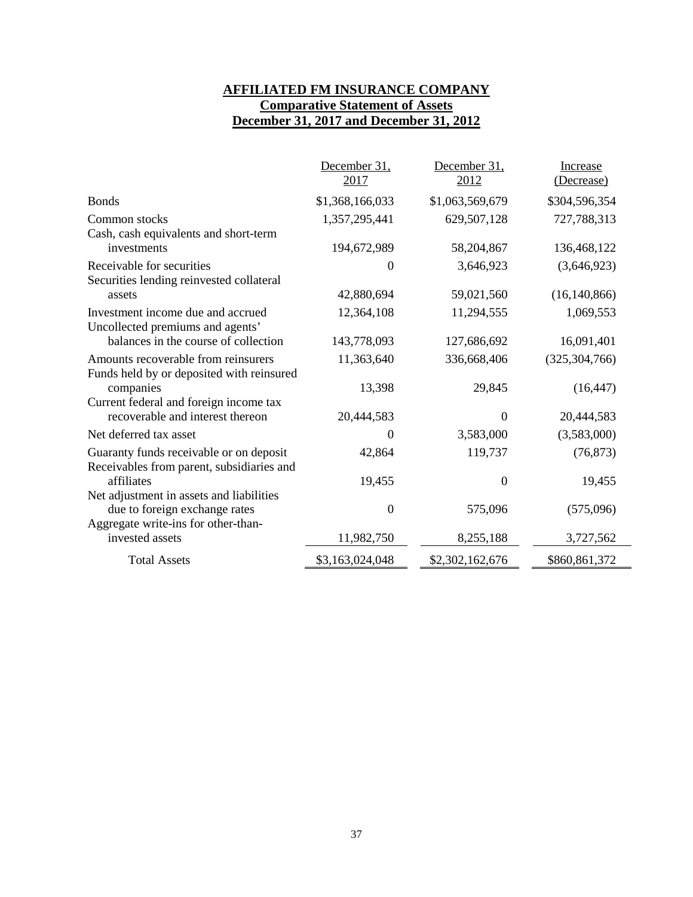**AFFILIATED FM INSURANCE COMPANY**
**Comparative Statement of Assets**
**December 31, 2017 and December 31, 2012**

| | December 31, 2017 | December 31, 2012 | Increase (Decrease) |
|---|---|---|---|
| Bonds | $1,368,166,033 | $1,063,569,679 | $304,596,354 |
| Common stocks | 1,357,295,441 | 629,507,128 | 727,788,313 |
| Cash, cash equivalents and short-term investments | 194,672,989 | 58,204,867 | 136,468,122 |
| Receivable for securities | 0 | 3,646,923 | (3,646,923) |
| Securities lending reinvested collateral assets | 42,880,694 | 59,021,560 | (16,140,866) |
| Investment income due and accrued | 12,364,108 | 11,294,555 | 1,069,553 |
| Uncollected premiums and agents' balances in the course of collection | 143,778,093 | 127,686,692 | 16,091,401 |
| Amounts recoverable from reinsurers | 11,363,640 | 336,668,406 | (325,304,766) |
| Funds held by or deposited with reinsured companies | 13,398 | 29,845 | (16,447) |
| Current federal and foreign income tax recoverable and interest thereon | 20,444,583 | 0 | 20,444,583 |
| Net deferred tax asset | 0 | 3,583,000 | (3,583,000) |
| Guaranty funds receivable or on deposit | 42,864 | 119,737 | (76,873) |
| Receivables from parent, subsidiaries and affiliates | 19,455 | 0 | 19,455 |
| Net adjustment in assets and liabilities due to foreign exchange rates | 0 | 575,096 | (575,096) |
| Aggregate write-ins for other-than-invested assets | 11,982,750 | 8,255,188 | 3,727,562 |
| Total Assets | $3,163,024,048 | $2,302,162,676 | $860,861,372 |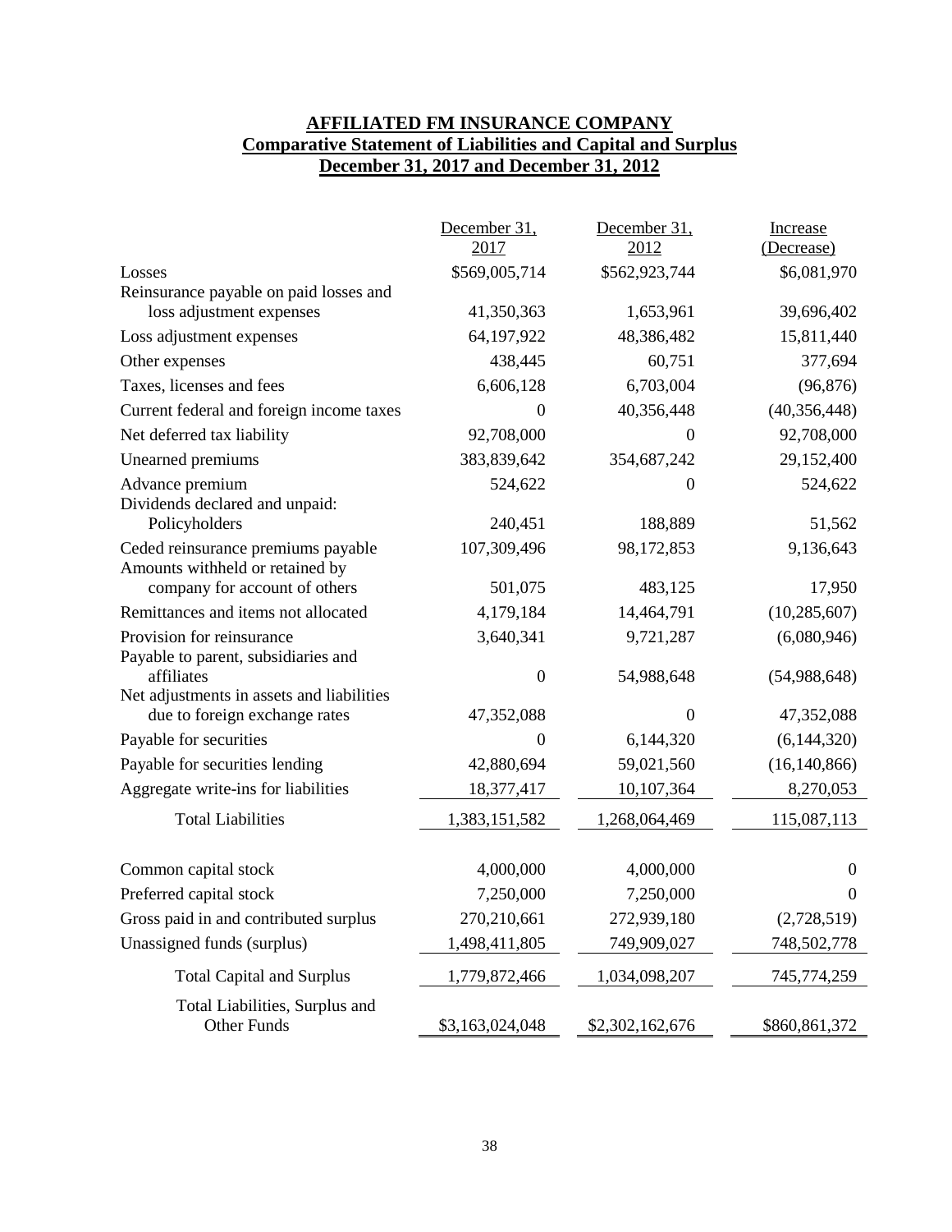# AFFILIATED FM INSURANCE COMPANY
## Comparative Statement of Liabilities and Capital and Surplus
## December 31, 2017 and December 31, 2012

| | December 31, 2017 | December 31, 2012 | Increase (Decrease) |
|---|---|---|---|
| Losses | \$569,005,714 | \$562,923,744 | \$6,081,970 |
| Reinsurance payable on paid losses and loss adjustment expenses | 41,350,363 | 1,653,961 | 39,696,402 |
| Loss adjustment expenses | 64,197,922 | 48,386,482 | 15,811,440 |
| Other expenses | 438,445 | 60,751 | 377,694 |
| Taxes, licenses and fees | 6,606,128 | 6,703,004 | (96,876) |
| Current federal and foreign income taxes | 0 | 40,356,448 | (40,356,448) |
| Net deferred tax liability | 92,708,000 | 0 | 92,708,000 |
| Unearned premiums | 383,839,642 | 354,687,242 | 29,152,400 |
| Advance premium | 524,622 | 0 | 524,622 |
| Dividends declared and unpaid: Policyholders | 240,451 | 188,889 | 51,562 |
| Ceded reinsurance premiums payable | 107,309,496 | 98,172,853 | 9,136,643 |
| Amounts withheld or retained by company for account of others | 501,075 | 483,125 | 17,950 |
| Remittances and items not allocated | 4,179,184 | 14,464,791 | (10,285,607) |
| Provision for reinsurance | 3,640,341 | 9,721,287 | (6,080,946) |
| Payable to parent, subsidiaries and affiliates | 0 | 54,988,648 | (54,988,648) |
| Net adjustments in assets and liabilities due to foreign exchange rates | 47,352,088 | 0 | 47,352,088 |
| Payable for securities | 0 | 6,144,320 | (6,144,320) |
| Payable for securities lending | 42,880,694 | 59,021,560 | (16,140,866) |
| Aggregate write-ins for liabilities | 18,377,417 | 10,107,364 | 8,270,053 |
| Total Liabilities | 1,383,151,582 | 1,268,064,469 | 115,087,113 |
| | | | |
| Common capital stock | 4,000,000 | 4,000,000 | 0 |
| Preferred capital stock | 7,250,000 | 7,250,000 | 0 |
| Gross paid in and contributed surplus | 270,210,661 | 272,939,180 | (2,728,519) |
| Unassigned funds (surplus) | 1,498,411,805 | 749,909,027 | 748,502,778 |
| Total Capital and Surplus | 1,779,872,466 | 1,034,098,207 | 745,774,259 |
| Total Liabilities, Surplus and Other Funds | \$3,163,024,048 | \$2,302,162,676 | \$860,861,372 |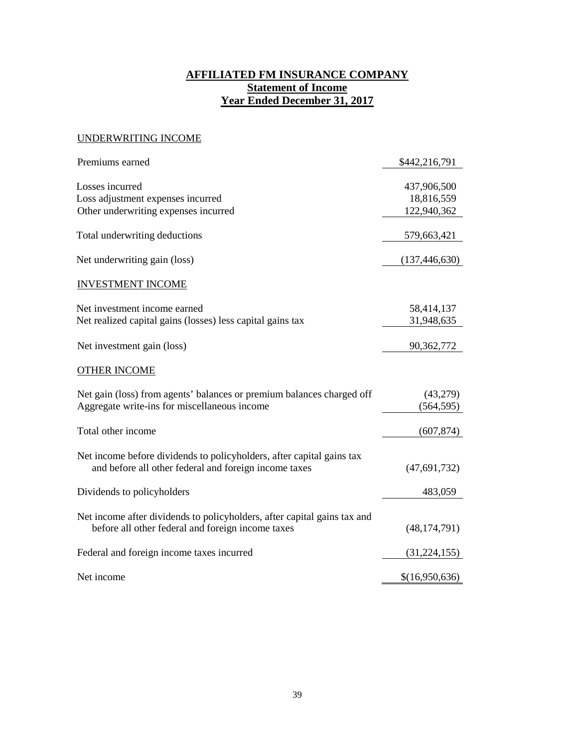# AFFILIATED FM INSURANCE COMPANY
## Statement of Income
## Year Ended December 31, 2017

| | |
|---|---|
| UNDERWRITING INCOME | |
| Premiums earned | $442,216,791 |
| Losses incurred | 437,906,500 |
| Loss adjustment expenses incurred | 18,816,559 |
| Other underwriting expenses incurred | 122,940,362 |
| Total underwriting deductions | 579,663,421 |
| Net underwriting gain (loss) | (137,446,630) |
| INVESTMENT INCOME | |
| Net investment income earned | 58,414,137 |
| Net realized capital gains (losses) less capital gains tax | 31,948,635 |
| Net investment gain (loss) | 90,362,772 |
| OTHER INCOME | |
| Net gain (loss) from agents' balances or premium balances charged off | (43,279) |
| Aggregate write-ins for miscellaneous income | (564,595) |
| Total other income | (607,874) |
| Net income before dividends to policyholders, after capital gains tax and before all other federal and foreign income taxes | (47,691,732) |
| Dividends to policyholders | 483,059 |
| Net income after dividends to policyholders, after capital gains tax and before all other federal and foreign income taxes | (48,174,791) |
| Federal and foreign income taxes incurred | (31,224,155) |
| Net income | $(16,950,636) |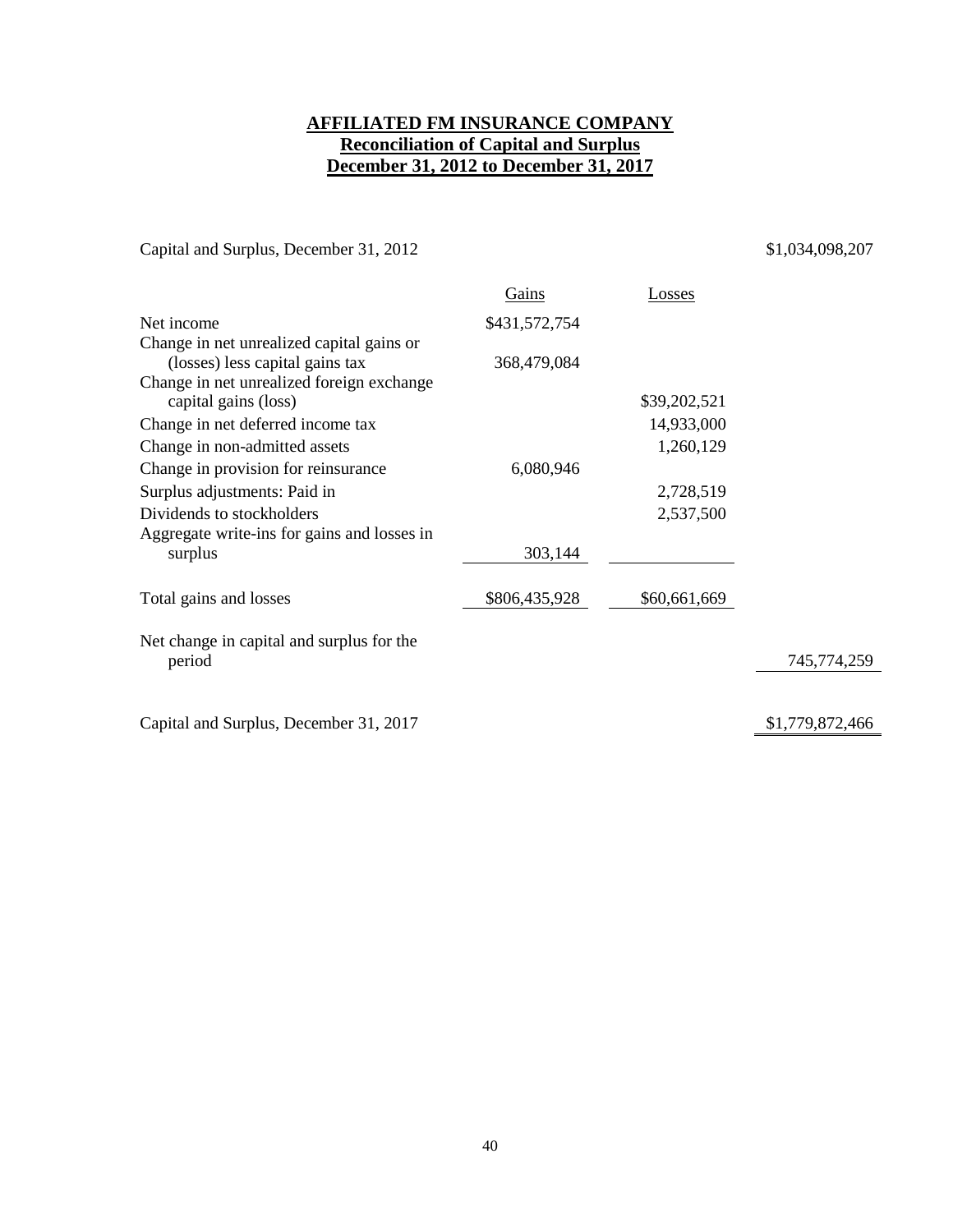**AFFILIATED FM INSURANCE COMPANY**
**Reconciliation of Capital and Surplus**
**December 31, 2012 to December 31, 2017**

| | Gains | Losses | |
|---|---|---|---|
| Capital and Surplus, December 31, 2012 | | | $1,034,098,207 |
| Net income | $431,572,754 | | |
| Change in net unrealized capital gains or (losses) less capital gains tax | 368,479,084 | | |
| Change in net unrealized foreign exchange capital gains (loss) | | $39,202,521 | |
| Change in net deferred income tax | | 14,933,000 | |
| Change in non-admitted assets | | 1,260,129 | |
| Change in provision for reinsurance | 6,080,946 | | |
| Surplus adjustments: Paid in | | 2,728,519 | |
| Dividends to stockholders | | 2,537,500 | |
| Aggregate write-ins for gains and losses in surplus | 303,144 | | |
| Total gains and losses | $806,435,928 | $60,661,669 | |
| Net change in capital and surplus for the period | | | 745,774,259 |
| Capital and Surplus, December 31, 2017 | | | $1,779,872,466 |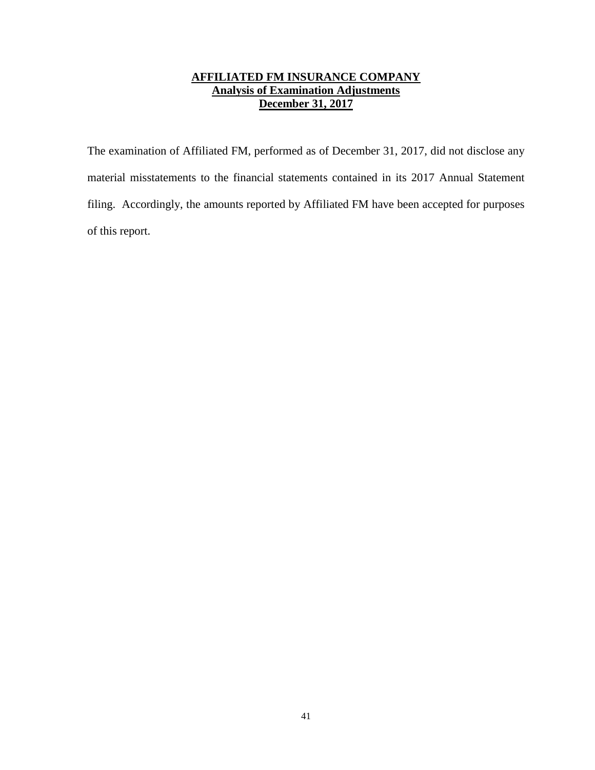## AFFILIATED FM INSURANCE COMPANY
## Analysis of Examination Adjustments
## December 31, 2017

The examination of Affiliated FM, performed as of December 31, 2017, did not disclose any material misstatements to the financial statements contained in its 2017 Annual Statement filing. Accordingly, the amounts reported by Affiliated FM have been accepted for purposes of this report.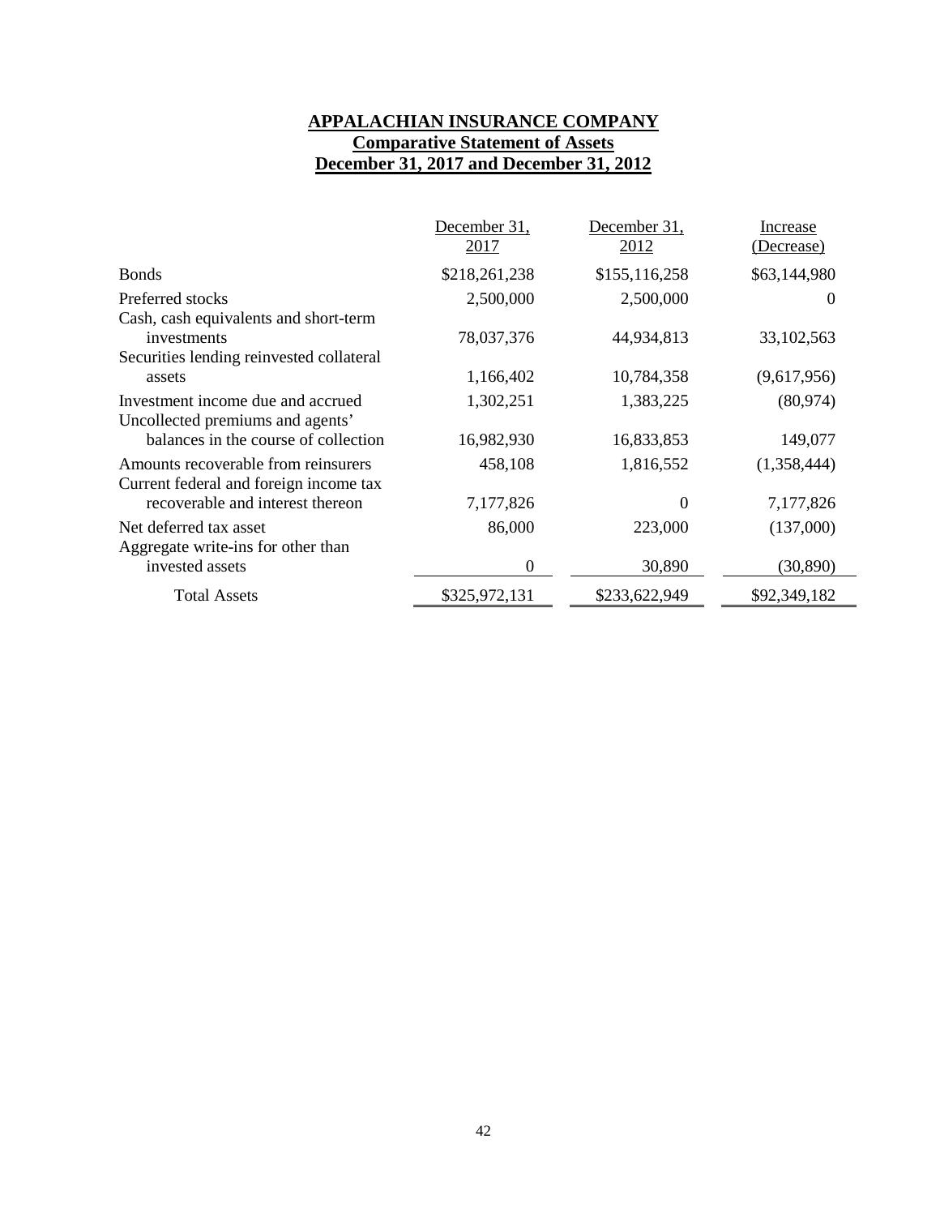# APPALACHIAN INSURANCE COMPANY

## Comparative Statement of Assets

## December 31, 2017 and December 31, 2012

| | December 31, 2017 | December 31, 2012 | Increase (Decrease) |
|---|---|---|---|
| Bonds | $218,261,238 | $155,116,258 | $63,144,980 |
| Preferred stocks | 2,500,000 | 2,500,000 | 0 |
| Cash, cash equivalents and short-term investments | 78,037,376 | 44,934,813 | 33,102,563 |
| Securities lending reinvested collateral assets | 1,166,402 | 10,784,358 | (9,617,956) |
| Investment income due and accrued | 1,302,251 | 1,383,225 | (80,974) |
| Uncollected premiums and agents' balances in the course of collection | 16,982,930 | 16,833,853 | 149,077 |
| Amounts recoverable from reinsurers | 458,108 | 1,816,552 | (1,358,444) |
| Current federal and foreign income tax recoverable and interest thereon | 7,177,826 | 0 | 7,177,826 |
| Net deferred tax asset | 86,000 | 223,000 | (137,000) |
| Aggregate write-ins for other than invested assets | 0 | 30,890 | (30,890) |
| Total Assets | $325,972,131 | $233,622,949 | $92,349,182 |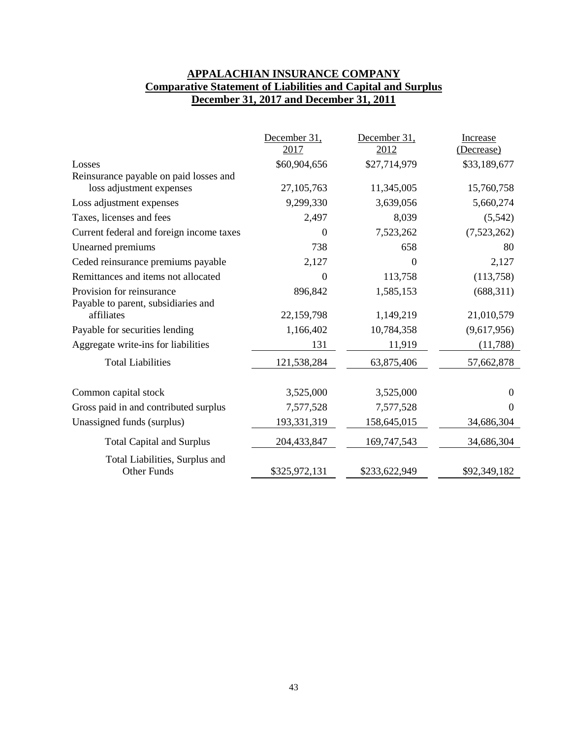**APPALACHIAN INSURANCE COMPANY**
**Comparative Statement of Liabilities and Capital and Surplus**
**December 31, 2017 and December 31, 2011**

| | December 31, 2017 | December 31, 2012 | Increase (Decrease) |
|---|---|---|---|
| Losses | $60,904,656 | $27,714,979 | $33,189,677 |
| Reinsurance payable on paid losses and loss adjustment expenses | 27,105,763 | 11,345,005 | 15,760,758 |
| Loss adjustment expenses | 9,299,330 | 3,639,056 | 5,660,274 |
| Taxes, licenses and fees | 2,497 | 8,039 | (5,542) |
| Current federal and foreign income taxes | 0 | 7,523,262 | (7,523,262) |
| Unearned premiums | 738 | 658 | 80 |
| Ceded reinsurance premiums payable | 2,127 | 0 | 2,127 |
| Remittances and items not allocated | 0 | 113,758 | (113,758) |
| Provision for reinsurance | 896,842 | 1,585,153 | (688,311) |
| Payable to parent, subsidiaries and affiliates | 22,159,798 | 1,149,219 | 21,010,579 |
| Payable for securities lending | 1,166,402 | 10,784,358 | (9,617,956) |
| Aggregate write-ins for liabilities | 131 | 11,919 | (11,788) |
| Total Liabilities | 121,538,284 | 63,875,406 | 57,662,878 |
| Common capital stock | 3,525,000 | 3,525,000 | 0 |
| Gross paid in and contributed surplus | 7,577,528 | 7,577,528 | 0 |
| Unassigned funds (surplus) | 193,331,319 | 158,645,015 | 34,686,304 |
| Total Capital and Surplus | 204,433,847 | 169,747,543 | 34,686,304 |
| Total Liabilities, Surplus and Other Funds | $325,972,131 | $233,622,949 | $92,349,182 |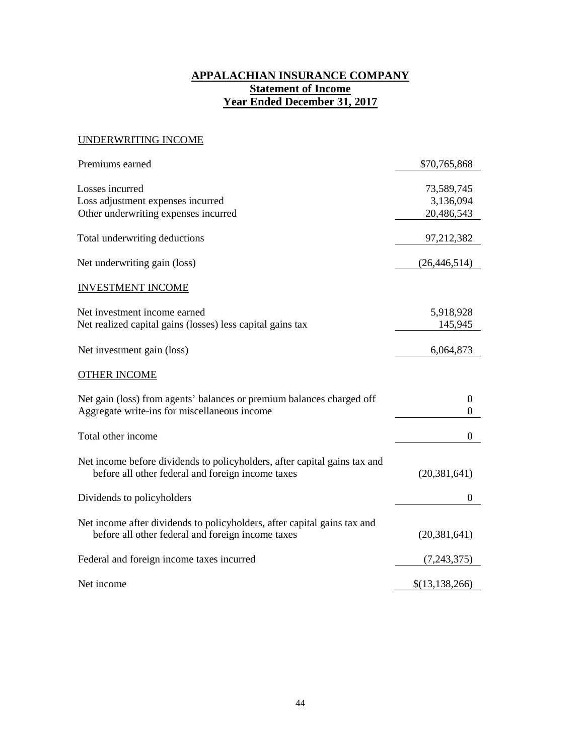# APPALACHIAN INSURANCE COMPANY

## Statement of Income

## Year Ended December 31, 2017

| | |
|---|---|
| UNDERWRITING INCOME | |
| Premiums earned | $70,765,868 |
| Losses incurred | 73,589,745 |
| Loss adjustment expenses incurred | 3,136,094 |
| Other underwriting expenses incurred | 20,486,543 |
| Total underwriting deductions | 97,212,382 |
| Net underwriting gain (loss) | (26,446,514) |
| INVESTMENT INCOME | |
| Net investment income earned | 5,918,928 |
| Net realized capital gains (losses) less capital gains tax | 145,945 |
| Net investment gain (loss) | 6,064,873 |
| OTHER INCOME | |
| Net gain (loss) from agents' balances or premium balances charged off | 0 |
| Aggregate write-ins for miscellaneous income | 0 |
| Total other income | 0 |
| Net income before dividends to policyholders, after capital gains tax and before all other federal and foreign income taxes | (20,381,641) |
| Dividends to policyholders | 0 |
| Net income after dividends to policyholders, after capital gains tax and before all other federal and foreign income taxes | (20,381,641) |
| Federal and foreign income taxes incurred | (7,243,375) |
| Net income | $(13,138,266) |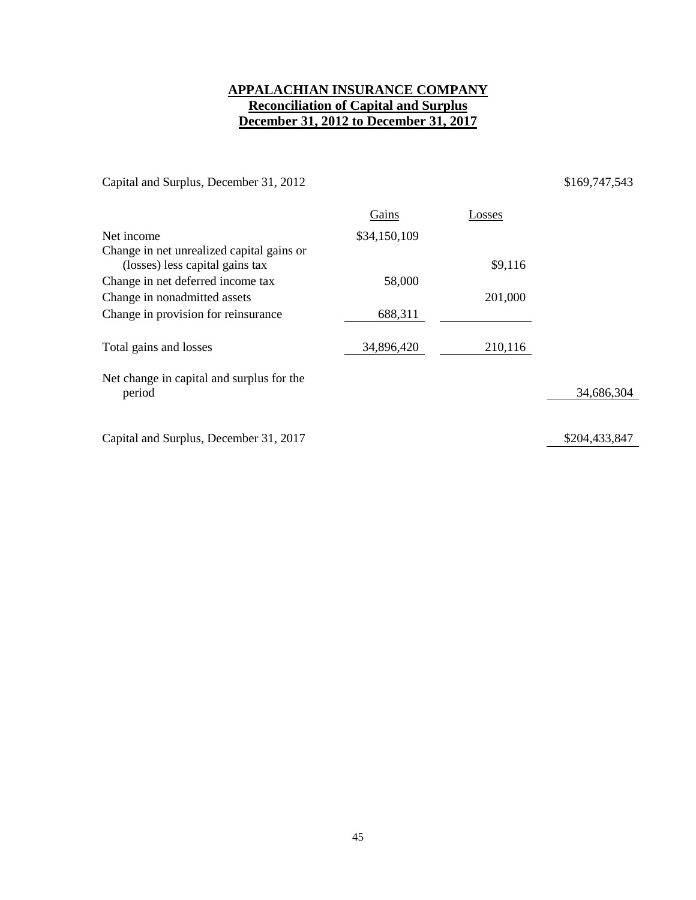# APPALACHIAN INSURANCE COMPANY
## Reconciliation of Capital and Surplus
## December 31, 2012 to December 31, 2017

| | Gains | Losses | |
|---|---|---|---|
| Capital and Surplus, December 31, 2012 | | | $169,747,543 |
| Net income | $34,150,109 | | |
| Change in net unrealized capital gains or (losses) less capital gains tax | | $9,116 | |
| Change in net deferred income tax | 58,000 | | |
| Change in nonadmitted assets | | 201,000 | |
| Change in provision for reinsurance | 688,311 | | |
| Total gains and losses | 34,896,420 | 210,116 | |
| Net change in capital and surplus for the period | | | 34,686,304 |
| Capital and Surplus, December 31, 2017 | | | $204,433,847 |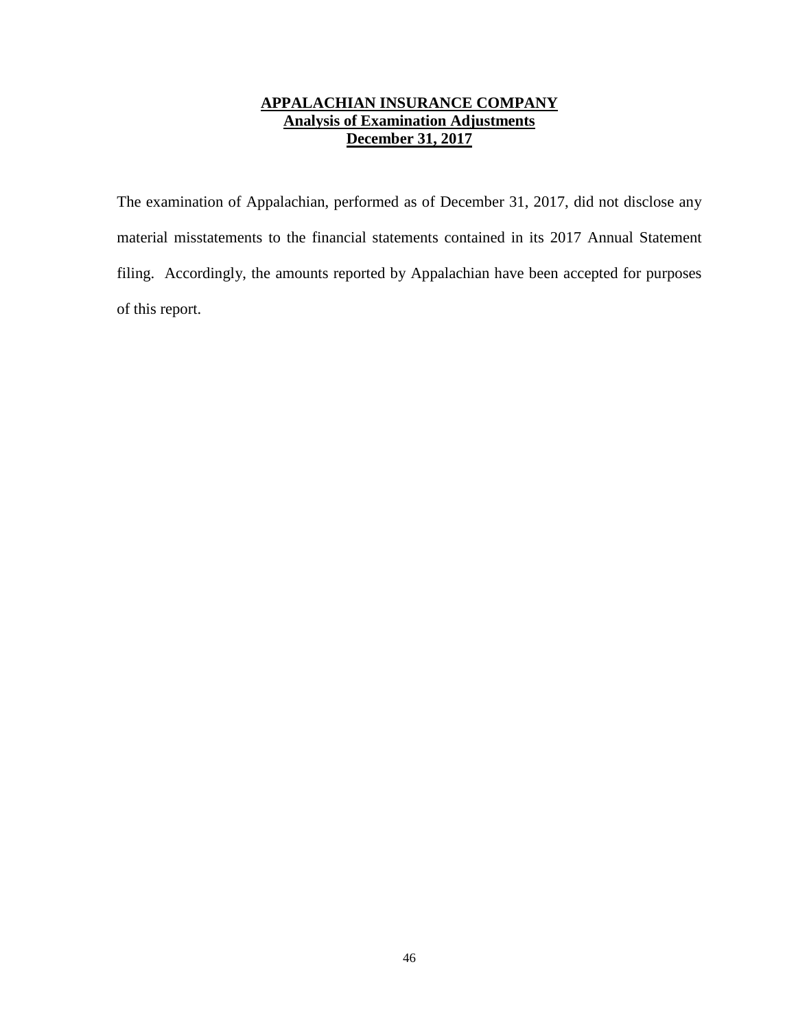**APPALACHIAN INSURANCE COMPANY**
**Analysis of Examination Adjustments**
**December 31, 2017**

The examination of Appalachian, performed as of December 31, 2017, did not disclose any material misstatements to the financial statements contained in its 2017 Annual Statement filing. Accordingly, the amounts reported by Appalachian have been accepted for purposes of this report.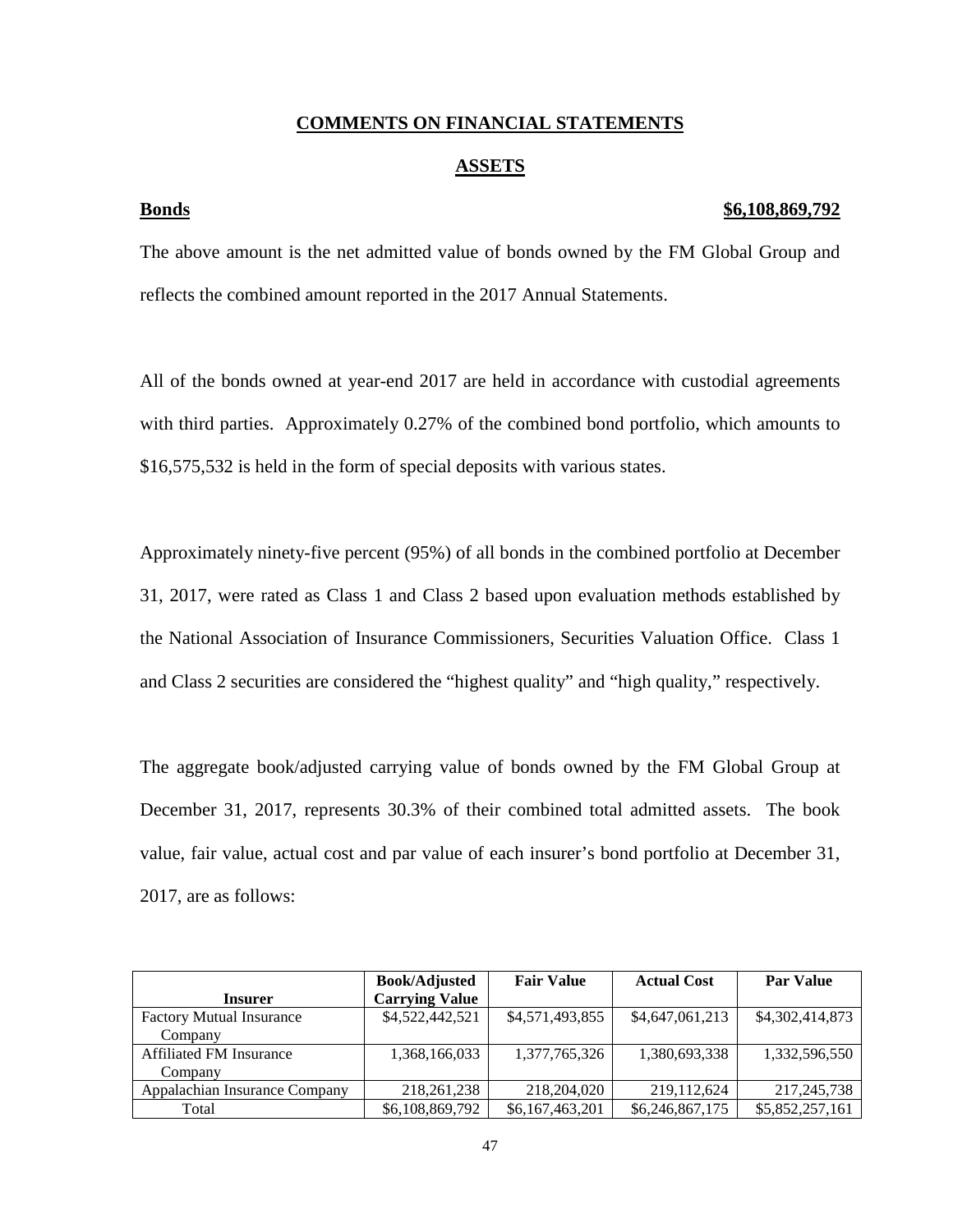## COMMENTS ON FINANCIAL STATEMENTS

## ASSETS

**Bonds** **$6,108,869,792**

The above amount is the net admitted value of bonds owned by the FM Global Group and reflects the combined amount reported in the 2017 Annual Statements.

All of the bonds owned at year-end 2017 are held in accordance with custodial agreements with third parties. Approximately 0.27% of the combined bond portfolio, which amounts to $16,575,532 is held in the form of special deposits with various states.

Approximately ninety-five percent (95%) of all bonds in the combined portfolio at December 31, 2017, were rated as Class 1 and Class 2 based upon evaluation methods established by the National Association of Insurance Commissioners, Securities Valuation Office. Class 1 and Class 2 securities are considered the "highest quality" and "high quality," respectively.

The aggregate book/adjusted carrying value of bonds owned by the FM Global Group at December 31, 2017, represents 30.3% of their combined total admitted assets. The book value, fair value, actual cost and par value of each insurer's bond portfolio at December 31, 2017, are as follows:

| Insurer | Book/Adjusted Carrying Value | Fair Value | Actual Cost | Par Value |
|---|---|---|---|---|
| Factory Mutual Insurance Company | $4,522,442,521 | $4,571,493,855 | $4,647,061,213 | $4,302,414,873 |
| Affiliated FM Insurance Company | 1,368,166,033 | 1,377,765,326 | 1,380,693,338 | 1,332,596,550 |
| Appalachian Insurance Company | 218,261,238 | 218,204,020 | 219,112,624 | 217,245,738 |
| Total | $6,108,869,792 | $6,167,463,201 | $6,246,867,175 | $5,852,257,161 |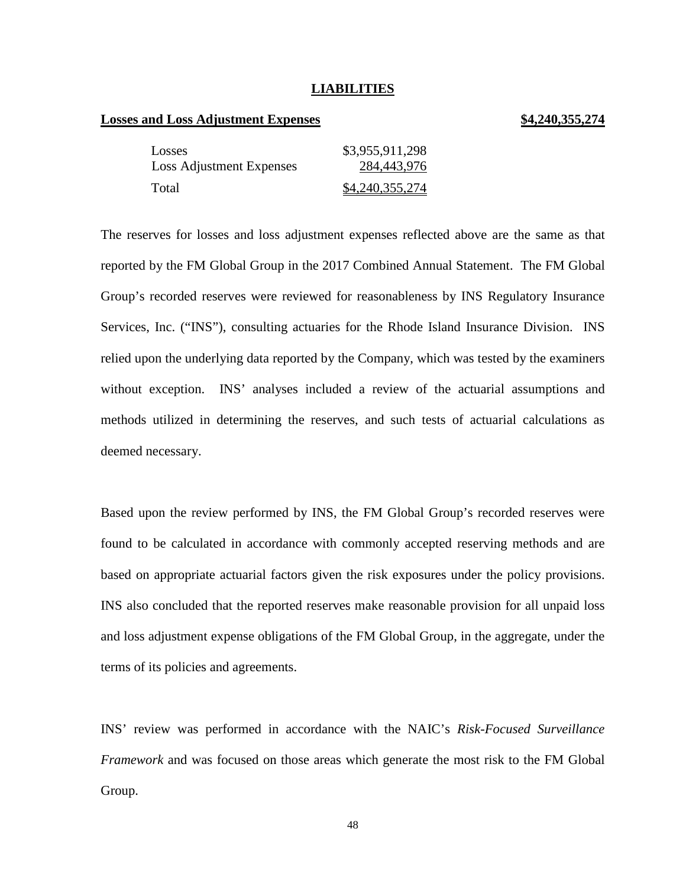## LIABILITIES

**Losses and Loss Adjustment Expenses** **$4,240,355,274**

| | |
|---|---|
| Losses | $3,955,911,298 |
| Loss Adjustment Expenses | 284,443,976 |
| Total | $4,240,355,274 |

The reserves for losses and loss adjustment expenses reflected above are the same as that reported by the FM Global Group in the 2017 Combined Annual Statement. The FM Global Group's recorded reserves were reviewed for reasonableness by INS Regulatory Insurance Services, Inc. ("INS"), consulting actuaries for the Rhode Island Insurance Division. INS relied upon the underlying data reported by the Company, which was tested by the examiners without exception. INS' analyses included a review of the actuarial assumptions and methods utilized in determining the reserves, and such tests of actuarial calculations as deemed necessary.

Based upon the review performed by INS, the FM Global Group's recorded reserves were found to be calculated in accordance with commonly accepted reserving methods and are based on appropriate actuarial factors given the risk exposures under the policy provisions. INS also concluded that the reported reserves make reasonable provision for all unpaid loss and loss adjustment expense obligations of the FM Global Group, in the aggregate, under the terms of its policies and agreements.

INS' review was performed in accordance with the NAIC's *Risk-Focused Surveillance Framework* and was focused on those areas which generate the most risk to the FM Global Group.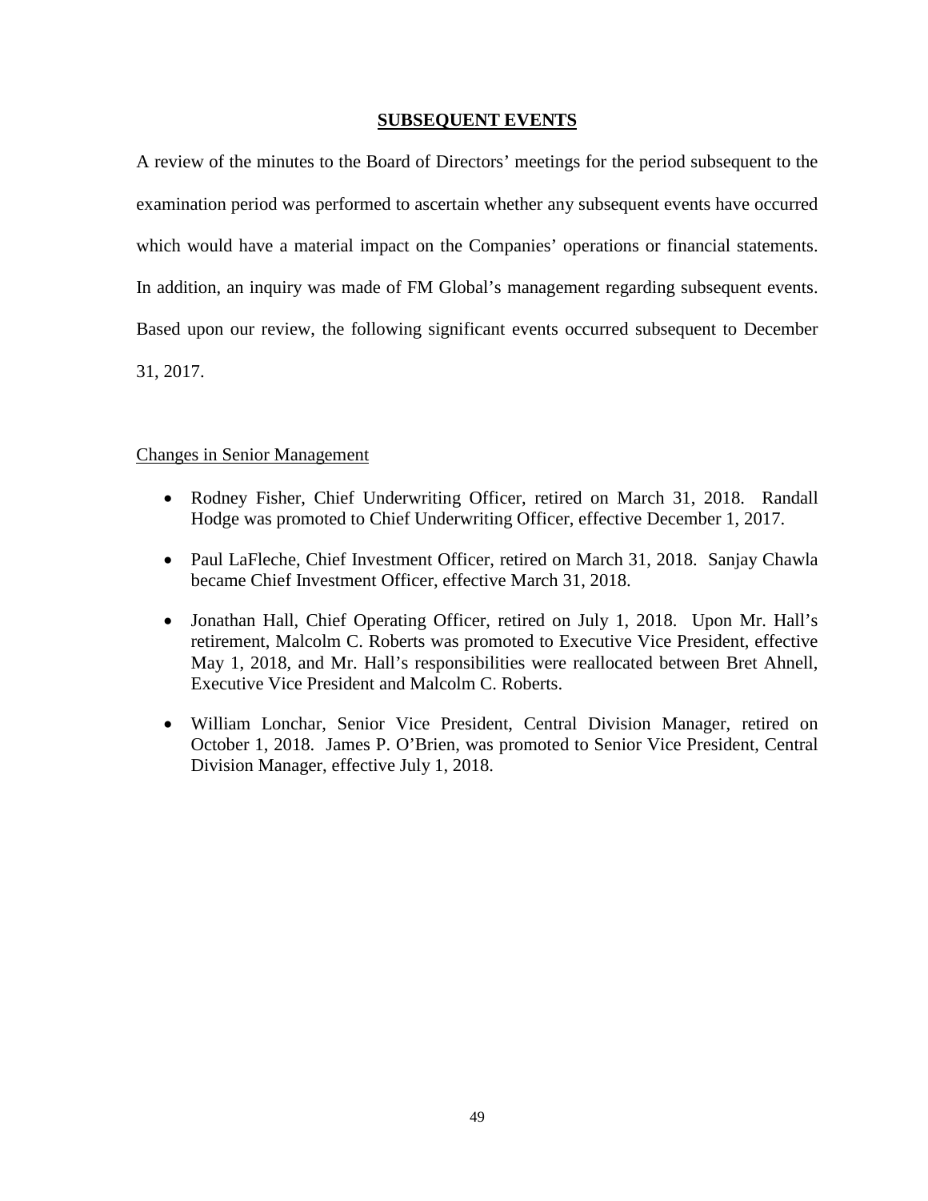## SUBSEQUENT EVENTS

A review of the minutes to the Board of Directors' meetings for the period subsequent to the examination period was performed to ascertain whether any subsequent events have occurred which would have a material impact on the Companies' operations or financial statements. In addition, an inquiry was made of FM Global's management regarding subsequent events. Based upon our review, the following significant events occurred subsequent to December 31, 2017.

### Changes in Senior Management

- Rodney Fisher, Chief Underwriting Officer, retired on March 31, 2018. Randall Hodge was promoted to Chief Underwriting Officer, effective December 1, 2017.

- Paul LaFleche, Chief Investment Officer, retired on March 31, 2018. Sanjay Chawla became Chief Investment Officer, effective March 31, 2018.

- Jonathan Hall, Chief Operating Officer, retired on July 1, 2018. Upon Mr. Hall's retirement, Malcolm C. Roberts was promoted to Executive Vice President, effective May 1, 2018, and Mr. Hall's responsibilities were reallocated between Bret Ahnell, Executive Vice President and Malcolm C. Roberts.

- William Lonchar, Senior Vice President, Central Division Manager, retired on October 1, 2018. James P. O'Brien, was promoted to Senior Vice President, Central Division Manager, effective July 1, 2018.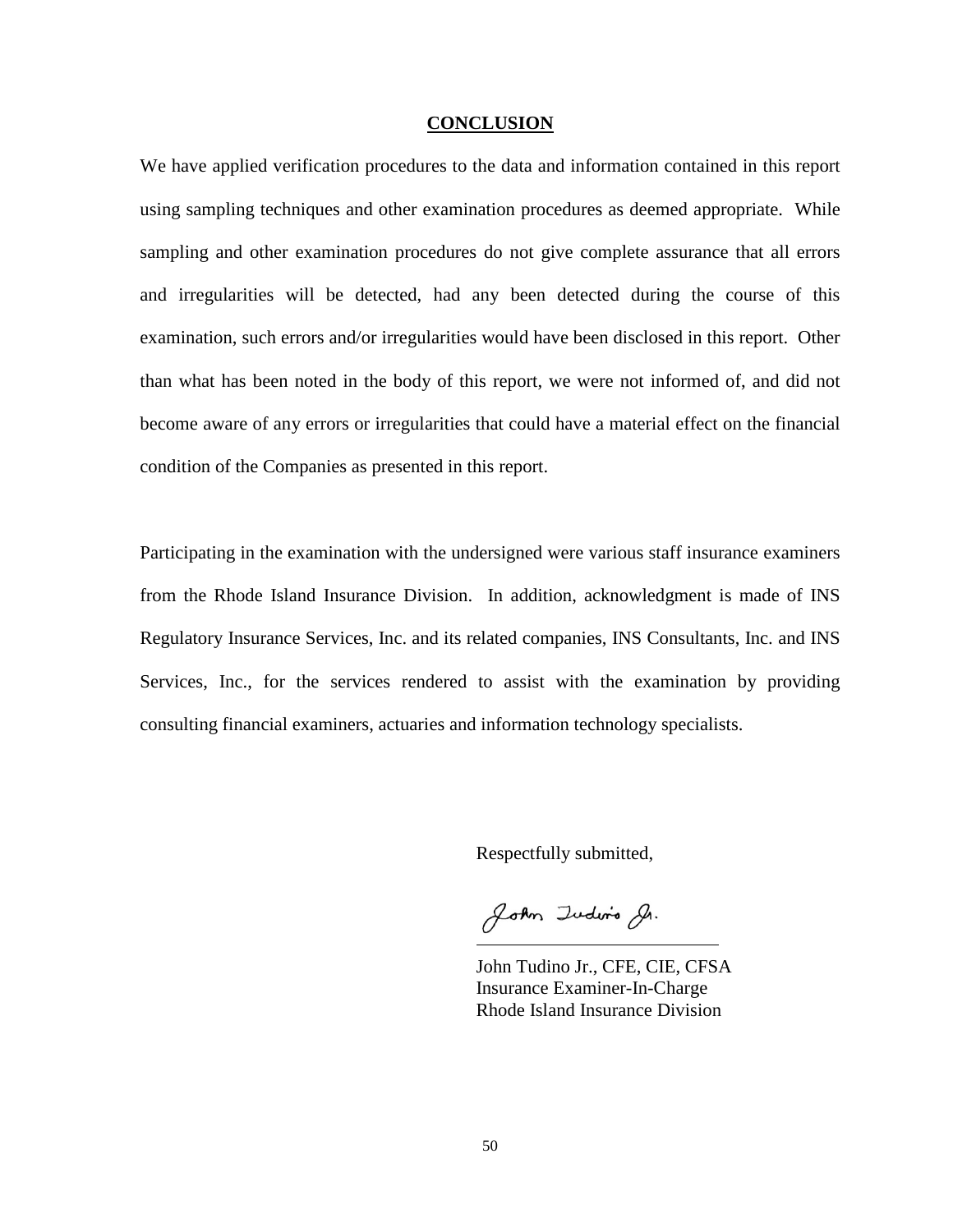## CONCLUSION

We have applied verification procedures to the data and information contained in this report using sampling techniques and other examination procedures as deemed appropriate. While sampling and other examination procedures do not give complete assurance that all errors and irregularities will be detected, had any been detected during the course of this examination, such errors and/or irregularities would have been disclosed in this report. Other than what has been noted in the body of this report, we were not informed of, and did not become aware of any errors or irregularities that could have a material effect on the financial condition of the Companies as presented in this report.

Participating in the examination with the undersigned were various staff insurance examiners from the Rhode Island Insurance Division. In addition, acknowledgment is made of INS Regulatory Insurance Services, Inc. and its related companies, INS Consultants, Inc. and INS Services, Inc., for the services rendered to assist with the examination by providing consulting financial examiners, actuaries and information technology specialists.

Respectfully submitted,

John Tudino Jr.

John Tudino Jr., CFE, CIE, CFSA
Insurance Examiner-In-Charge
Rhode Island Insurance Division